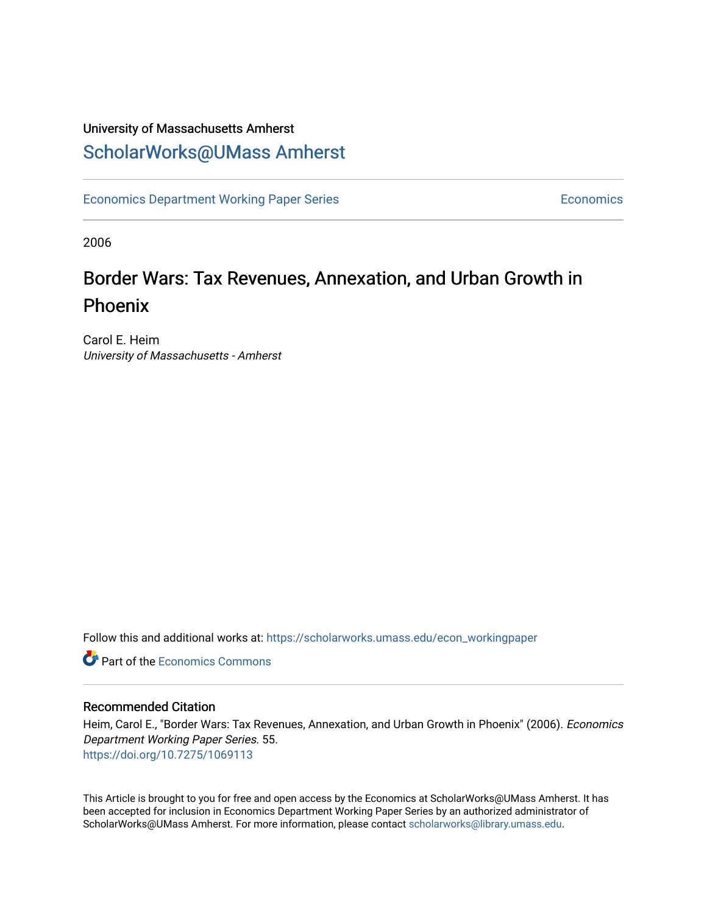University of Massachusetts Amherst

# ScholarWorks@UMass Amherst

Economics Department Working Paper Series | Economics

2006

# Border Wars: Tax Revenues, Annexation, and Urban Growth in Phoenix

Carol E. Heim
*University of Massachusetts - Amherst*

Follow this and additional works at: https://scholarworks.umass.edu/econ_workingpaper

Part of the Economics Commons

## Recommended Citation

Heim, Carol E., "Border Wars: Tax Revenues, Annexation, and Urban Growth in Phoenix" (2006). *Economics Department Working Paper Series*. 55.
https://doi.org/10.7275/1069113

This Article is brought to you for free and open access by the Economics at ScholarWorks@UMass Amherst. It has been accepted for inclusion in Economics Department Working Paper Series by an authorized administrator of ScholarWorks@UMass Amherst. For more information, please contact scholarworks@library.umass.edu.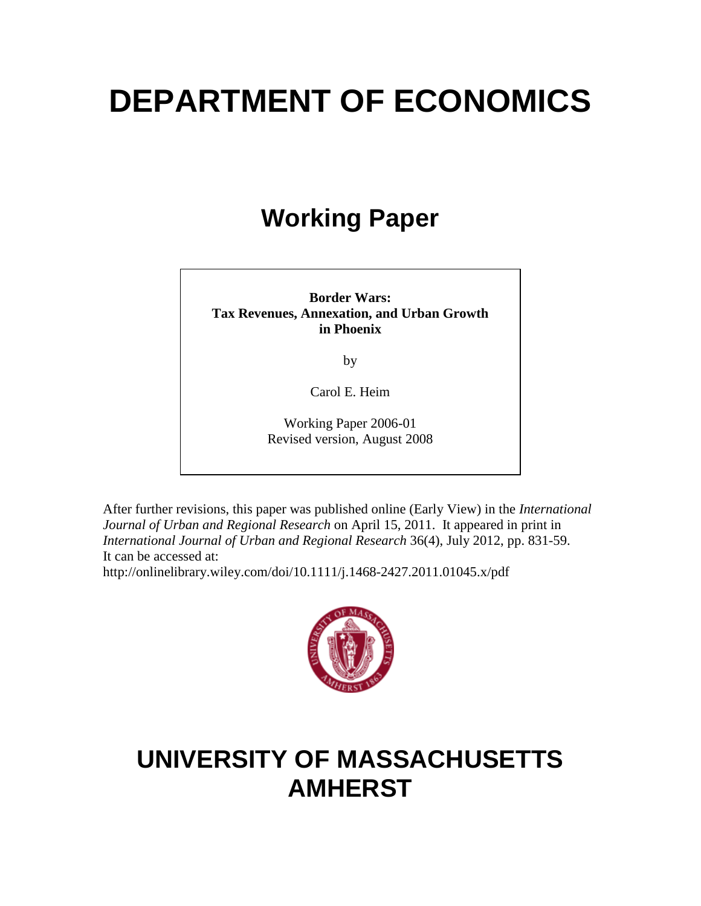# DEPARTMENT OF ECONOMICS

## Working Paper

**Border Wars:**
**Tax Revenues, Annexation, and Urban Growth in Phoenix**

by

Carol E. Heim

Working Paper 2006-01
Revised version, August 2008

After further revisions, this paper was published online (Early View) in the *International Journal of Urban and Regional Research* on April 15, 2011. It appeared in print in *International Journal of Urban and Regional Research* 36(4), July 2012, pp. 831-59. It can be accessed at:
http://onlinelibrary.wiley.com/doi/10.1111/j.1468-2427.2011.01045.x/pdf

# UNIVERSITY OF MASSACHUSETTS AMHERST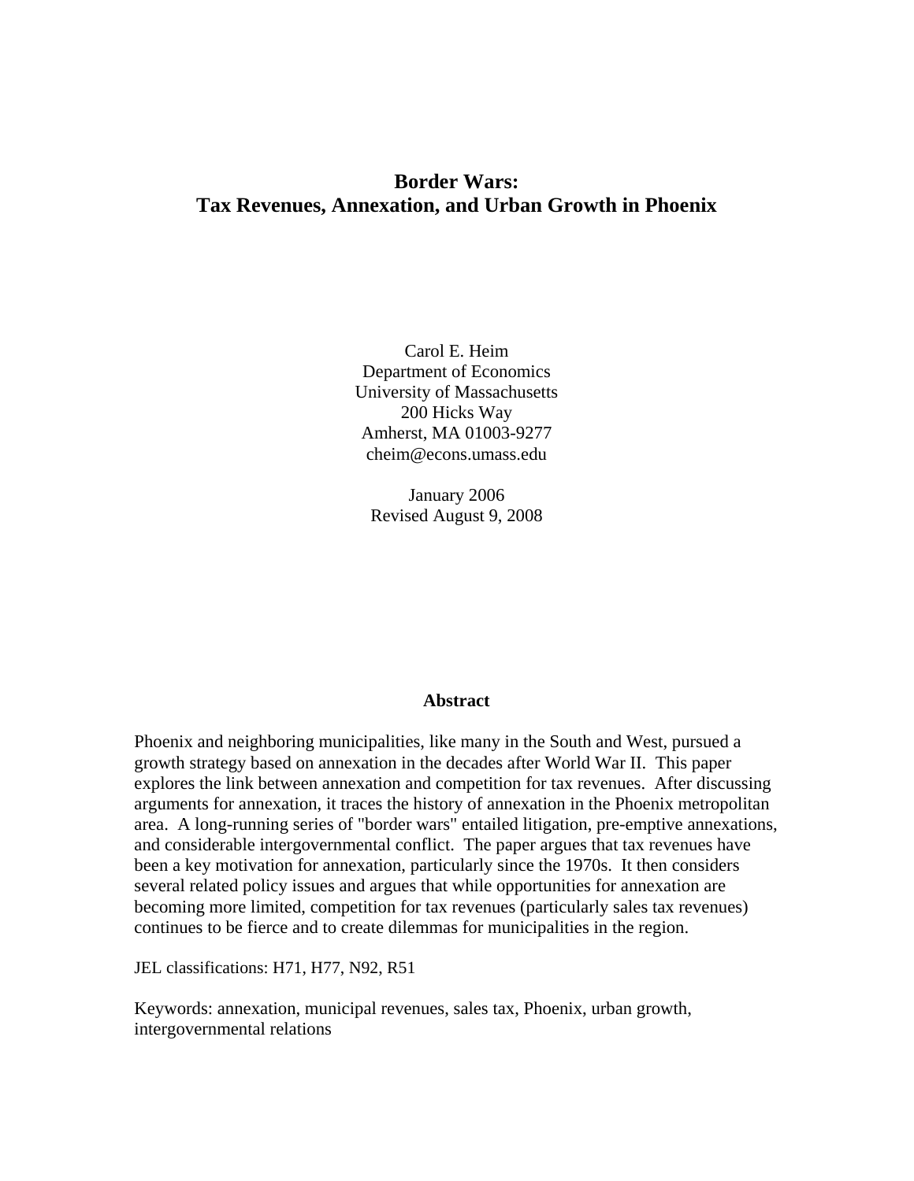# Border Wars:
# Tax Revenues, Annexation, and Urban Growth in Phoenix

Carol E. Heim
Department of Economics
University of Massachusetts
200 Hicks Way
Amherst, MA 01003-9277
cheim@econs.umass.edu

January 2006
Revised August 9, 2008

## Abstract

Phoenix and neighboring municipalities, like many in the South and West, pursued a growth strategy based on annexation in the decades after World War II. This paper explores the link between annexation and competition for tax revenues. After discussing arguments for annexation, it traces the history of annexation in the Phoenix metropolitan area. A long-running series of "border wars" entailed litigation, pre-emptive annexations, and considerable intergovernmental conflict. The paper argues that tax revenues have been a key motivation for annexation, particularly since the 1970s. It then considers several related policy issues and argues that while opportunities for annexation are becoming more limited, competition for tax revenues (particularly sales tax revenues) continues to be fierce and to create dilemmas for municipalities in the region.

JEL classifications: H71, H77, N92, R51

Keywords: annexation, municipal revenues, sales tax, Phoenix, urban growth, intergovernmental relations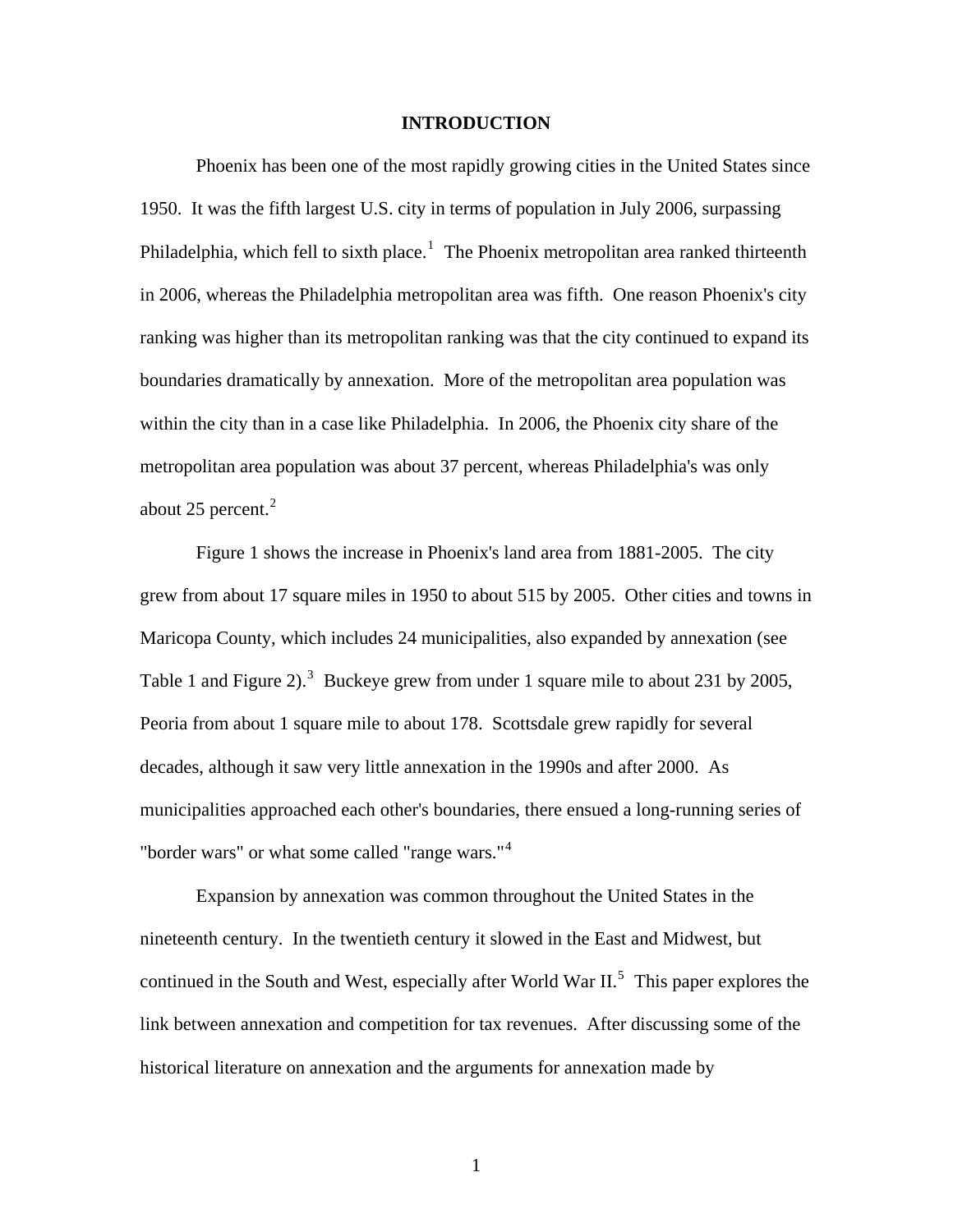# INTRODUCTION

Phoenix has been one of the most rapidly growing cities in the United States since 1950. It was the fifth largest U.S. city in terms of population in July 2006, surpassing Philadelphia, which fell to sixth place.[1] The Phoenix metropolitan area ranked thirteenth in 2006, whereas the Philadelphia metropolitan area was fifth. One reason Phoenix's city ranking was higher than its metropolitan ranking was that the city continued to expand its boundaries dramatically by annexation. More of the metropolitan area population was within the city than in a case like Philadelphia. In 2006, the Phoenix city share of the metropolitan area population was about 37 percent, whereas Philadelphia's was only about 25 percent.[2]

Figure 1 shows the increase in Phoenix's land area from 1881-2005. The city grew from about 17 square miles in 1950 to about 515 by 2005. Other cities and towns in Maricopa County, which includes 24 municipalities, also expanded by annexation (see Table 1 and Figure 2).[3] Buckeye grew from under 1 square mile to about 231 by 2005, Peoria from about 1 square mile to about 178. Scottsdale grew rapidly for several decades, although it saw very little annexation in the 1990s and after 2000. As municipalities approached each other's boundaries, there ensued a long-running series of "border wars" or what some called "range wars."[4]

Expansion by annexation was common throughout the United States in the nineteenth century. In the twentieth century it slowed in the East and Midwest, but continued in the South and West, especially after World War II.[5] This paper explores the link between annexation and competition for tax revenues. After discussing some of the historical literature on annexation and the arguments for annexation made by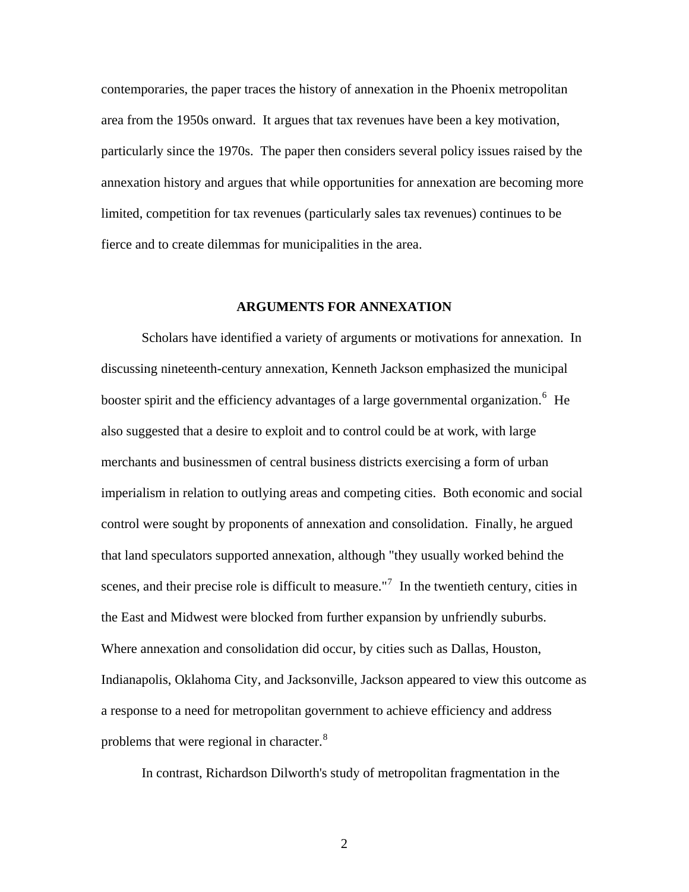contemporaries, the paper traces the history of annexation in the Phoenix metropolitan area from the 1950s onward. It argues that tax revenues have been a key motivation, particularly since the 1970s. The paper then considers several policy issues raised by the annexation history and argues that while opportunities for annexation are becoming more limited, competition for tax revenues (particularly sales tax revenues) continues to be fierce and to create dilemmas for municipalities in the area.

## ARGUMENTS FOR ANNEXATION

Scholars have identified a variety of arguments or motivations for annexation. In discussing nineteenth-century annexation, Kenneth Jackson emphasized the municipal booster spirit and the efficiency advantages of a large governmental organization.[6] He also suggested that a desire to exploit and to control could be at work, with large merchants and businessmen of central business districts exercising a form of urban imperialism in relation to outlying areas and competing cities. Both economic and social control were sought by proponents of annexation and consolidation. Finally, he argued that land speculators supported annexation, although "they usually worked behind the scenes, and their precise role is difficult to measure."[7] In the twentieth century, cities in the East and Midwest were blocked from further expansion by unfriendly suburbs. Where annexation and consolidation did occur, by cities such as Dallas, Houston, Indianapolis, Oklahoma City, and Jacksonville, Jackson appeared to view this outcome as a response to a need for metropolitan government to achieve efficiency and address problems that were regional in character.[8]

In contrast, Richardson Dilworth's study of metropolitan fragmentation in the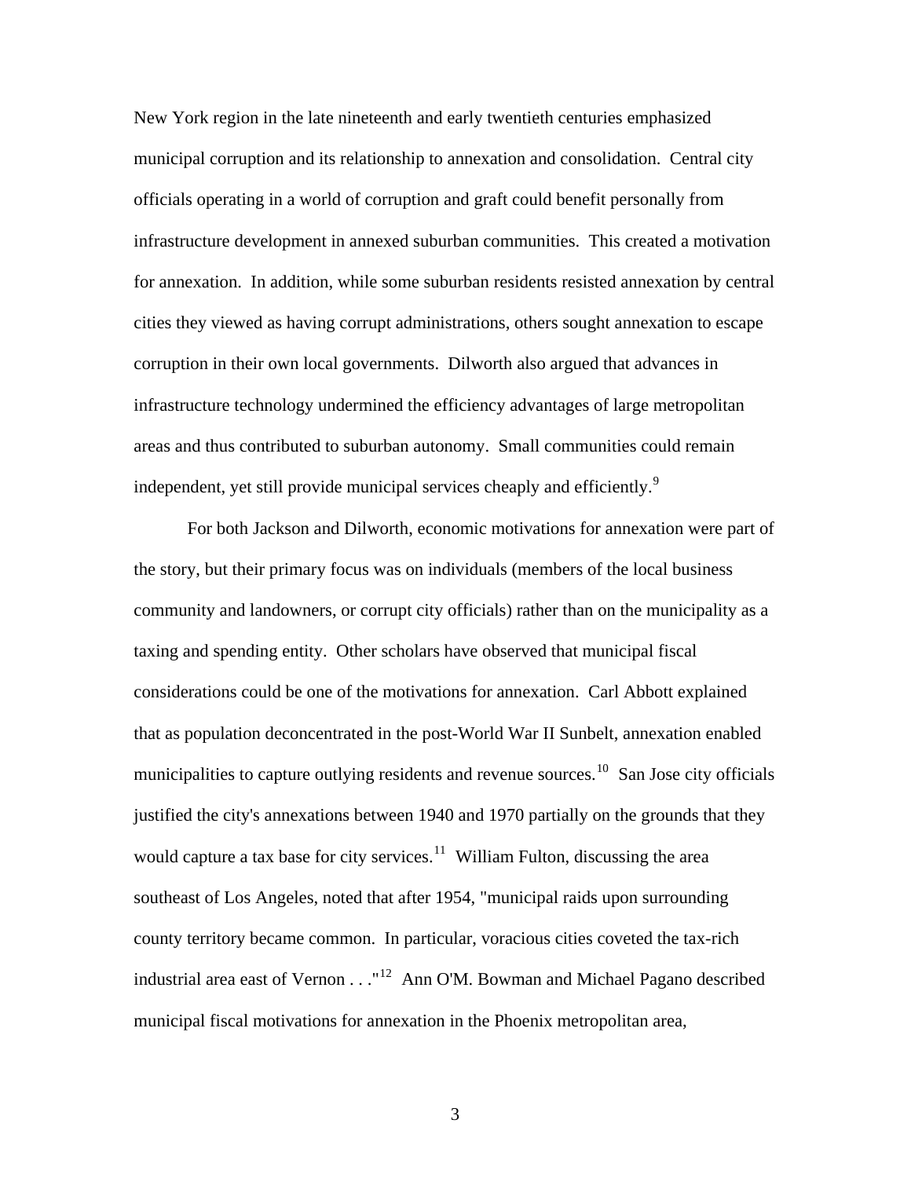New York region in the late nineteenth and early twentieth centuries emphasized municipal corruption and its relationship to annexation and consolidation. Central city officials operating in a world of corruption and graft could benefit personally from infrastructure development in annexed suburban communities. This created a motivation for annexation. In addition, while some suburban residents resisted annexation by central cities they viewed as having corrupt administrations, others sought annexation to escape corruption in their own local governments. Dilworth also argued that advances in infrastructure technology undermined the efficiency advantages of large metropolitan areas and thus contributed to suburban autonomy. Small communities could remain independent, yet still provide municipal services cheaply and efficiently.[9]

For both Jackson and Dilworth, economic motivations for annexation were part of the story, but their primary focus was on individuals (members of the local business community and landowners, or corrupt city officials) rather than on the municipality as a taxing and spending entity. Other scholars have observed that municipal fiscal considerations could be one of the motivations for annexation. Carl Abbott explained that as population deconcentrated in the post-World War II Sunbelt, annexation enabled municipalities to capture outlying residents and revenue sources.[10] San Jose city officials justified the city's annexations between 1940 and 1970 partially on the grounds that they would capture a tax base for city services.[11] William Fulton, discussing the area southeast of Los Angeles, noted that after 1954, "municipal raids upon surrounding county territory became common. In particular, voracious cities coveted the tax-rich industrial area east of Vernon . . ."[12] Ann O'M. Bowman and Michael Pagano described municipal fiscal motivations for annexation in the Phoenix metropolitan area,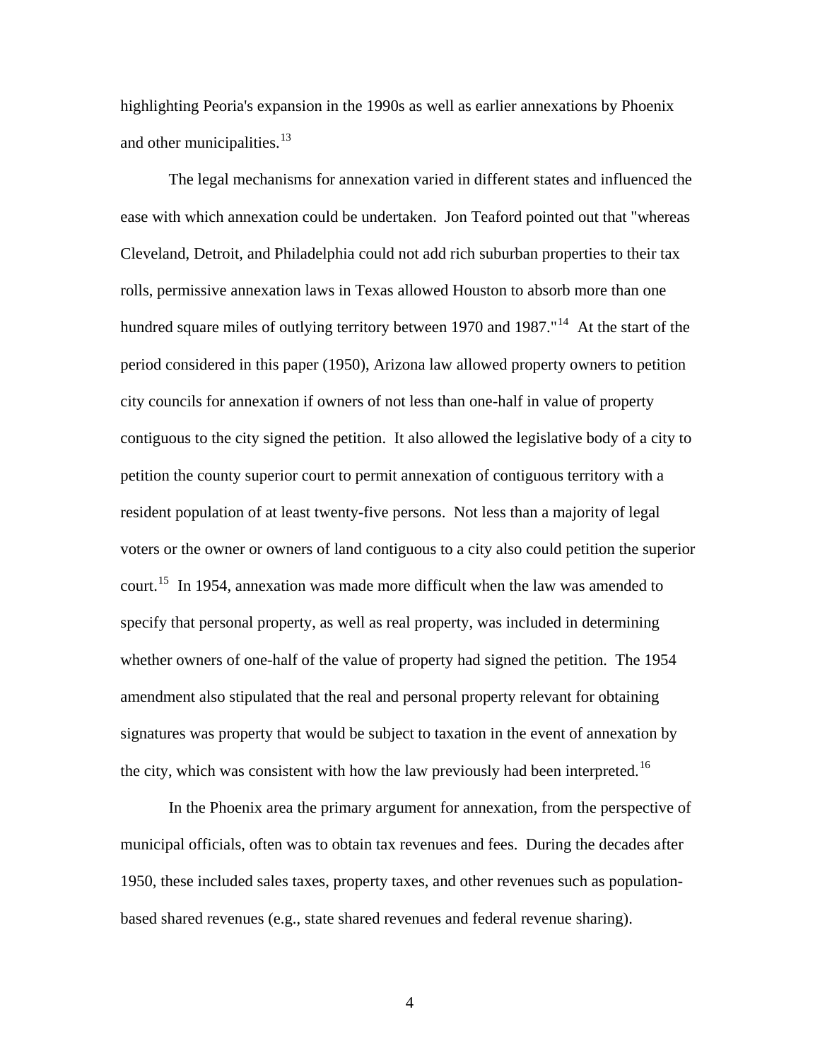highlighting Peoria's expansion in the 1990s as well as earlier annexations by Phoenix and other municipalities.[13]

The legal mechanisms for annexation varied in different states and influenced the ease with which annexation could be undertaken. Jon Teaford pointed out that "whereas Cleveland, Detroit, and Philadelphia could not add rich suburban properties to their tax rolls, permissive annexation laws in Texas allowed Houston to absorb more than one hundred square miles of outlying territory between 1970 and 1987."[14] At the start of the period considered in this paper (1950), Arizona law allowed property owners to petition city councils for annexation if owners of not less than one-half in value of property contiguous to the city signed the petition. It also allowed the legislative body of a city to petition the county superior court to permit annexation of contiguous territory with a resident population of at least twenty-five persons. Not less than a majority of legal voters or the owner or owners of land contiguous to a city also could petition the superior court.[15] In 1954, annexation was made more difficult when the law was amended to specify that personal property, as well as real property, was included in determining whether owners of one-half of the value of property had signed the petition. The 1954 amendment also stipulated that the real and personal property relevant for obtaining signatures was property that would be subject to taxation in the event of annexation by the city, which was consistent with how the law previously had been interpreted.[16]

In the Phoenix area the primary argument for annexation, from the perspective of municipal officials, often was to obtain tax revenues and fees. During the decades after 1950, these included sales taxes, property taxes, and other revenues such as population-based shared revenues (e.g., state shared revenues and federal revenue sharing).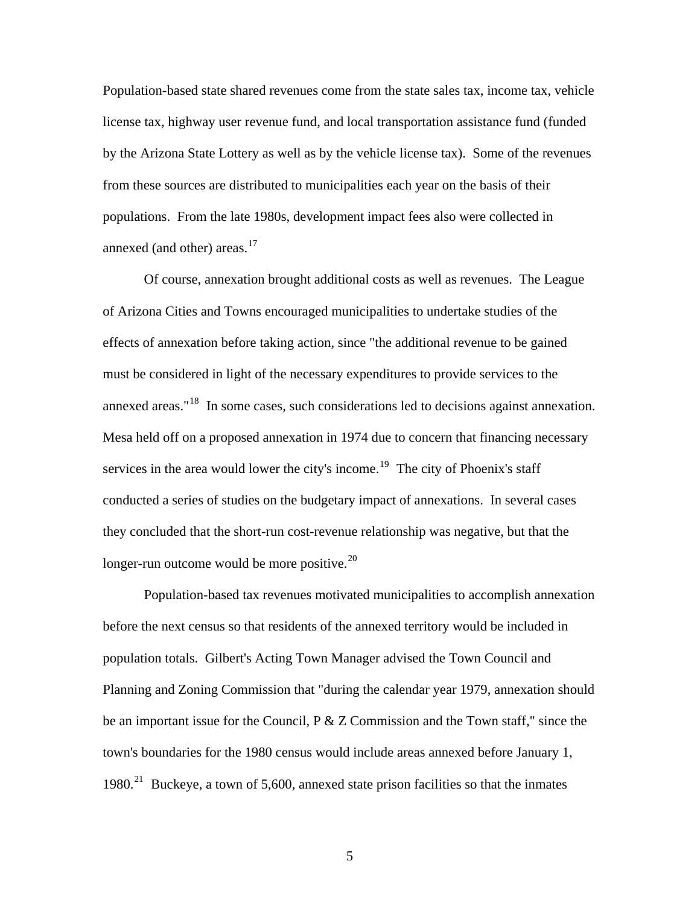Population-based state shared revenues come from the state sales tax, income tax, vehicle license tax, highway user revenue fund, and local transportation assistance fund (funded by the Arizona State Lottery as well as by the vehicle license tax). Some of the revenues from these sources are distributed to municipalities each year on the basis of their populations. From the late 1980s, development impact fees also were collected in annexed (and other) areas.[17]

Of course, annexation brought additional costs as well as revenues. The League of Arizona Cities and Towns encouraged municipalities to undertake studies of the effects of annexation before taking action, since "the additional revenue to be gained must be considered in light of the necessary expenditures to provide services to the annexed areas."[18] In some cases, such considerations led to decisions against annexation. Mesa held off on a proposed annexation in 1974 due to concern that financing necessary services in the area would lower the city's income.[19] The city of Phoenix's staff conducted a series of studies on the budgetary impact of annexations. In several cases they concluded that the short-run cost-revenue relationship was negative, but that the longer-run outcome would be more positive.[20]

Population-based tax revenues motivated municipalities to accomplish annexation before the next census so that residents of the annexed territory would be included in population totals. Gilbert's Acting Town Manager advised the Town Council and Planning and Zoning Commission that "during the calendar year 1979, annexation should be an important issue for the Council, P & Z Commission and the Town staff," since the town's boundaries for the 1980 census would include areas annexed before January 1, 1980.[21] Buckeye, a town of 5,600, annexed state prison facilities so that the inmates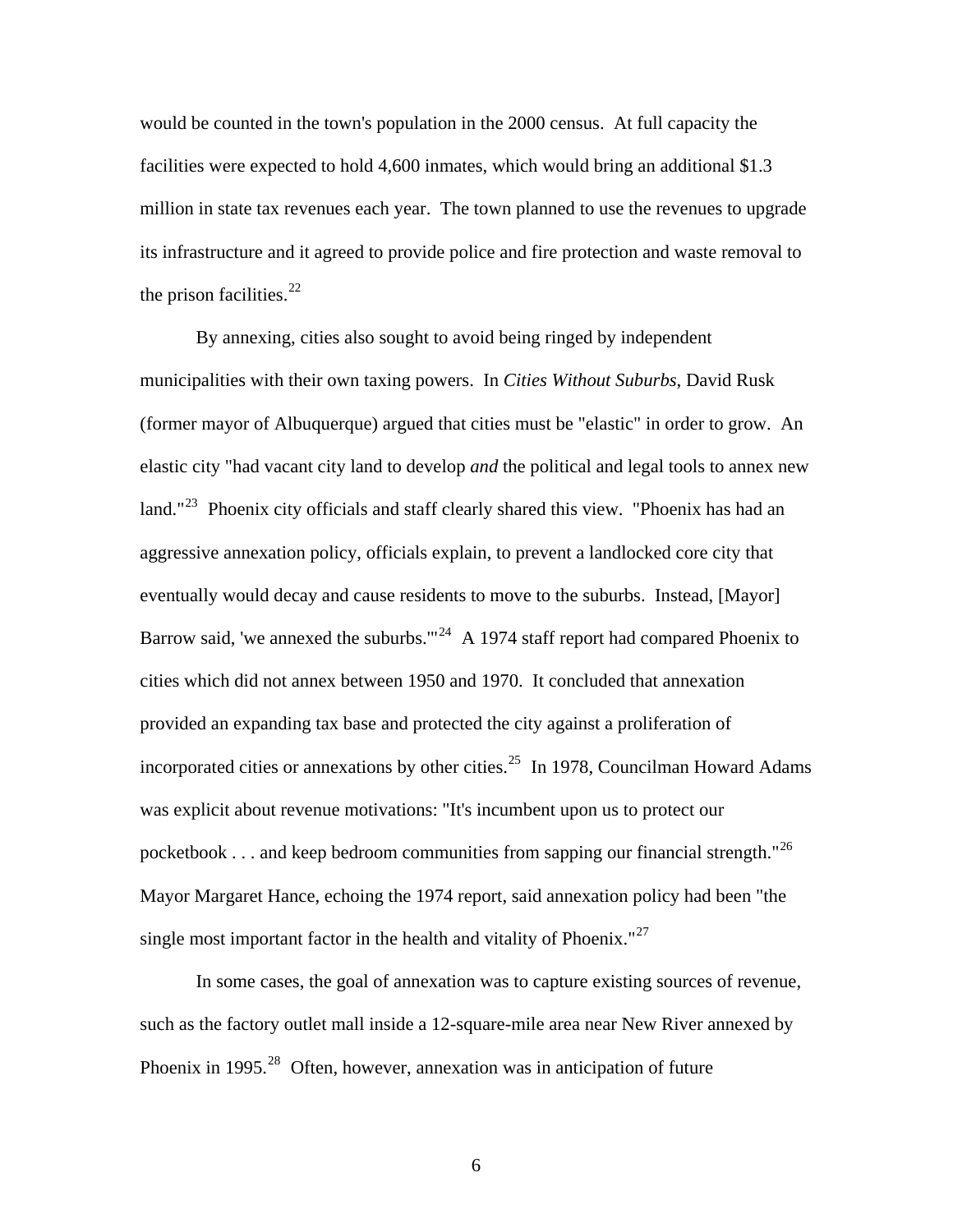would be counted in the town's population in the 2000 census. At full capacity the facilities were expected to hold 4,600 inmates, which would bring an additional $1.3 million in state tax revenues each year. The town planned to use the revenues to upgrade its infrastructure and it agreed to provide police and fire protection and waste removal to the prison facilities.[22]

By annexing, cities also sought to avoid being ringed by independent municipalities with their own taxing powers. In *Cities Without Suburbs*, David Rusk (former mayor of Albuquerque) argued that cities must be "elastic" in order to grow. An elastic city "had vacant city land to develop *and* the political and legal tools to annex new land."[23] Phoenix city officials and staff clearly shared this view. "Phoenix has had an aggressive annexation policy, officials explain, to prevent a landlocked core city that eventually would decay and cause residents to move to the suburbs. Instead, [Mayor] Barrow said, 'we annexed the suburbs.'"[24] A 1974 staff report had compared Phoenix to cities which did not annex between 1950 and 1970. It concluded that annexation provided an expanding tax base and protected the city against a proliferation of incorporated cities or annexations by other cities.[25] In 1978, Councilman Howard Adams was explicit about revenue motivations: "It's incumbent upon us to protect our pocketbook . . . and keep bedroom communities from sapping our financial strength."[26] Mayor Margaret Hance, echoing the 1974 report, said annexation policy had been "the single most important factor in the health and vitality of Phoenix."[27]

In some cases, the goal of annexation was to capture existing sources of revenue, such as the factory outlet mall inside a 12-square-mile area near New River annexed by Phoenix in 1995.[28] Often, however, annexation was in anticipation of future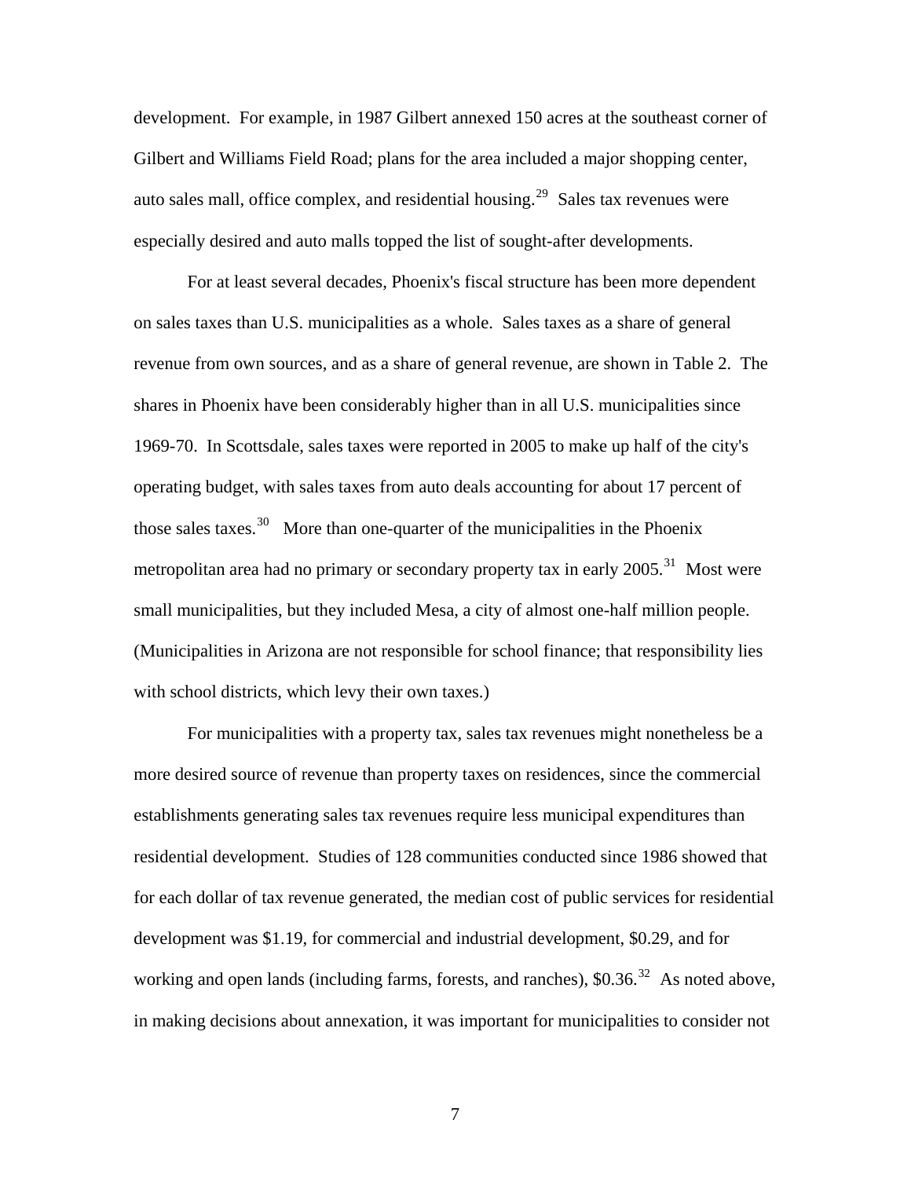development. For example, in 1987 Gilbert annexed 150 acres at the southeast corner of Gilbert and Williams Field Road; plans for the area included a major shopping center, auto sales mall, office complex, and residential housing.[29] Sales tax revenues were especially desired and auto malls topped the list of sought-after developments.

For at least several decades, Phoenix's fiscal structure has been more dependent on sales taxes than U.S. municipalities as a whole. Sales taxes as a share of general revenue from own sources, and as a share of general revenue, are shown in Table 2. The shares in Phoenix have been considerably higher than in all U.S. municipalities since 1969-70. In Scottsdale, sales taxes were reported in 2005 to make up half of the city's operating budget, with sales taxes from auto deals accounting for about 17 percent of those sales taxes.[30] More than one-quarter of the municipalities in the Phoenix metropolitan area had no primary or secondary property tax in early 2005.[31] Most were small municipalities, but they included Mesa, a city of almost one-half million people. (Municipalities in Arizona are not responsible for school finance; that responsibility lies with school districts, which levy their own taxes.)

For municipalities with a property tax, sales tax revenues might nonetheless be a more desired source of revenue than property taxes on residences, since the commercial establishments generating sales tax revenues require less municipal expenditures than residential development. Studies of 128 communities conducted since 1986 showed that for each dollar of tax revenue generated, the median cost of public services for residential development was $1.19, for commercial and industrial development, $0.29, and for working and open lands (including farms, forests, and ranches), $0.36.[32] As noted above, in making decisions about annexation, it was important for municipalities to consider not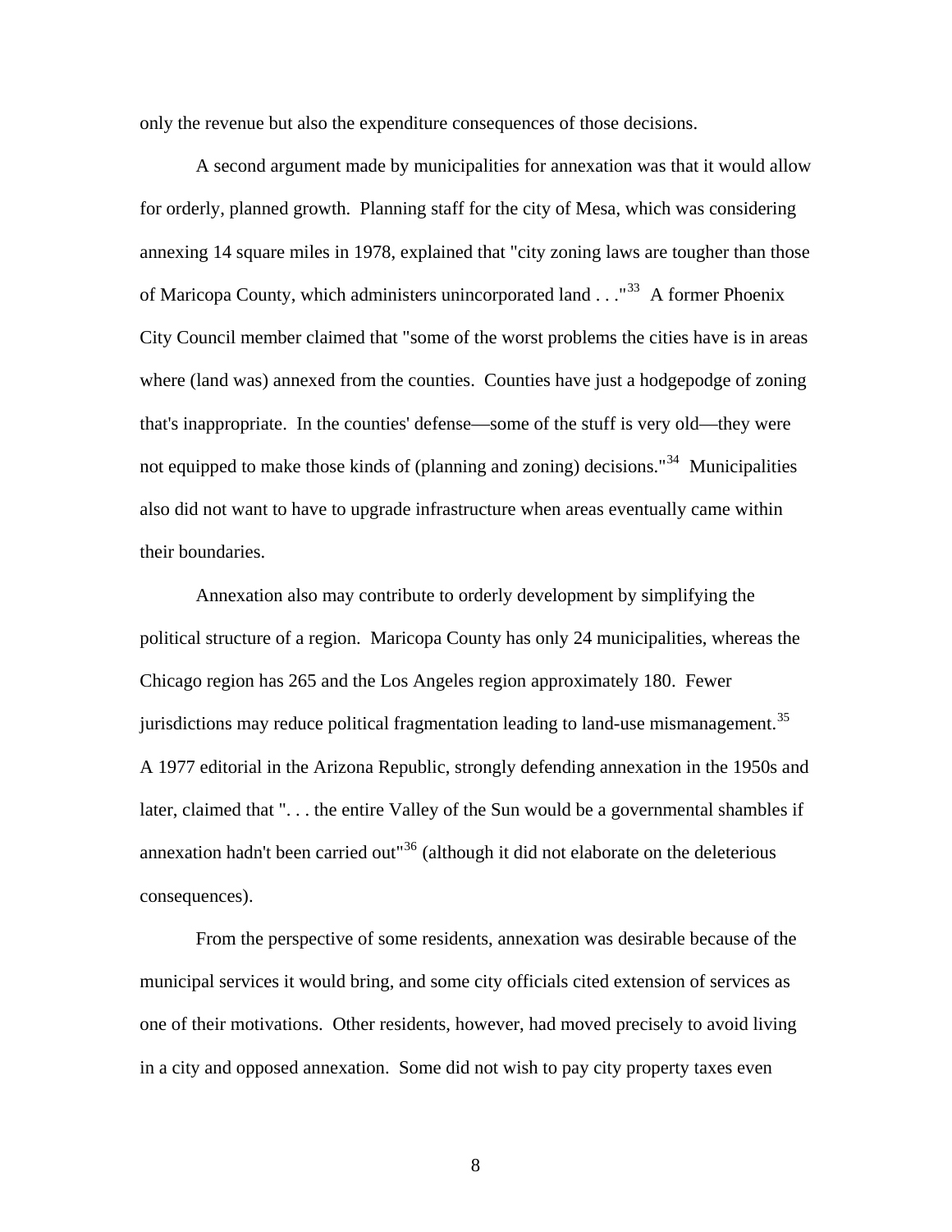only the revenue but also the expenditure consequences of those decisions.

A second argument made by municipalities for annexation was that it would allow for orderly, planned growth. Planning staff for the city of Mesa, which was considering annexing 14 square miles in 1978, explained that "city zoning laws are tougher than those of Maricopa County, which administers unincorporated land . . ."[33] A former Phoenix City Council member claimed that "some of the worst problems the cities have is in areas where (land was) annexed from the counties. Counties have just a hodgepodge of zoning that's inappropriate. In the counties' defense—some of the stuff is very old—they were not equipped to make those kinds of (planning and zoning) decisions."[34] Municipalities also did not want to have to upgrade infrastructure when areas eventually came within their boundaries.

Annexation also may contribute to orderly development by simplifying the political structure of a region. Maricopa County has only 24 municipalities, whereas the Chicago region has 265 and the Los Angeles region approximately 180. Fewer jurisdictions may reduce political fragmentation leading to land-use mismanagement.[35] A 1977 editorial in the Arizona Republic, strongly defending annexation in the 1950s and later, claimed that ". . . the entire Valley of the Sun would be a governmental shambles if annexation hadn't been carried out"[36] (although it did not elaborate on the deleterious consequences).

From the perspective of some residents, annexation was desirable because of the municipal services it would bring, and some city officials cited extension of services as one of their motivations. Other residents, however, had moved precisely to avoid living in a city and opposed annexation. Some did not wish to pay city property taxes even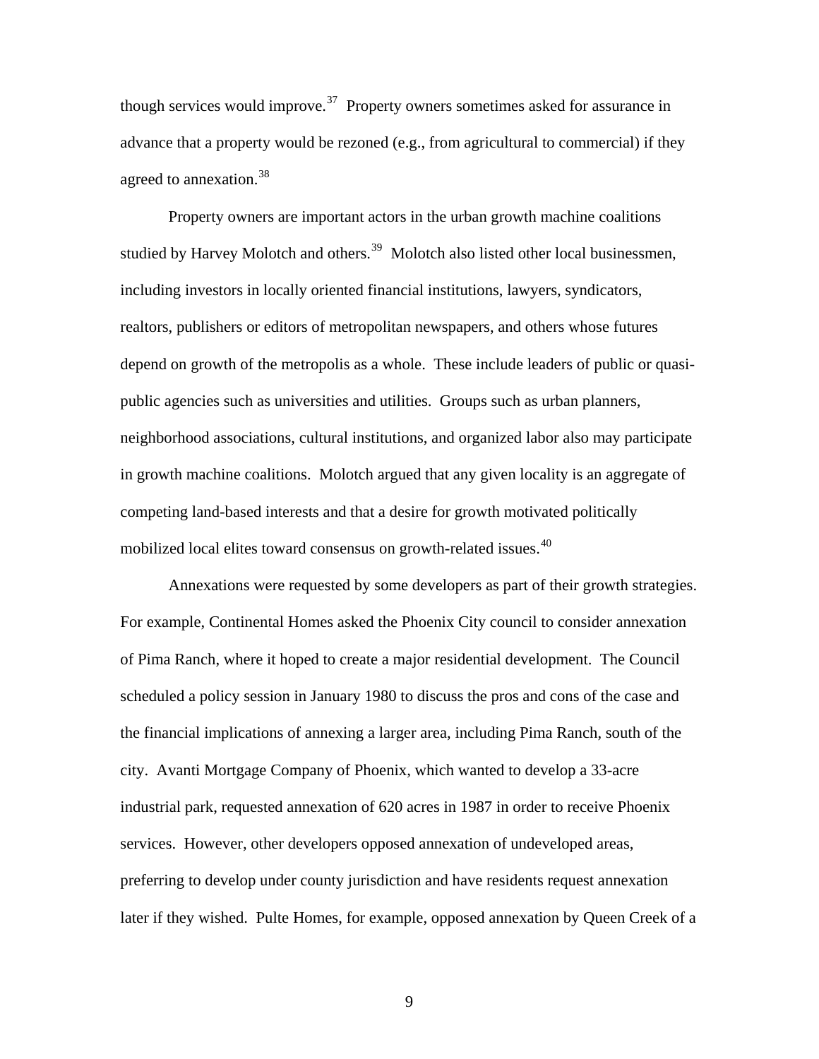though services would improve.[37] Property owners sometimes asked for assurance in advance that a property would be rezoned (e.g., from agricultural to commercial) if they agreed to annexation.[38]

Property owners are important actors in the urban growth machine coalitions studied by Harvey Molotch and others.[39] Molotch also listed other local businessmen, including investors in locally oriented financial institutions, lawyers, syndicators, realtors, publishers or editors of metropolitan newspapers, and others whose futures depend on growth of the metropolis as a whole. These include leaders of public or quasi-public agencies such as universities and utilities. Groups such as urban planners, neighborhood associations, cultural institutions, and organized labor also may participate in growth machine coalitions. Molotch argued that any given locality is an aggregate of competing land-based interests and that a desire for growth motivated politically mobilized local elites toward consensus on growth-related issues.[40]

Annexations were requested by some developers as part of their growth strategies. For example, Continental Homes asked the Phoenix City council to consider annexation of Pima Ranch, where it hoped to create a major residential development. The Council scheduled a policy session in January 1980 to discuss the pros and cons of the case and the financial implications of annexing a larger area, including Pima Ranch, south of the city. Avanti Mortgage Company of Phoenix, which wanted to develop a 33-acre industrial park, requested annexation of 620 acres in 1987 in order to receive Phoenix services. However, other developers opposed annexation of undeveloped areas, preferring to develop under county jurisdiction and have residents request annexation later if they wished. Pulte Homes, for example, opposed annexation by Queen Creek of a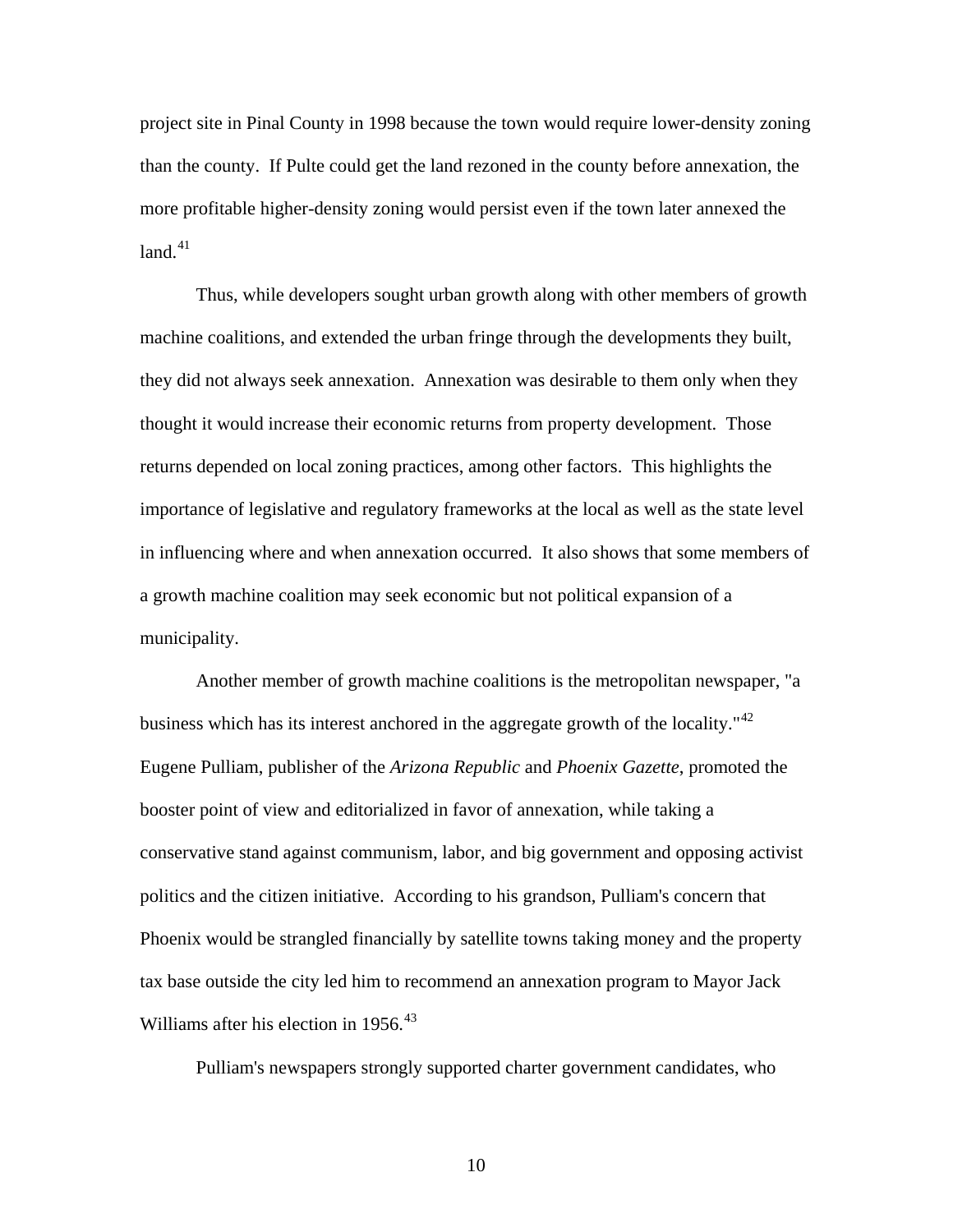project site in Pinal County in 1998 because the town would require lower-density zoning than the county. If Pulte could get the land rezoned in the county before annexation, the more profitable higher-density zoning would persist even if the town later annexed the land.[41]

Thus, while developers sought urban growth along with other members of growth machine coalitions, and extended the urban fringe through the developments they built, they did not always seek annexation. Annexation was desirable to them only when they thought it would increase their economic returns from property development. Those returns depended on local zoning practices, among other factors. This highlights the importance of legislative and regulatory frameworks at the local as well as the state level in influencing where and when annexation occurred. It also shows that some members of a growth machine coalition may seek economic but not political expansion of a municipality.

Another member of growth machine coalitions is the metropolitan newspaper, "a business which has its interest anchored in the aggregate growth of the locality."[42] Eugene Pulliam, publisher of the *Arizona Republic* and *Phoenix Gazette*, promoted the booster point of view and editorialized in favor of annexation, while taking a conservative stand against communism, labor, and big government and opposing activist politics and the citizen initiative. According to his grandson, Pulliam's concern that Phoenix would be strangled financially by satellite towns taking money and the property tax base outside the city led him to recommend an annexation program to Mayor Jack Williams after his election in 1956.[43]

Pulliam's newspapers strongly supported charter government candidates, who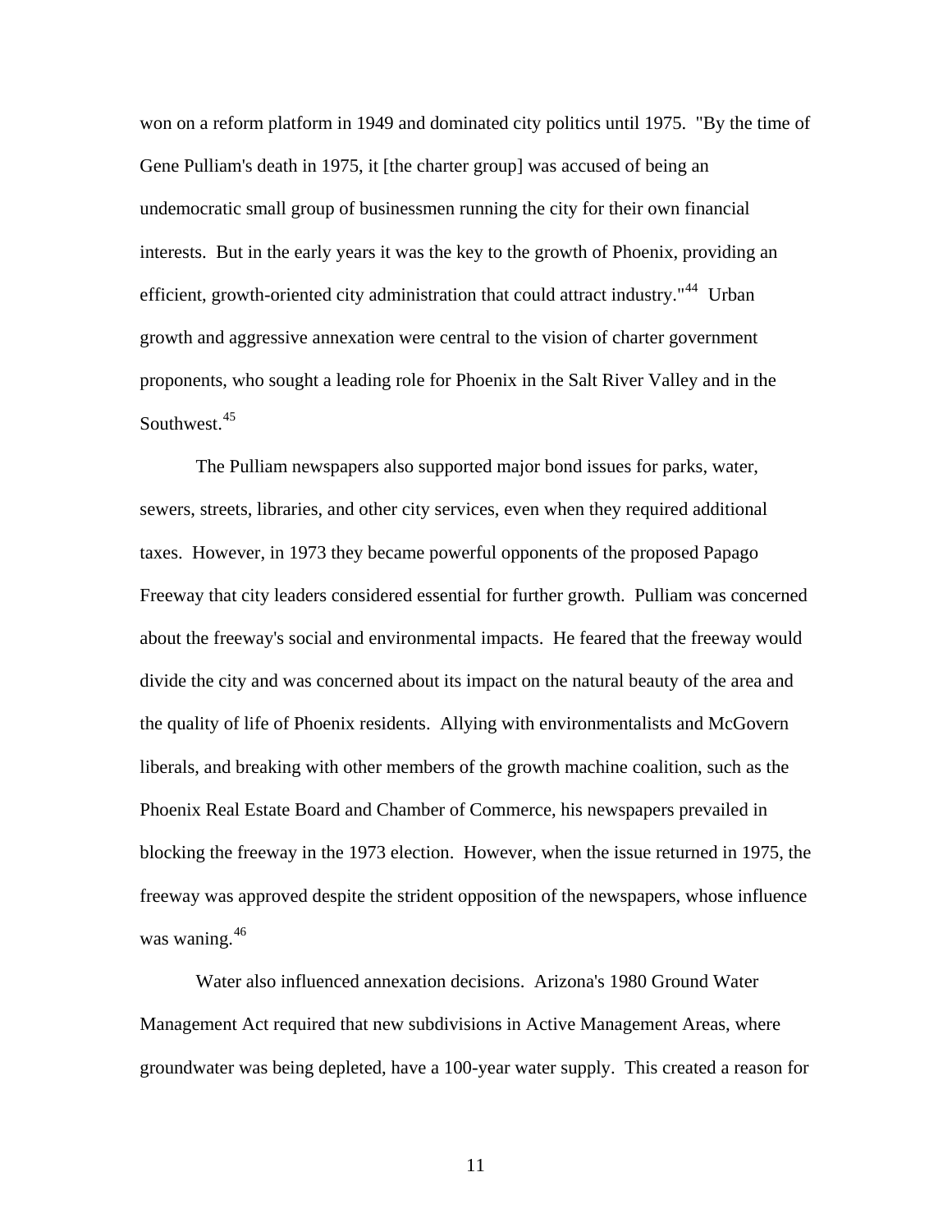won on a reform platform in 1949 and dominated city politics until 1975. "By the time of Gene Pulliam's death in 1975, it [the charter group] was accused of being an undemocratic small group of businessmen running the city for their own financial interests. But in the early years it was the key to the growth of Phoenix, providing an efficient, growth-oriented city administration that could attract industry."[44] Urban growth and aggressive annexation were central to the vision of charter government proponents, who sought a leading role for Phoenix in the Salt River Valley and in the Southwest.[45]

The Pulliam newspapers also supported major bond issues for parks, water, sewers, streets, libraries, and other city services, even when they required additional taxes. However, in 1973 they became powerful opponents of the proposed Papago Freeway that city leaders considered essential for further growth. Pulliam was concerned about the freeway's social and environmental impacts. He feared that the freeway would divide the city and was concerned about its impact on the natural beauty of the area and the quality of life of Phoenix residents. Allying with environmentalists and McGovern liberals, and breaking with other members of the growth machine coalition, such as the Phoenix Real Estate Board and Chamber of Commerce, his newspapers prevailed in blocking the freeway in the 1973 election. However, when the issue returned in 1975, the freeway was approved despite the strident opposition of the newspapers, whose influence was waning.[46]

Water also influenced annexation decisions. Arizona's 1980 Ground Water Management Act required that new subdivisions in Active Management Areas, where groundwater was being depleted, have a 100-year water supply. This created a reason for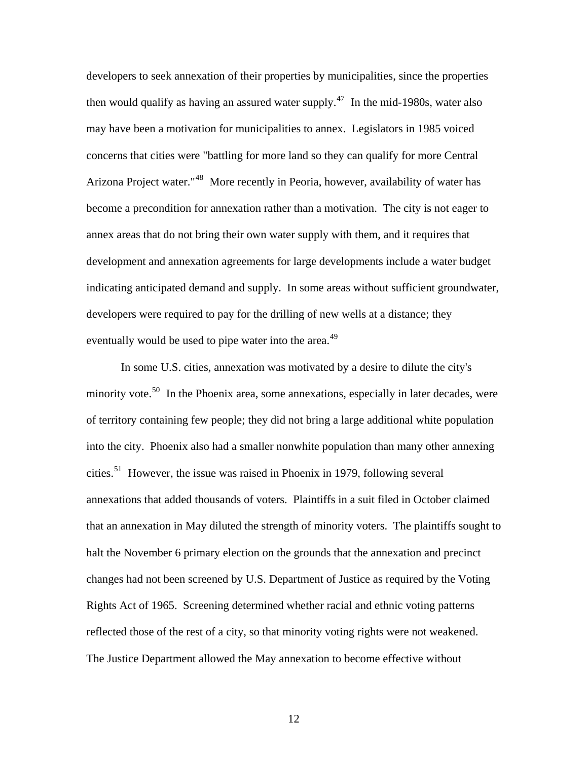developers to seek annexation of their properties by municipalities, since the properties then would qualify as having an assured water supply.[47] In the mid-1980s, water also may have been a motivation for municipalities to annex. Legislators in 1985 voiced concerns that cities were "battling for more land so they can qualify for more Central Arizona Project water."[48] More recently in Peoria, however, availability of water has become a precondition for annexation rather than a motivation. The city is not eager to annex areas that do not bring their own water supply with them, and it requires that development and annexation agreements for large developments include a water budget indicating anticipated demand and supply. In some areas without sufficient groundwater, developers were required to pay for the drilling of new wells at a distance; they eventually would be used to pipe water into the area.[49]

In some U.S. cities, annexation was motivated by a desire to dilute the city's minority vote.[50] In the Phoenix area, some annexations, especially in later decades, were of territory containing few people; they did not bring a large additional white population into the city. Phoenix also had a smaller nonwhite population than many other annexing cities.[51] However, the issue was raised in Phoenix in 1979, following several annexations that added thousands of voters. Plaintiffs in a suit filed in October claimed that an annexation in May diluted the strength of minority voters. The plaintiffs sought to halt the November 6 primary election on the grounds that the annexation and precinct changes had not been screened by U.S. Department of Justice as required by the Voting Rights Act of 1965. Screening determined whether racial and ethnic voting patterns reflected those of the rest of a city, so that minority voting rights were not weakened. The Justice Department allowed the May annexation to become effective without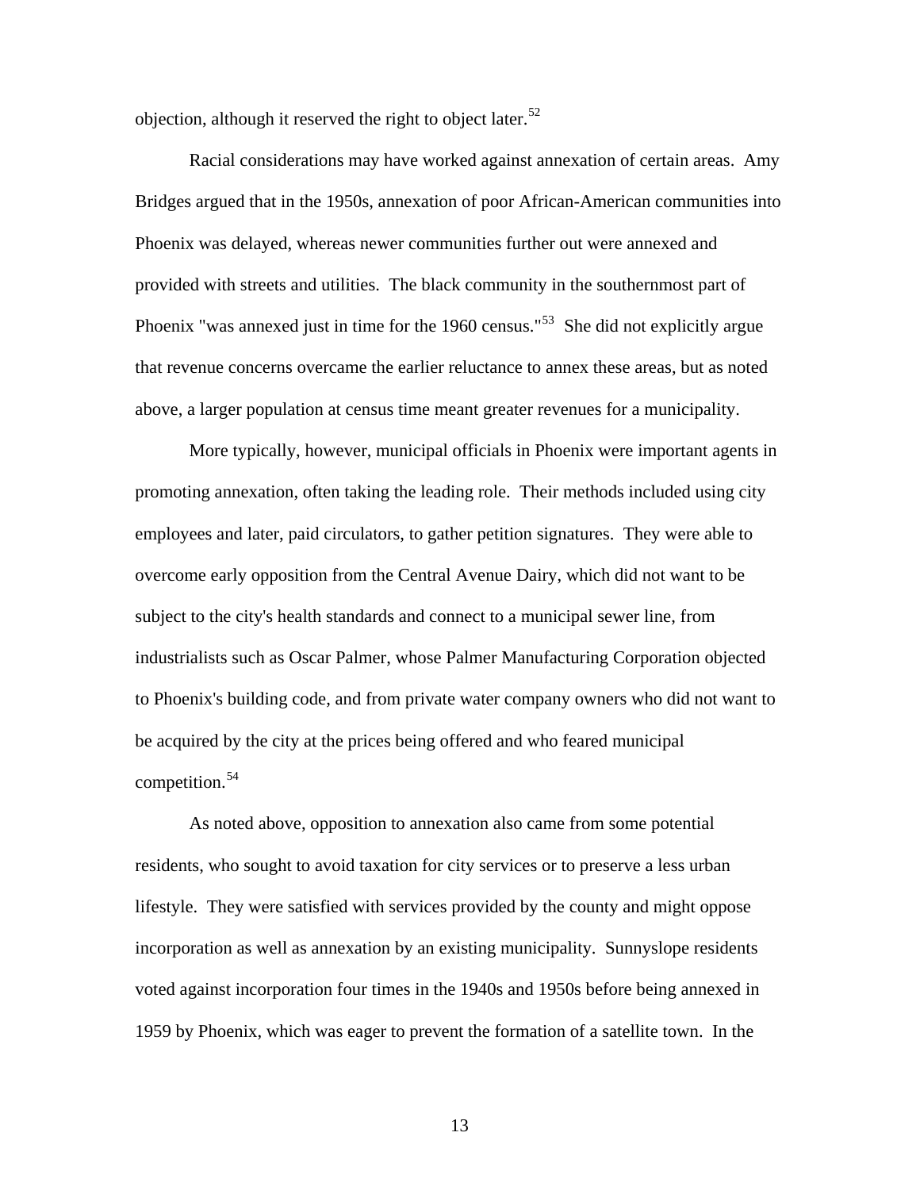objection, although it reserved the right to object later.[52]

Racial considerations may have worked against annexation of certain areas. Amy Bridges argued that in the 1950s, annexation of poor African-American communities into Phoenix was delayed, whereas newer communities further out were annexed and provided with streets and utilities. The black community in the southernmost part of Phoenix "was annexed just in time for the 1960 census."[53] She did not explicitly argue that revenue concerns overcame the earlier reluctance to annex these areas, but as noted above, a larger population at census time meant greater revenues for a municipality.

More typically, however, municipal officials in Phoenix were important agents in promoting annexation, often taking the leading role. Their methods included using city employees and later, paid circulators, to gather petition signatures. They were able to overcome early opposition from the Central Avenue Dairy, which did not want to be subject to the city's health standards and connect to a municipal sewer line, from industrialists such as Oscar Palmer, whose Palmer Manufacturing Corporation objected to Phoenix's building code, and from private water company owners who did not want to be acquired by the city at the prices being offered and who feared municipal competition.[54]

As noted above, opposition to annexation also came from some potential residents, who sought to avoid taxation for city services or to preserve a less urban lifestyle. They were satisfied with services provided by the county and might oppose incorporation as well as annexation by an existing municipality. Sunnyslope residents voted against incorporation four times in the 1940s and 1950s before being annexed in 1959 by Phoenix, which was eager to prevent the formation of a satellite town. In the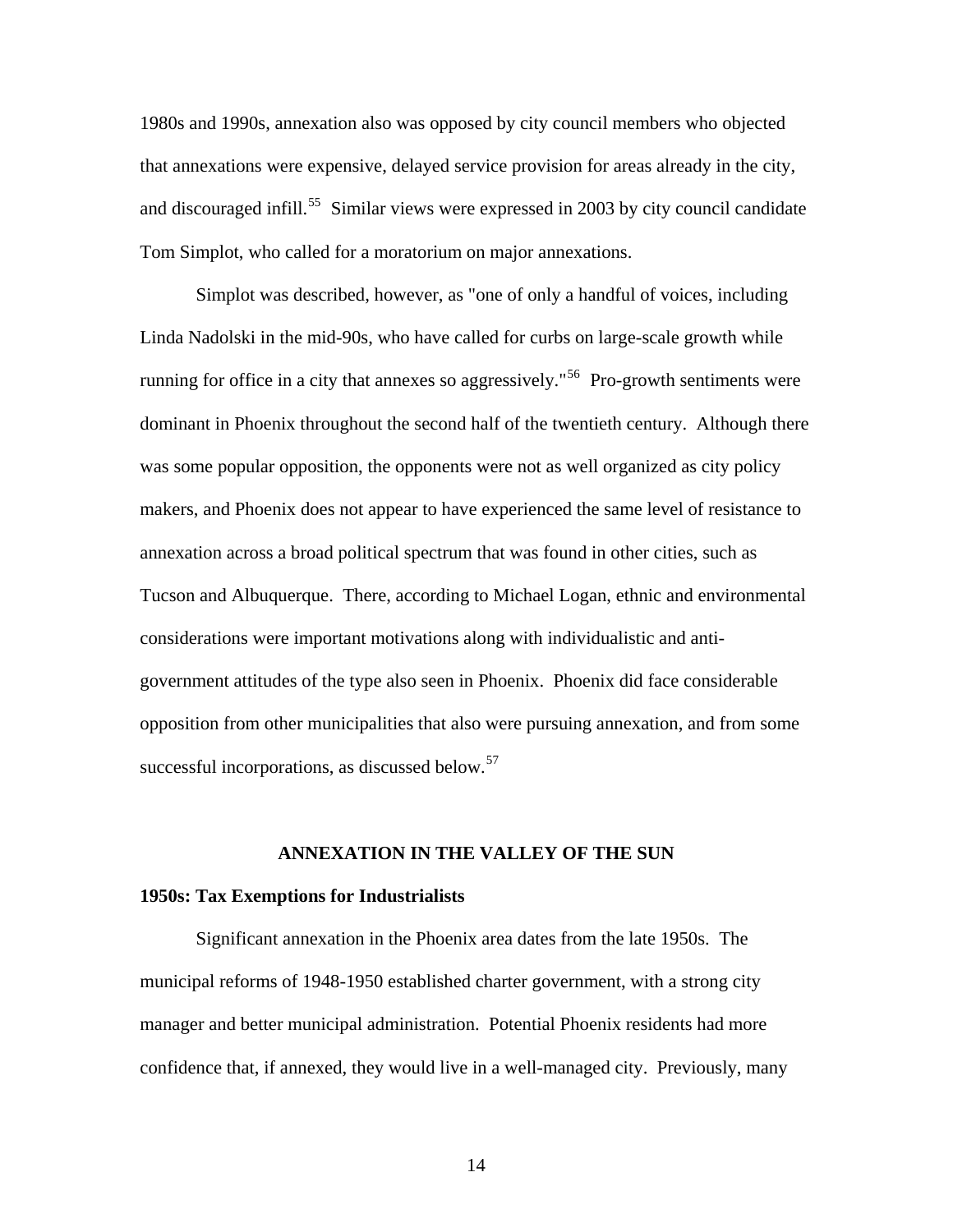1980s and 1990s, annexation also was opposed by city council members who objected that annexations were expensive, delayed service provision for areas already in the city, and discouraged infill.[55] Similar views were expressed in 2003 by city council candidate Tom Simplot, who called for a moratorium on major annexations.

Simplot was described, however, as "one of only a handful of voices, including Linda Nadolski in the mid-90s, who have called for curbs on large-scale growth while running for office in a city that annexes so aggressively."[56] Pro-growth sentiments were dominant in Phoenix throughout the second half of the twentieth century. Although there was some popular opposition, the opponents were not as well organized as city policy makers, and Phoenix does not appear to have experienced the same level of resistance to annexation across a broad political spectrum that was found in other cities, such as Tucson and Albuquerque. There, according to Michael Logan, ethnic and environmental considerations were important motivations along with individualistic and anti-government attitudes of the type also seen in Phoenix. Phoenix did face considerable opposition from other municipalities that also were pursuing annexation, and from some successful incorporations, as discussed below.[57]

## ANNEXATION IN THE VALLEY OF THE SUN

### 1950s: Tax Exemptions for Industrialists

Significant annexation in the Phoenix area dates from the late 1950s. The municipal reforms of 1948-1950 established charter government, with a strong city manager and better municipal administration. Potential Phoenix residents had more confidence that, if annexed, they would live in a well-managed city. Previously, many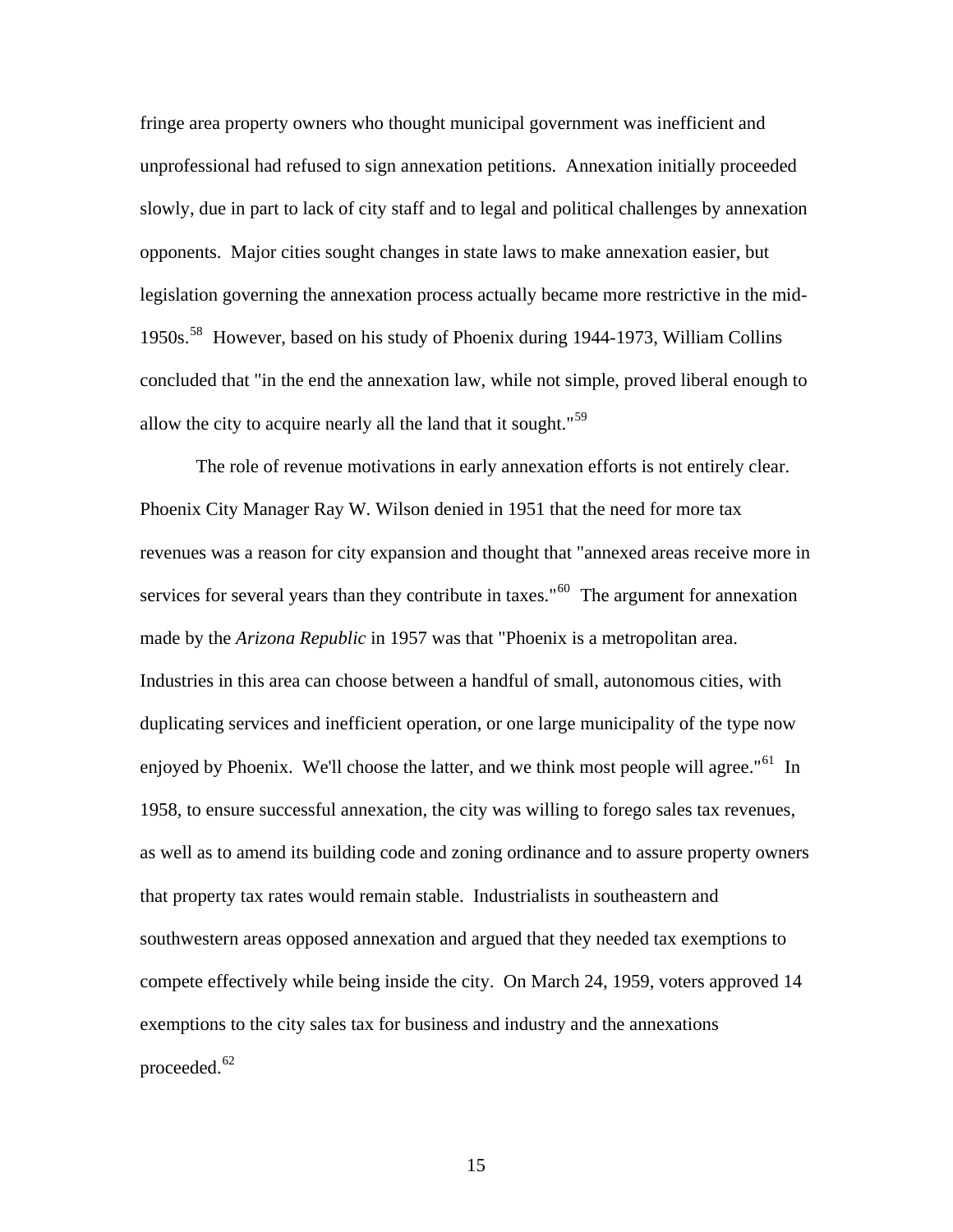fringe area property owners who thought municipal government was inefficient and unprofessional had refused to sign annexation petitions. Annexation initially proceeded slowly, due in part to lack of city staff and to legal and political challenges by annexation opponents. Major cities sought changes in state laws to make annexation easier, but legislation governing the annexation process actually became more restrictive in the mid-1950s.[58] However, based on his study of Phoenix during 1944-1973, William Collins concluded that "in the end the annexation law, while not simple, proved liberal enough to allow the city to acquire nearly all the land that it sought."[59]

The role of revenue motivations in early annexation efforts is not entirely clear. Phoenix City Manager Ray W. Wilson denied in 1951 that the need for more tax revenues was a reason for city expansion and thought that "annexed areas receive more in services for several years than they contribute in taxes."[60] The argument for annexation made by the *Arizona Republic* in 1957 was that "Phoenix is a metropolitan area. Industries in this area can choose between a handful of small, autonomous cities, with duplicating services and inefficient operation, or one large municipality of the type now enjoyed by Phoenix. We'll choose the latter, and we think most people will agree."[61] In 1958, to ensure successful annexation, the city was willing to forego sales tax revenues, as well as to amend its building code and zoning ordinance and to assure property owners that property tax rates would remain stable. Industrialists in southeastern and southwestern areas opposed annexation and argued that they needed tax exemptions to compete effectively while being inside the city. On March 24, 1959, voters approved 14 exemptions to the city sales tax for business and industry and the annexations proceeded.[62]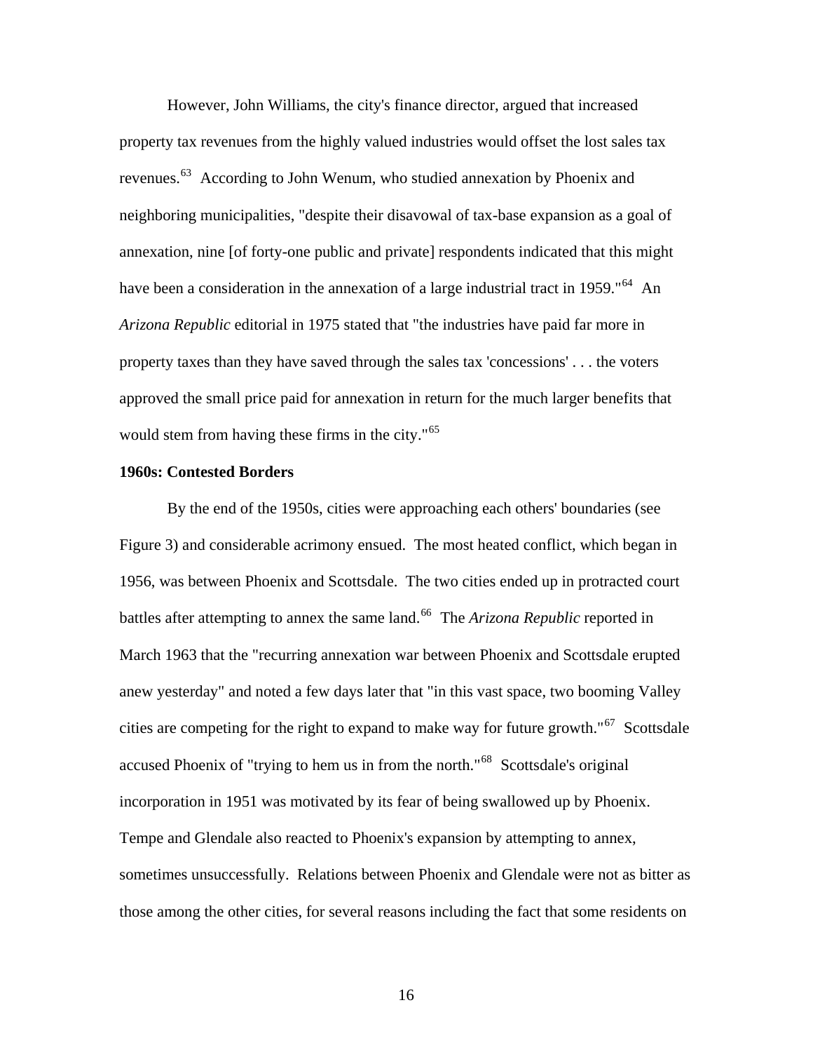However, John Williams, the city's finance director, argued that increased property tax revenues from the highly valued industries would offset the lost sales tax revenues.[63] According to John Wenum, who studied annexation by Phoenix and neighboring municipalities, "despite their disavowal of tax-base expansion as a goal of annexation, nine [of forty-one public and private] respondents indicated that this might have been a consideration in the annexation of a large industrial tract in 1959."[64] An *Arizona Republic* editorial in 1975 stated that "the industries have paid far more in property taxes than they have saved through the sales tax 'concessions' . . . the voters approved the small price paid for annexation in return for the much larger benefits that would stem from having these firms in the city."[65]

**1960s: Contested Borders**

By the end of the 1950s, cities were approaching each others' boundaries (see Figure 3) and considerable acrimony ensued. The most heated conflict, which began in 1956, was between Phoenix and Scottsdale. The two cities ended up in protracted court battles after attempting to annex the same land.[66] The *Arizona Republic* reported in March 1963 that the "recurring annexation war between Phoenix and Scottsdale erupted anew yesterday" and noted a few days later that "in this vast space, two booming Valley cities are competing for the right to expand to make way for future growth."[67] Scottsdale accused Phoenix of "trying to hem us in from the north."[68] Scottsdale's original incorporation in 1951 was motivated by its fear of being swallowed up by Phoenix. Tempe and Glendale also reacted to Phoenix's expansion by attempting to annex, sometimes unsuccessfully. Relations between Phoenix and Glendale were not as bitter as those among the other cities, for several reasons including the fact that some residents on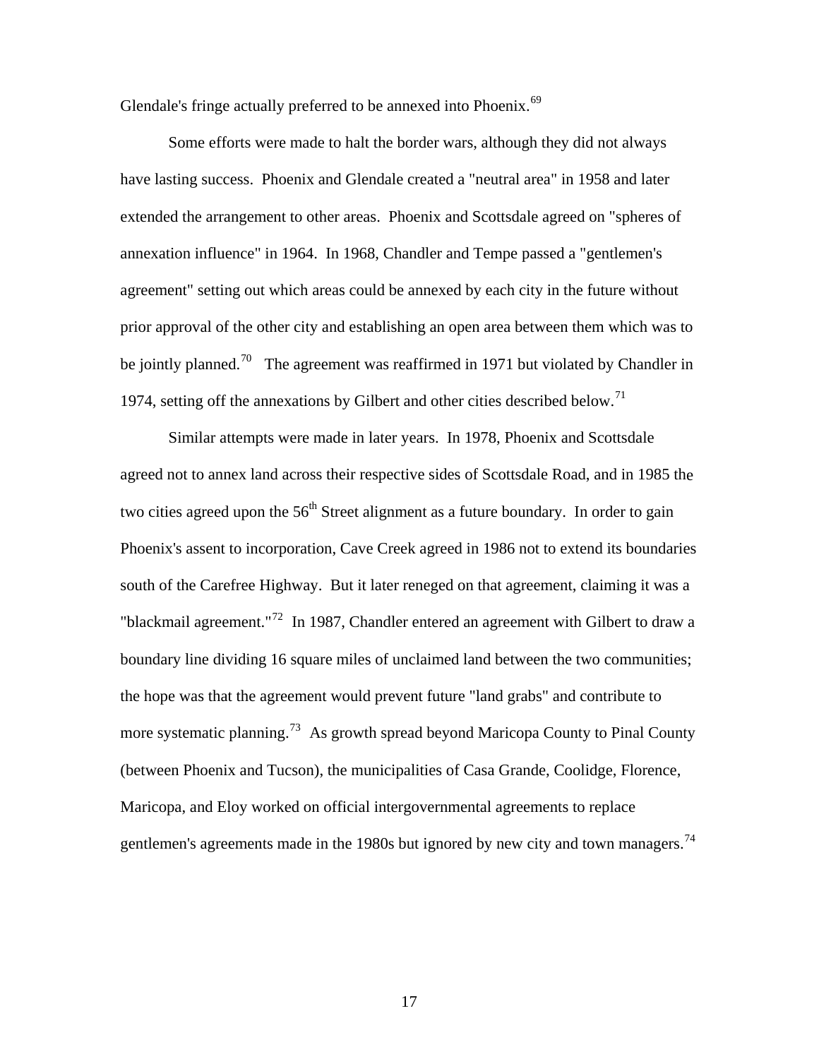Glendale's fringe actually preferred to be annexed into Phoenix.[69]

Some efforts were made to halt the border wars, although they did not always have lasting success. Phoenix and Glendale created a "neutral area" in 1958 and later extended the arrangement to other areas. Phoenix and Scottsdale agreed on "spheres of annexation influence" in 1964. In 1968, Chandler and Tempe passed a "gentlemen's agreement" setting out which areas could be annexed by each city in the future without prior approval of the other city and establishing an open area between them which was to be jointly planned.[70] The agreement was reaffirmed in 1971 but violated by Chandler in 1974, setting off the annexations by Gilbert and other cities described below.[71]

Similar attempts were made in later years. In 1978, Phoenix and Scottsdale agreed not to annex land across their respective sides of Scottsdale Road, and in 1985 the two cities agreed upon the 56th Street alignment as a future boundary. In order to gain Phoenix's assent to incorporation, Cave Creek agreed in 1986 not to extend its boundaries south of the Carefree Highway. But it later reneged on that agreement, claiming it was a "blackmail agreement."[72] In 1987, Chandler entered an agreement with Gilbert to draw a boundary line dividing 16 square miles of unclaimed land between the two communities; the hope was that the agreement would prevent future "land grabs" and contribute to more systematic planning.[73] As growth spread beyond Maricopa County to Pinal County (between Phoenix and Tucson), the municipalities of Casa Grande, Coolidge, Florence, Maricopa, and Eloy worked on official intergovernmental agreements to replace gentlemen's agreements made in the 1980s but ignored by new city and town managers.[74]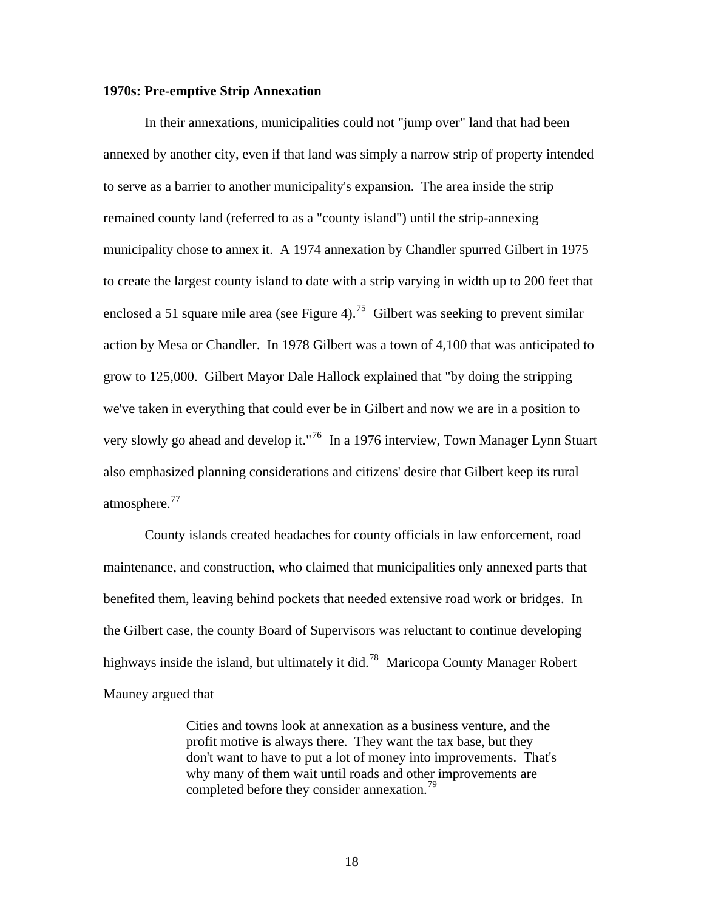### 1970s: Pre-emptive Strip Annexation

In their annexations, municipalities could not "jump over" land that had been annexed by another city, even if that land was simply a narrow strip of property intended to serve as a barrier to another municipality's expansion. The area inside the strip remained county land (referred to as a "county island") until the strip-annexing municipality chose to annex it. A 1974 annexation by Chandler spurred Gilbert in 1975 to create the largest county island to date with a strip varying in width up to 200 feet that enclosed a 51 square mile area (see Figure 4).[75] Gilbert was seeking to prevent similar action by Mesa or Chandler. In 1978 Gilbert was a town of 4,100 that was anticipated to grow to 125,000. Gilbert Mayor Dale Hallock explained that "by doing the stripping we've taken in everything that could ever be in Gilbert and now we are in a position to very slowly go ahead and develop it."[76] In a 1976 interview, Town Manager Lynn Stuart also emphasized planning considerations and citizens' desire that Gilbert keep its rural atmosphere.[77]

County islands created headaches for county officials in law enforcement, road maintenance, and construction, who claimed that municipalities only annexed parts that benefited them, leaving behind pockets that needed extensive road work or bridges. In the Gilbert case, the county Board of Supervisors was reluctant to continue developing highways inside the island, but ultimately it did.[78] Maricopa County Manager Robert Mauney argued that

> Cities and towns look at annexation as a business venture, and the profit motive is always there. They want the tax base, but they don't want to have to put a lot of money into improvements. That's why many of them wait until roads and other improvements are completed before they consider annexation.[79]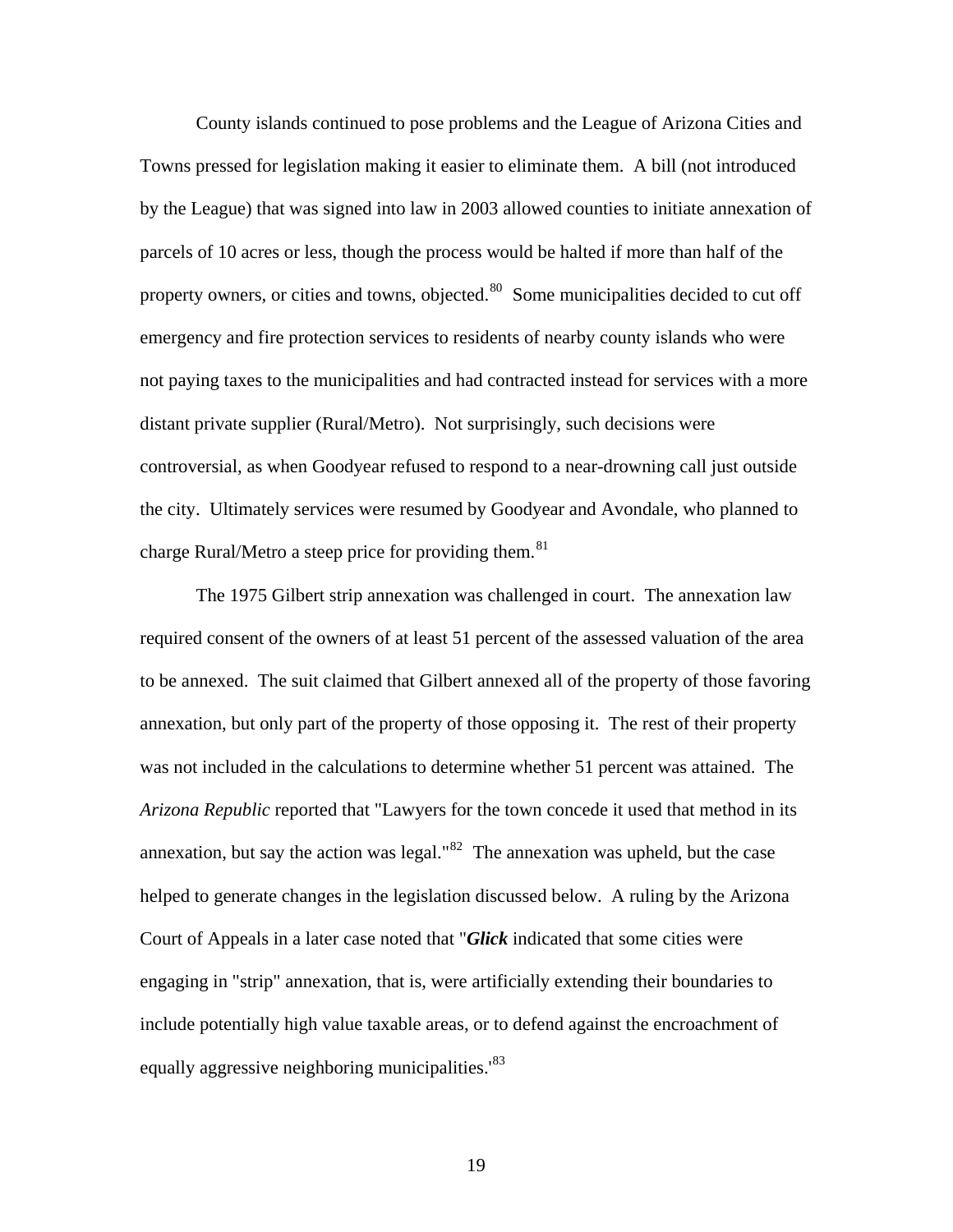County islands continued to pose problems and the League of Arizona Cities and Towns pressed for legislation making it easier to eliminate them. A bill (not introduced by the League) that was signed into law in 2003 allowed counties to initiate annexation of parcels of 10 acres or less, though the process would be halted if more than half of the property owners, or cities and towns, objected.[80] Some municipalities decided to cut off emergency and fire protection services to residents of nearby county islands who were not paying taxes to the municipalities and had contracted instead for services with a more distant private supplier (Rural/Metro). Not surprisingly, such decisions were controversial, as when Goodyear refused to respond to a near-drowning call just outside the city. Ultimately services were resumed by Goodyear and Avondale, who planned to charge Rural/Metro a steep price for providing them.[81]

The 1975 Gilbert strip annexation was challenged in court. The annexation law required consent of the owners of at least 51 percent of the assessed valuation of the area to be annexed. The suit claimed that Gilbert annexed all of the property of those favoring annexation, but only part of the property of those opposing it. The rest of their property was not included in the calculations to determine whether 51 percent was attained. The *Arizona Republic* reported that "Lawyers for the town concede it used that method in its annexation, but say the action was legal."[82] The annexation was upheld, but the case helped to generate changes in the legislation discussed below. A ruling by the Arizona Court of Appeals in a later case noted that "***Glick*** indicated that some cities were engaging in "strip" annexation, that is, were artificially extending their boundaries to include potentially high value taxable areas, or to defend against the encroachment of equally aggressive neighboring municipalities.'[83]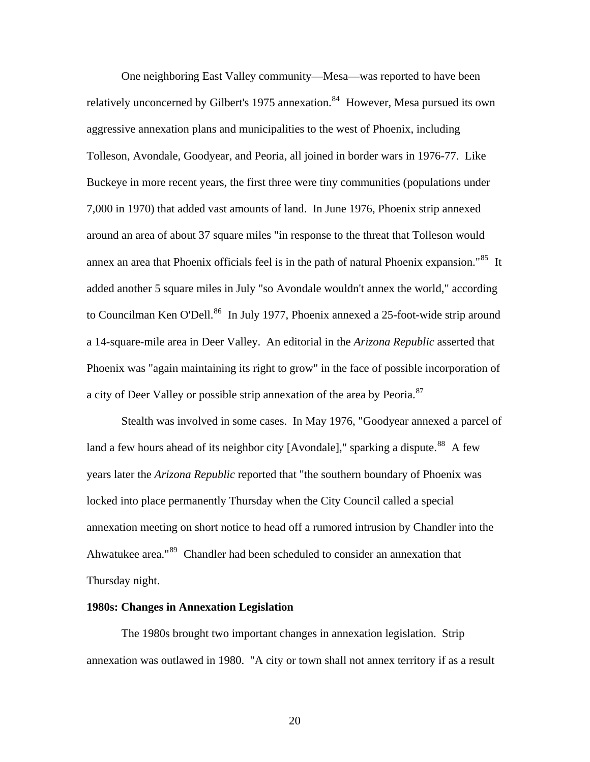One neighboring East Valley community—Mesa—was reported to have been relatively unconcerned by Gilbert's 1975 annexation.[84] However, Mesa pursued its own aggressive annexation plans and municipalities to the west of Phoenix, including Tolleson, Avondale, Goodyear, and Peoria, all joined in border wars in 1976-77. Like Buckeye in more recent years, the first three were tiny communities (populations under 7,000 in 1970) that added vast amounts of land. In June 1976, Phoenix strip annexed around an area of about 37 square miles "in response to the threat that Tolleson would annex an area that Phoenix officials feel is in the path of natural Phoenix expansion."[85] It added another 5 square miles in July "so Avondale wouldn't annex the world," according to Councilman Ken O'Dell.[86] In July 1977, Phoenix annexed a 25-foot-wide strip around a 14-square-mile area in Deer Valley. An editorial in the *Arizona Republic* asserted that Phoenix was "again maintaining its right to grow" in the face of possible incorporation of a city of Deer Valley or possible strip annexation of the area by Peoria.[87]

Stealth was involved in some cases. In May 1976, "Goodyear annexed a parcel of land a few hours ahead of its neighbor city [Avondale]," sparking a dispute.[88] A few years later the *Arizona Republic* reported that "the southern boundary of Phoenix was locked into place permanently Thursday when the City Council called a special annexation meeting on short notice to head off a rumored intrusion by Chandler into the Ahwatukee area."[89] Chandler had been scheduled to consider an annexation that Thursday night.

**1980s: Changes in Annexation Legislation**

The 1980s brought two important changes in annexation legislation. Strip annexation was outlawed in 1980. "A city or town shall not annex territory if as a result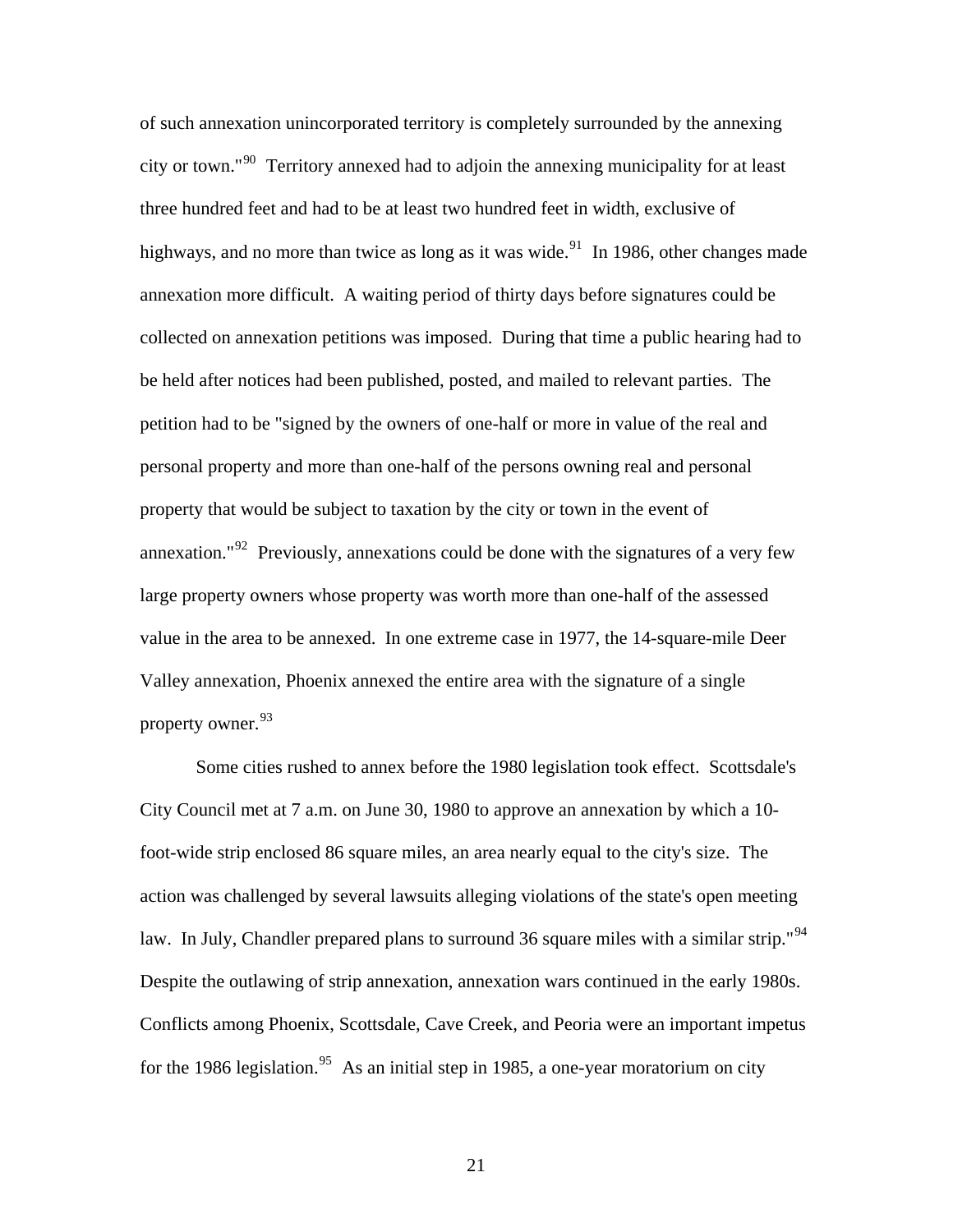of such annexation unincorporated territory is completely surrounded by the annexing city or town."[90] Territory annexed had to adjoin the annexing municipality for at least three hundred feet and had to be at least two hundred feet in width, exclusive of highways, and no more than twice as long as it was wide.[91] In 1986, other changes made annexation more difficult. A waiting period of thirty days before signatures could be collected on annexation petitions was imposed. During that time a public hearing had to be held after notices had been published, posted, and mailed to relevant parties. The petition had to be "signed by the owners of one-half or more in value of the real and personal property and more than one-half of the persons owning real and personal property that would be subject to taxation by the city or town in the event of annexation."[92] Previously, annexations could be done with the signatures of a very few large property owners whose property was worth more than one-half of the assessed value in the area to be annexed. In one extreme case in 1977, the 14-square-mile Deer Valley annexation, Phoenix annexed the entire area with the signature of a single property owner.[93]

Some cities rushed to annex before the 1980 legislation took effect. Scottsdale's City Council met at 7 a.m. on June 30, 1980 to approve an annexation by which a 10-foot-wide strip enclosed 86 square miles, an area nearly equal to the city's size. The action was challenged by several lawsuits alleging violations of the state's open meeting law. In July, Chandler prepared plans to surround 36 square miles with a similar strip."[94] Despite the outlawing of strip annexation, annexation wars continued in the early 1980s. Conflicts among Phoenix, Scottsdale, Cave Creek, and Peoria were an important impetus for the 1986 legislation.[95] As an initial step in 1985, a one-year moratorium on city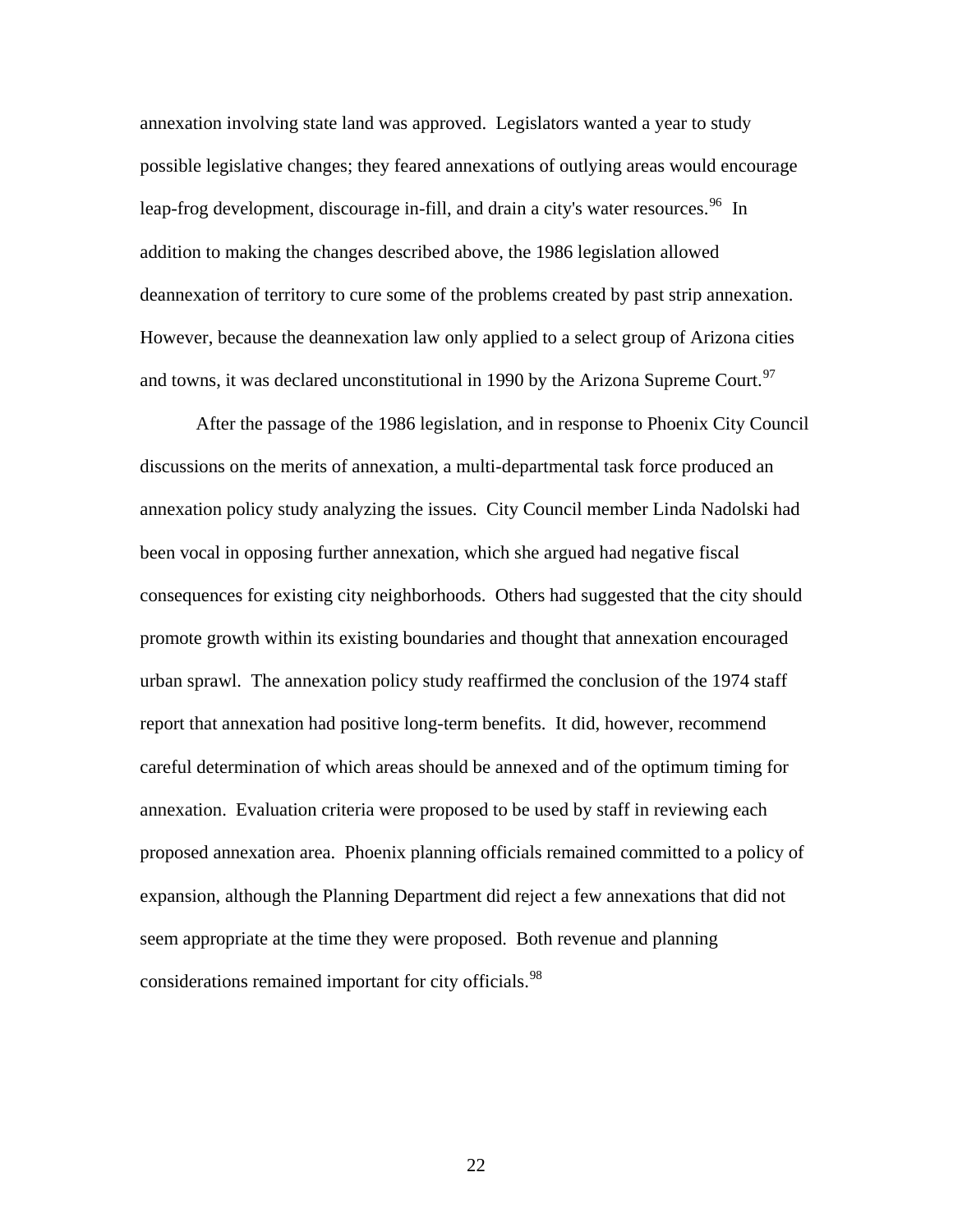annexation involving state land was approved. Legislators wanted a year to study possible legislative changes; they feared annexations of outlying areas would encourage leap-frog development, discourage in-fill, and drain a city's water resources.[96] In addition to making the changes described above, the 1986 legislation allowed deannexation of territory to cure some of the problems created by past strip annexation. However, because the deannexation law only applied to a select group of Arizona cities and towns, it was declared unconstitutional in 1990 by the Arizona Supreme Court.[97]

After the passage of the 1986 legislation, and in response to Phoenix City Council discussions on the merits of annexation, a multi-departmental task force produced an annexation policy study analyzing the issues. City Council member Linda Nadolski had been vocal in opposing further annexation, which she argued had negative fiscal consequences for existing city neighborhoods. Others had suggested that the city should promote growth within its existing boundaries and thought that annexation encouraged urban sprawl. The annexation policy study reaffirmed the conclusion of the 1974 staff report that annexation had positive long-term benefits. It did, however, recommend careful determination of which areas should be annexed and of the optimum timing for annexation. Evaluation criteria were proposed to be used by staff in reviewing each proposed annexation area. Phoenix planning officials remained committed to a policy of expansion, although the Planning Department did reject a few annexations that did not seem appropriate at the time they were proposed. Both revenue and planning considerations remained important for city officials.[98]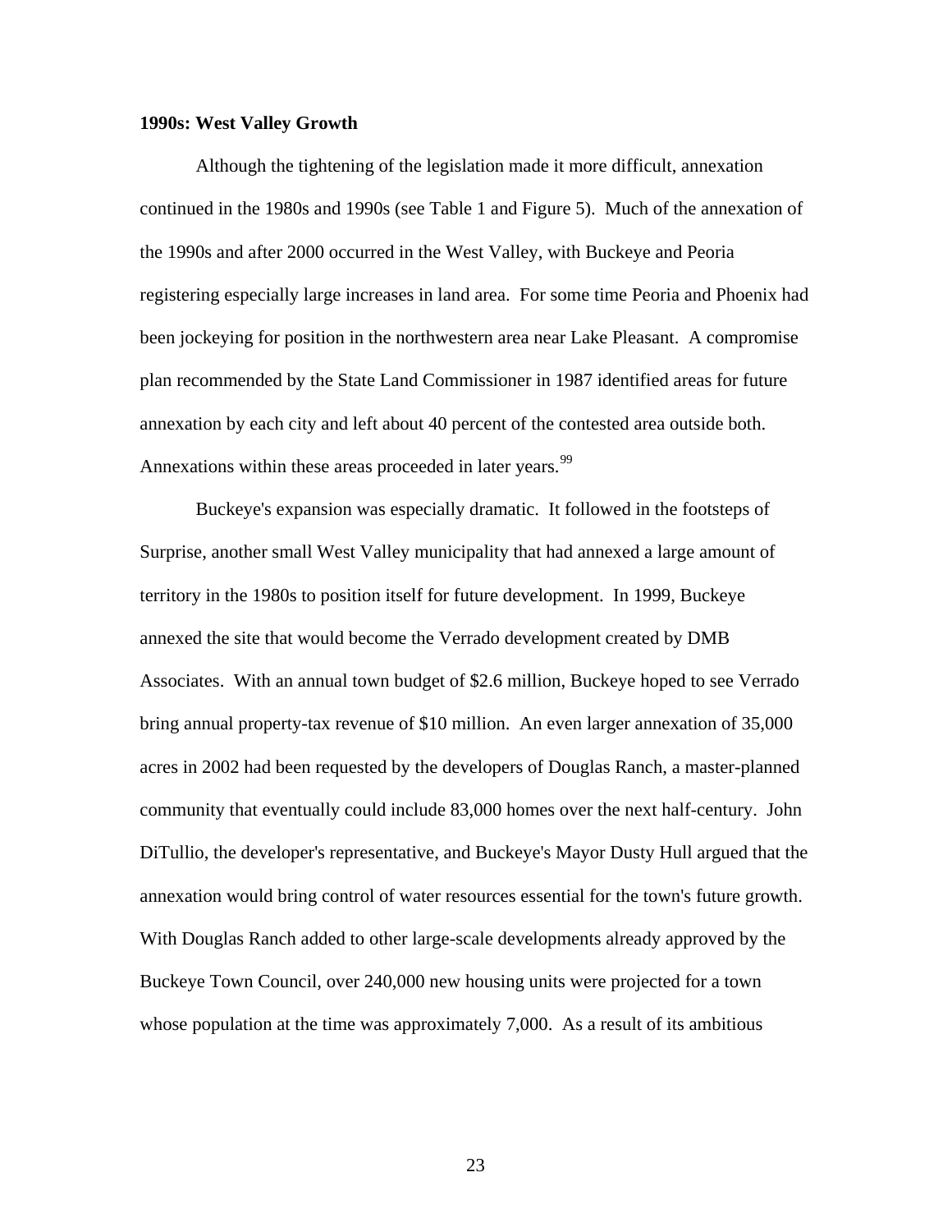**1990s: West Valley Growth**

Although the tightening of the legislation made it more difficult, annexation continued in the 1980s and 1990s (see Table 1 and Figure 5). Much of the annexation of the 1990s and after 2000 occurred in the West Valley, with Buckeye and Peoria registering especially large increases in land area. For some time Peoria and Phoenix had been jockeying for position in the northwestern area near Lake Pleasant. A compromise plan recommended by the State Land Commissioner in 1987 identified areas for future annexation by each city and left about 40 percent of the contested area outside both. Annexations within these areas proceeded in later years.[99]

Buckeye's expansion was especially dramatic. It followed in the footsteps of Surprise, another small West Valley municipality that had annexed a large amount of territory in the 1980s to position itself for future development. In 1999, Buckeye annexed the site that would become the Verrado development created by DMB Associates. With an annual town budget of $2.6 million, Buckeye hoped to see Verrado bring annual property-tax revenue of $10 million. An even larger annexation of 35,000 acres in 2002 had been requested by the developers of Douglas Ranch, a master-planned community that eventually could include 83,000 homes over the next half-century. John DiTullio, the developer's representative, and Buckeye's Mayor Dusty Hull argued that the annexation would bring control of water resources essential for the town's future growth. With Douglas Ranch added to other large-scale developments already approved by the Buckeye Town Council, over 240,000 new housing units were projected for a town whose population at the time was approximately 7,000. As a result of its ambitious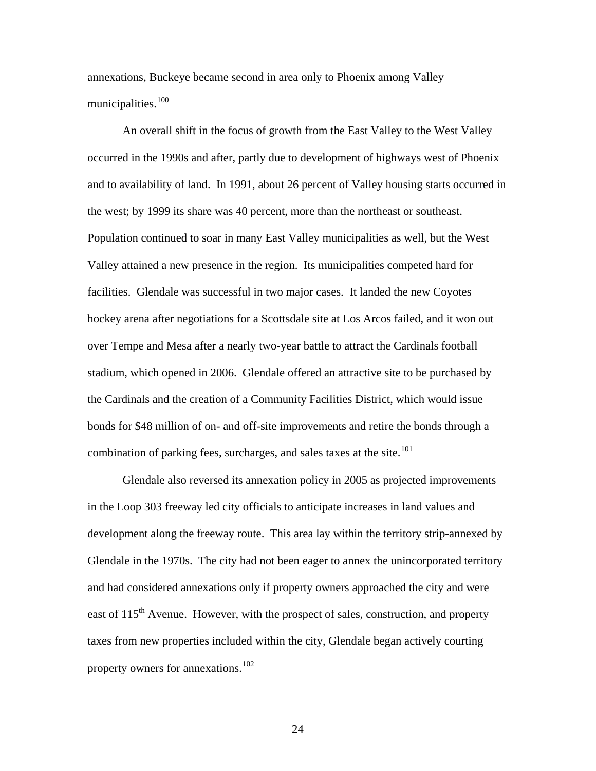annexations, Buckeye became second in area only to Phoenix among Valley municipalities.[100]

An overall shift in the focus of growth from the East Valley to the West Valley occurred in the 1990s and after, partly due to development of highways west of Phoenix and to availability of land. In 1991, about 26 percent of Valley housing starts occurred in the west; by 1999 its share was 40 percent, more than the northeast or southeast. Population continued to soar in many East Valley municipalities as well, but the West Valley attained a new presence in the region. Its municipalities competed hard for facilities. Glendale was successful in two major cases. It landed the new Coyotes hockey arena after negotiations for a Scottsdale site at Los Arcos failed, and it won out over Tempe and Mesa after a nearly two-year battle to attract the Cardinals football stadium, which opened in 2006. Glendale offered an attractive site to be purchased by the Cardinals and the creation of a Community Facilities District, which would issue bonds for $48 million of on- and off-site improvements and retire the bonds through a combination of parking fees, surcharges, and sales taxes at the site.[101]

Glendale also reversed its annexation policy in 2005 as projected improvements in the Loop 303 freeway led city officials to anticipate increases in land values and development along the freeway route. This area lay within the territory strip-annexed by Glendale in the 1970s. The city had not been eager to annex the unincorporated territory and had considered annexations only if property owners approached the city and were east of 115th Avenue. However, with the prospect of sales, construction, and property taxes from new properties included within the city, Glendale began actively courting property owners for annexations.[102]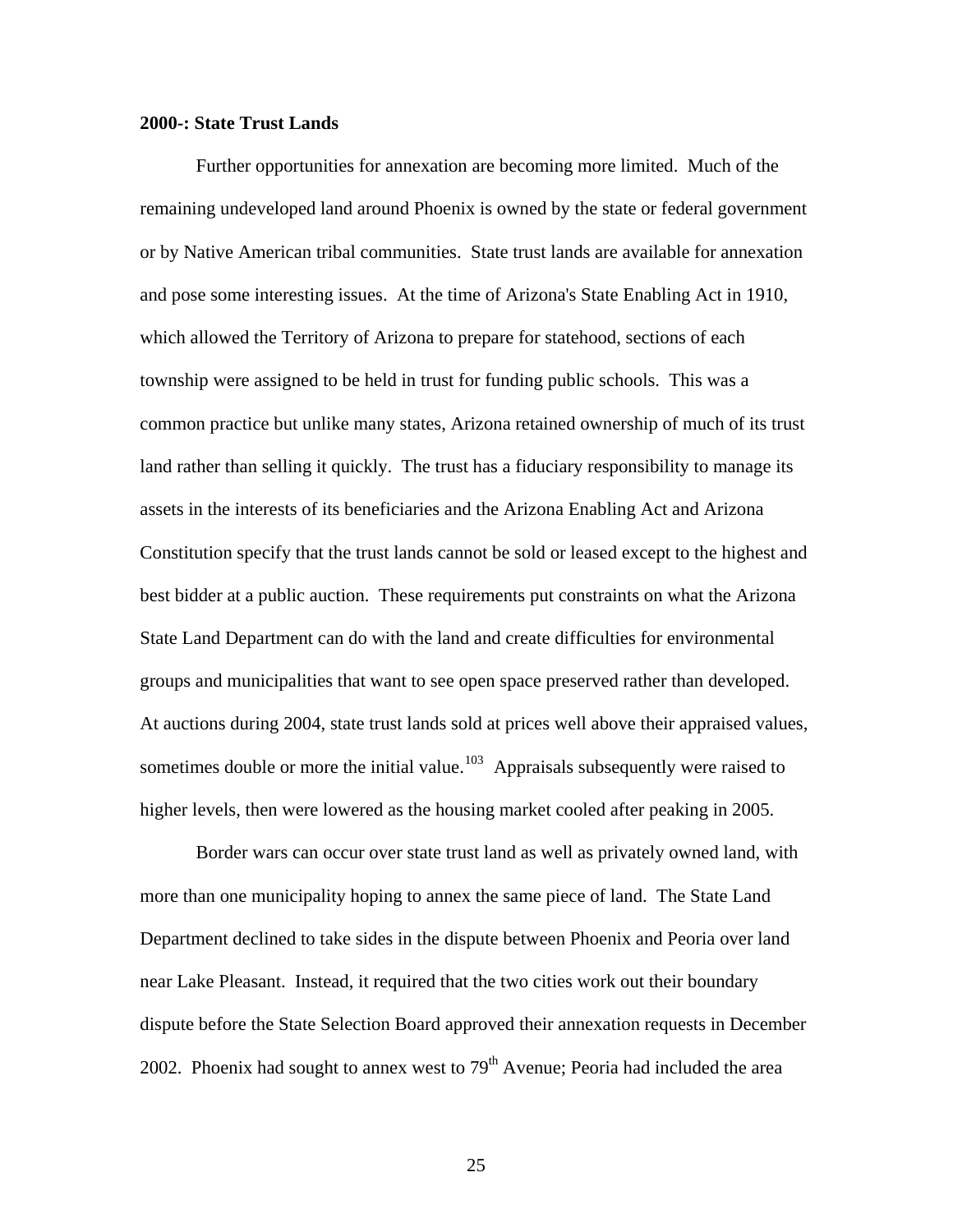**2000-: State Trust Lands**

Further opportunities for annexation are becoming more limited. Much of the remaining undeveloped land around Phoenix is owned by the state or federal government or by Native American tribal communities. State trust lands are available for annexation and pose some interesting issues. At the time of Arizona's State Enabling Act in 1910, which allowed the Territory of Arizona to prepare for statehood, sections of each township were assigned to be held in trust for funding public schools. This was a common practice but unlike many states, Arizona retained ownership of much of its trust land rather than selling it quickly. The trust has a fiduciary responsibility to manage its assets in the interests of its beneficiaries and the Arizona Enabling Act and Arizona Constitution specify that the trust lands cannot be sold or leased except to the highest and best bidder at a public auction. These requirements put constraints on what the Arizona State Land Department can do with the land and create difficulties for environmental groups and municipalities that want to see open space preserved rather than developed. At auctions during 2004, state trust lands sold at prices well above their appraised values, sometimes double or more the initial value.[103] Appraisals subsequently were raised to higher levels, then were lowered as the housing market cooled after peaking in 2005.

Border wars can occur over state trust land as well as privately owned land, with more than one municipality hoping to annex the same piece of land. The State Land Department declined to take sides in the dispute between Phoenix and Peoria over land near Lake Pleasant. Instead, it required that the two cities work out their boundary dispute before the State Selection Board approved their annexation requests in December 2002. Phoenix had sought to annex west to 79th Avenue; Peoria had included the area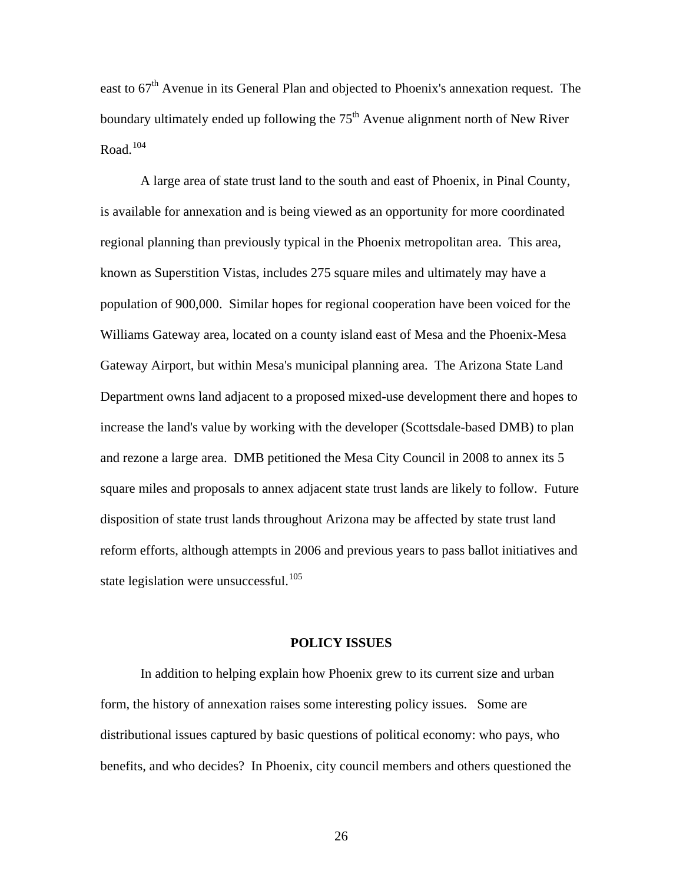east to 67th Avenue in its General Plan and objected to Phoenix's annexation request. The boundary ultimately ended up following the 75th Avenue alignment north of New River Road.[104]

A large area of state trust land to the south and east of Phoenix, in Pinal County, is available for annexation and is being viewed as an opportunity for more coordinated regional planning than previously typical in the Phoenix metropolitan area. This area, known as Superstition Vistas, includes 275 square miles and ultimately may have a population of 900,000. Similar hopes for regional cooperation have been voiced for the Williams Gateway area, located on a county island east of Mesa and the Phoenix-Mesa Gateway Airport, but within Mesa's municipal planning area. The Arizona State Land Department owns land adjacent to a proposed mixed-use development there and hopes to increase the land's value by working with the developer (Scottsdale-based DMB) to plan and rezone a large area. DMB petitioned the Mesa City Council in 2008 to annex its 5 square miles and proposals to annex adjacent state trust lands are likely to follow. Future disposition of state trust lands throughout Arizona may be affected by state trust land reform efforts, although attempts in 2006 and previous years to pass ballot initiatives and state legislation were unsuccessful.[105]

## POLICY ISSUES

In addition to helping explain how Phoenix grew to its current size and urban form, the history of annexation raises some interesting policy issues. Some are distributional issues captured by basic questions of political economy: who pays, who benefits, and who decides? In Phoenix, city council members and others questioned the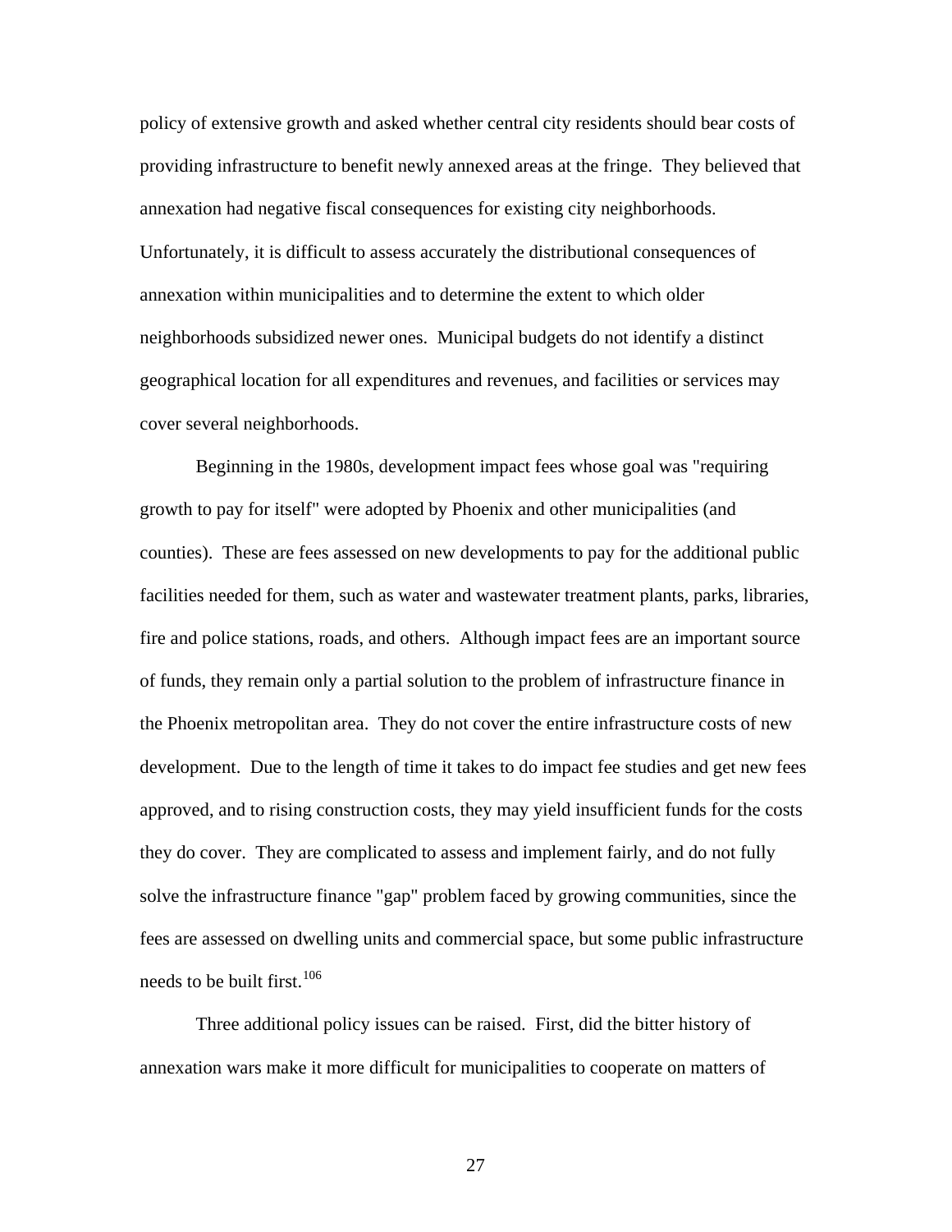policy of extensive growth and asked whether central city residents should bear costs of providing infrastructure to benefit newly annexed areas at the fringe. They believed that annexation had negative fiscal consequences for existing city neighborhoods. Unfortunately, it is difficult to assess accurately the distributional consequences of annexation within municipalities and to determine the extent to which older neighborhoods subsidized newer ones. Municipal budgets do not identify a distinct geographical location for all expenditures and revenues, and facilities or services may cover several neighborhoods.

Beginning in the 1980s, development impact fees whose goal was "requiring growth to pay for itself" were adopted by Phoenix and other municipalities (and counties). These are fees assessed on new developments to pay for the additional public facilities needed for them, such as water and wastewater treatment plants, parks, libraries, fire and police stations, roads, and others. Although impact fees are an important source of funds, they remain only a partial solution to the problem of infrastructure finance in the Phoenix metropolitan area. They do not cover the entire infrastructure costs of new development. Due to the length of time it takes to do impact fee studies and get new fees approved, and to rising construction costs, they may yield insufficient funds for the costs they do cover. They are complicated to assess and implement fairly, and do not fully solve the infrastructure finance "gap" problem faced by growing communities, since the fees are assessed on dwelling units and commercial space, but some public infrastructure needs to be built first.[106]

Three additional policy issues can be raised. First, did the bitter history of annexation wars make it more difficult for municipalities to cooperate on matters of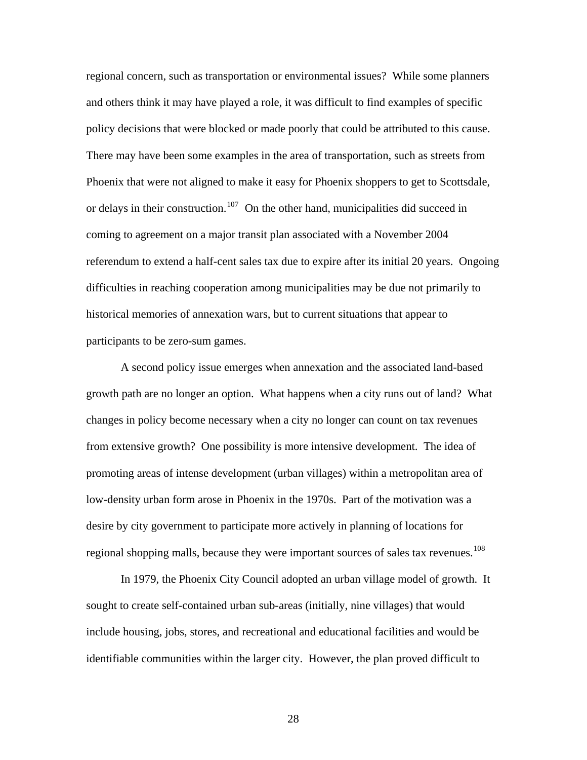regional concern, such as transportation or environmental issues? While some planners and others think it may have played a role, it was difficult to find examples of specific policy decisions that were blocked or made poorly that could be attributed to this cause. There may have been some examples in the area of transportation, such as streets from Phoenix that were not aligned to make it easy for Phoenix shoppers to get to Scottsdale, or delays in their construction.[107] On the other hand, municipalities did succeed in coming to agreement on a major transit plan associated with a November 2004 referendum to extend a half-cent sales tax due to expire after its initial 20 years. Ongoing difficulties in reaching cooperation among municipalities may be due not primarily to historical memories of annexation wars, but to current situations that appear to participants to be zero-sum games.

A second policy issue emerges when annexation and the associated land-based growth path are no longer an option. What happens when a city runs out of land? What changes in policy become necessary when a city no longer can count on tax revenues from extensive growth? One possibility is more intensive development. The idea of promoting areas of intense development (urban villages) within a metropolitan area of low-density urban form arose in Phoenix in the 1970s. Part of the motivation was a desire by city government to participate more actively in planning of locations for regional shopping malls, because they were important sources of sales tax revenues.[108]

In 1979, the Phoenix City Council adopted an urban village model of growth. It sought to create self-contained urban sub-areas (initially, nine villages) that would include housing, jobs, stores, and recreational and educational facilities and would be identifiable communities within the larger city. However, the plan proved difficult to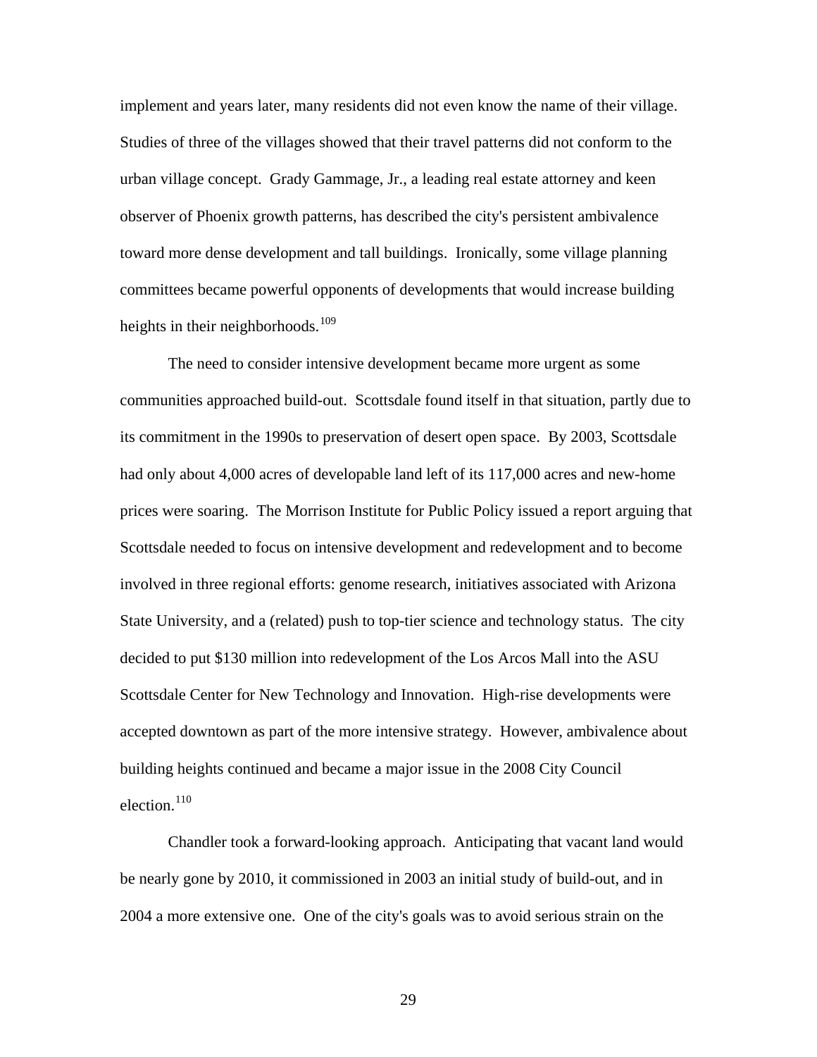implement and years later, many residents did not even know the name of their village. Studies of three of the villages showed that their travel patterns did not conform to the urban village concept. Grady Gammage, Jr., a leading real estate attorney and keen observer of Phoenix growth patterns, has described the city's persistent ambivalence toward more dense development and tall buildings. Ironically, some village planning committees became powerful opponents of developments that would increase building heights in their neighborhoods.[109]

The need to consider intensive development became more urgent as some communities approached build-out. Scottsdale found itself in that situation, partly due to its commitment in the 1990s to preservation of desert open space. By 2003, Scottsdale had only about 4,000 acres of developable land left of its 117,000 acres and new-home prices were soaring. The Morrison Institute for Public Policy issued a report arguing that Scottsdale needed to focus on intensive development and redevelopment and to become involved in three regional efforts: genome research, initiatives associated with Arizona State University, and a (related) push to top-tier science and technology status. The city decided to put $130 million into redevelopment of the Los Arcos Mall into the ASU Scottsdale Center for New Technology and Innovation. High-rise developments were accepted downtown as part of the more intensive strategy. However, ambivalence about building heights continued and became a major issue in the 2008 City Council election.[110]

Chandler took a forward-looking approach. Anticipating that vacant land would be nearly gone by 2010, it commissioned in 2003 an initial study of build-out, and in 2004 a more extensive one. One of the city's goals was to avoid serious strain on the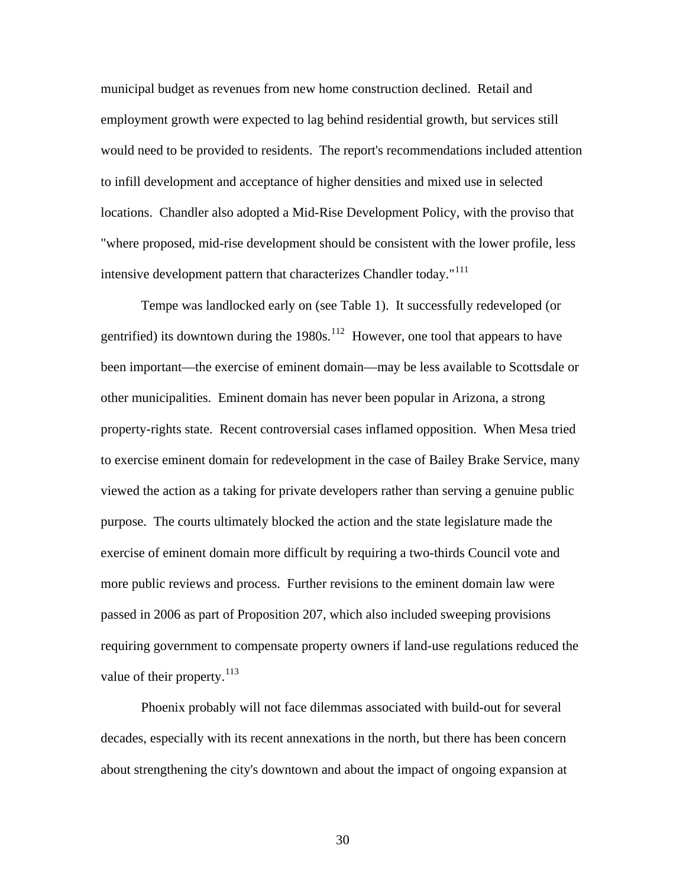municipal budget as revenues from new home construction declined. Retail and employment growth were expected to lag behind residential growth, but services still would need to be provided to residents. The report's recommendations included attention to infill development and acceptance of higher densities and mixed use in selected locations. Chandler also adopted a Mid-Rise Development Policy, with the proviso that "where proposed, mid-rise development should be consistent with the lower profile, less intensive development pattern that characterizes Chandler today."[111]

Tempe was landlocked early on (see Table 1). It successfully redeveloped (or gentrified) its downtown during the 1980s.[112] However, one tool that appears to have been important—the exercise of eminent domain—may be less available to Scottsdale or other municipalities. Eminent domain has never been popular in Arizona, a strong property-rights state. Recent controversial cases inflamed opposition. When Mesa tried to exercise eminent domain for redevelopment in the case of Bailey Brake Service, many viewed the action as a taking for private developers rather than serving a genuine public purpose. The courts ultimately blocked the action and the state legislature made the exercise of eminent domain more difficult by requiring a two-thirds Council vote and more public reviews and process. Further revisions to the eminent domain law were passed in 2006 as part of Proposition 207, which also included sweeping provisions requiring government to compensate property owners if land-use regulations reduced the value of their property.[113]

Phoenix probably will not face dilemmas associated with build-out for several decades, especially with its recent annexations in the north, but there has been concern about strengthening the city's downtown and about the impact of ongoing expansion at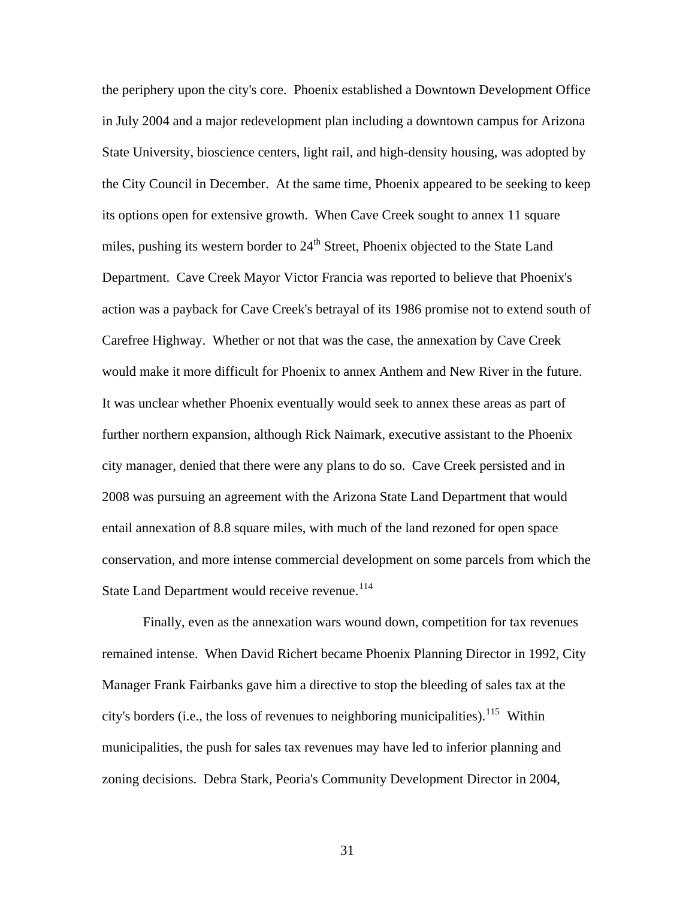the periphery upon the city's core. Phoenix established a Downtown Development Office in July 2004 and a major redevelopment plan including a downtown campus for Arizona State University, bioscience centers, light rail, and high-density housing, was adopted by the City Council in December. At the same time, Phoenix appeared to be seeking to keep its options open for extensive growth. When Cave Creek sought to annex 11 square miles, pushing its western border to 24th Street, Phoenix objected to the State Land Department. Cave Creek Mayor Victor Francia was reported to believe that Phoenix's action was a payback for Cave Creek's betrayal of its 1986 promise not to extend south of Carefree Highway. Whether or not that was the case, the annexation by Cave Creek would make it more difficult for Phoenix to annex Anthem and New River in the future. It was unclear whether Phoenix eventually would seek to annex these areas as part of further northern expansion, although Rick Naimark, executive assistant to the Phoenix city manager, denied that there were any plans to do so. Cave Creek persisted and in 2008 was pursuing an agreement with the Arizona State Land Department that would entail annexation of 8.8 square miles, with much of the land rezoned for open space conservation, and more intense commercial development on some parcels from which the State Land Department would receive revenue.[114]

Finally, even as the annexation wars wound down, competition for tax revenues remained intense. When David Richert became Phoenix Planning Director in 1992, City Manager Frank Fairbanks gave him a directive to stop the bleeding of sales tax at the city's borders (i.e., the loss of revenues to neighboring municipalities).[115] Within municipalities, the push for sales tax revenues may have led to inferior planning and zoning decisions. Debra Stark, Peoria's Community Development Director in 2004,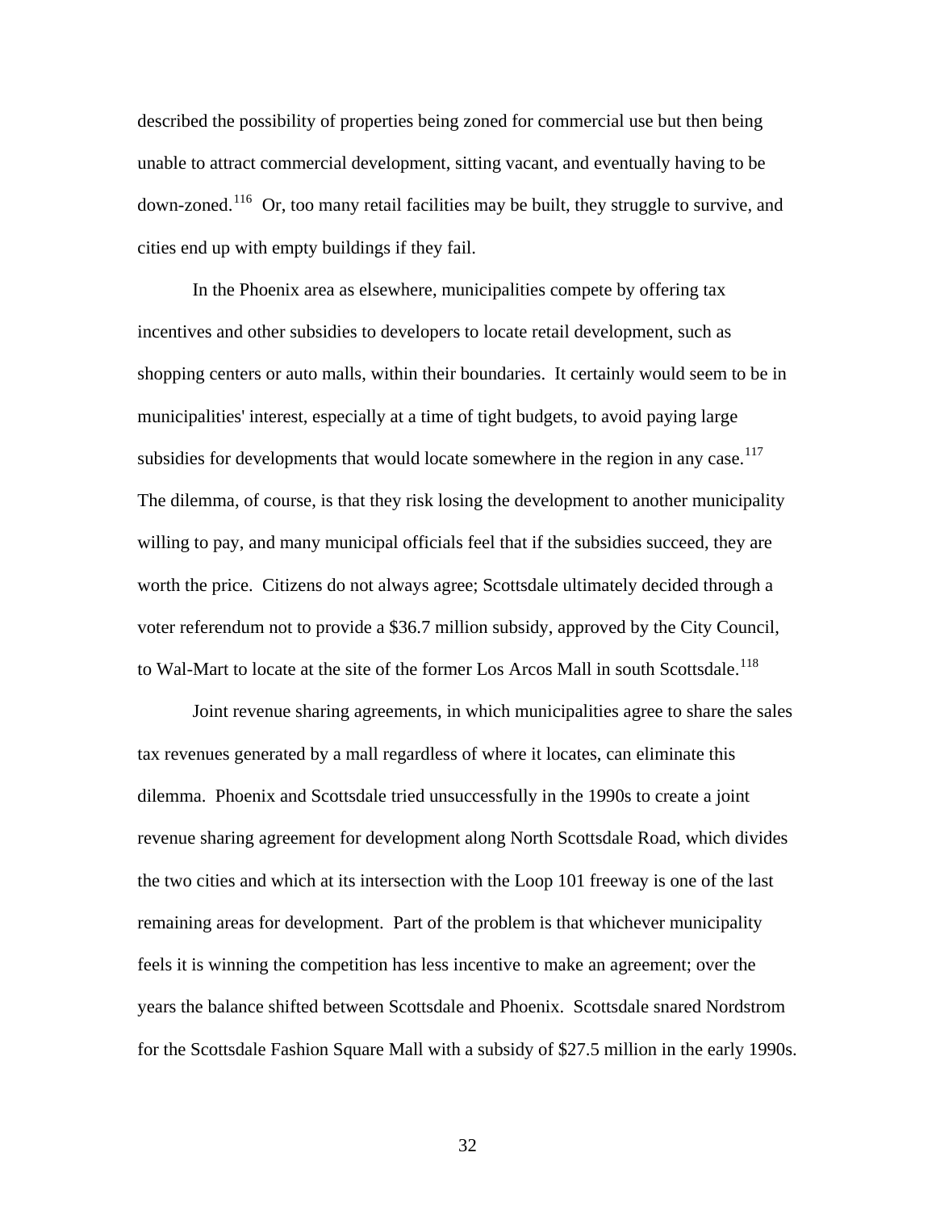described the possibility of properties being zoned for commercial use but then being unable to attract commercial development, sitting vacant, and eventually having to be down-zoned.[116] Or, too many retail facilities may be built, they struggle to survive, and cities end up with empty buildings if they fail.

In the Phoenix area as elsewhere, municipalities compete by offering tax incentives and other subsidies to developers to locate retail development, such as shopping centers or auto malls, within their boundaries. It certainly would seem to be in municipalities' interest, especially at a time of tight budgets, to avoid paying large subsidies for developments that would locate somewhere in the region in any case.[117] The dilemma, of course, is that they risk losing the development to another municipality willing to pay, and many municipal officials feel that if the subsidies succeed, they are worth the price. Citizens do not always agree; Scottsdale ultimately decided through a voter referendum not to provide a $36.7 million subsidy, approved by the City Council, to Wal-Mart to locate at the site of the former Los Arcos Mall in south Scottsdale.[118]

Joint revenue sharing agreements, in which municipalities agree to share the sales tax revenues generated by a mall regardless of where it locates, can eliminate this dilemma. Phoenix and Scottsdale tried unsuccessfully in the 1990s to create a joint revenue sharing agreement for development along North Scottsdale Road, which divides the two cities and which at its intersection with the Loop 101 freeway is one of the last remaining areas for development. Part of the problem is that whichever municipality feels it is winning the competition has less incentive to make an agreement; over the years the balance shifted between Scottsdale and Phoenix. Scottsdale snared Nordstrom for the Scottsdale Fashion Square Mall with a subsidy of $27.5 million in the early 1990s.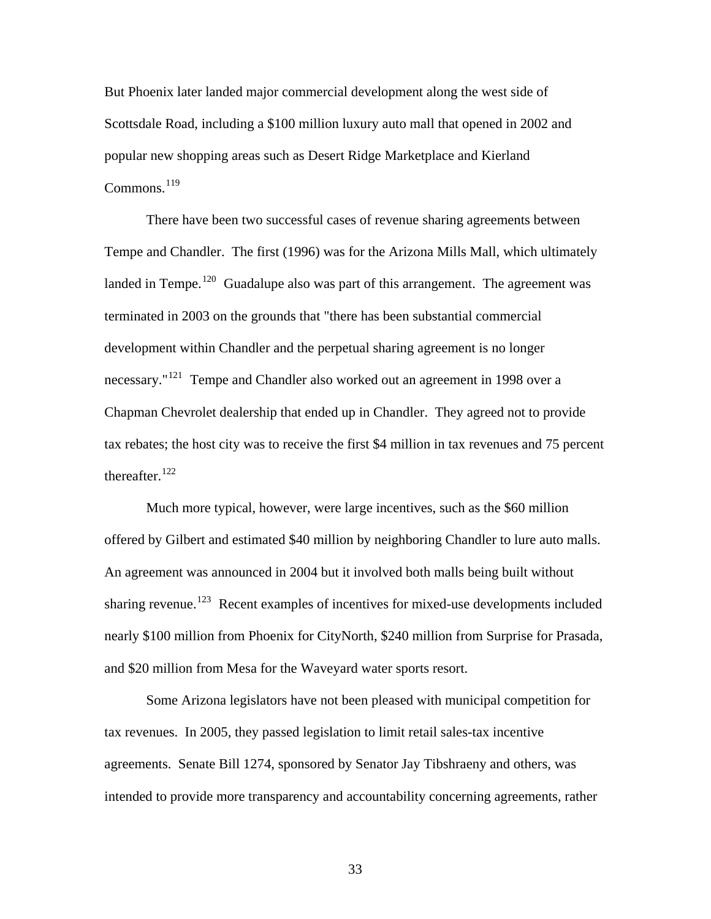But Phoenix later landed major commercial development along the west side of Scottsdale Road, including a $100 million luxury auto mall that opened in 2002 and popular new shopping areas such as Desert Ridge Marketplace and Kierland Commons.[119]

There have been two successful cases of revenue sharing agreements between Tempe and Chandler. The first (1996) was for the Arizona Mills Mall, which ultimately landed in Tempe.[120] Guadalupe also was part of this arrangement. The agreement was terminated in 2003 on the grounds that "there has been substantial commercial development within Chandler and the perpetual sharing agreement is no longer necessary."[121] Tempe and Chandler also worked out an agreement in 1998 over a Chapman Chevrolet dealership that ended up in Chandler. They agreed not to provide tax rebates; the host city was to receive the first $4 million in tax revenues and 75 percent thereafter.[122]

Much more typical, however, were large incentives, such as the $60 million offered by Gilbert and estimated $40 million by neighboring Chandler to lure auto malls. An agreement was announced in 2004 but it involved both malls being built without sharing revenue.[123] Recent examples of incentives for mixed-use developments included nearly $100 million from Phoenix for CityNorth, $240 million from Surprise for Prasada, and $20 million from Mesa for the Waveyard water sports resort.

Some Arizona legislators have not been pleased with municipal competition for tax revenues. In 2005, they passed legislation to limit retail sales-tax incentive agreements. Senate Bill 1274, sponsored by Senator Jay Tibshraeny and others, was intended to provide more transparency and accountability concerning agreements, rather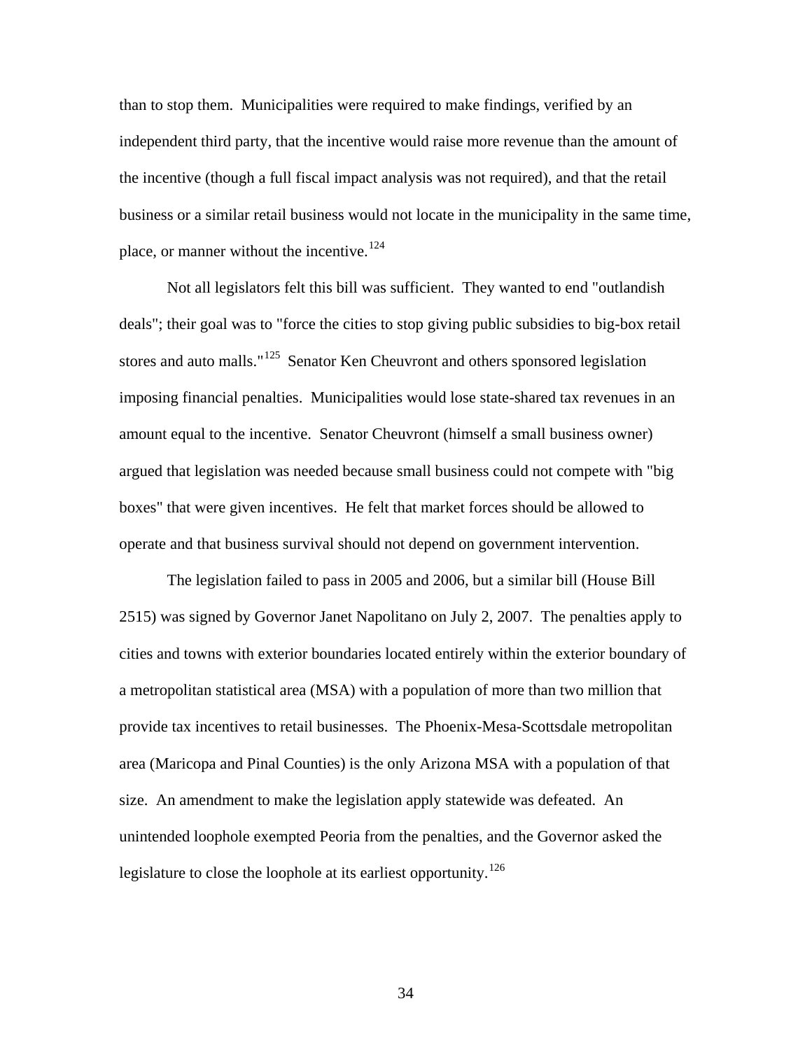than to stop them. Municipalities were required to make findings, verified by an independent third party, that the incentive would raise more revenue than the amount of the incentive (though a full fiscal impact analysis was not required), and that the retail business or a similar retail business would not locate in the municipality in the same time, place, or manner without the incentive.[124]

Not all legislators felt this bill was sufficient. They wanted to end "outlandish deals"; their goal was to "force the cities to stop giving public subsidies to big-box retail stores and auto malls."[125] Senator Ken Cheuvront and others sponsored legislation imposing financial penalties. Municipalities would lose state-shared tax revenues in an amount equal to the incentive. Senator Cheuvront (himself a small business owner) argued that legislation was needed because small business could not compete with "big boxes" that were given incentives. He felt that market forces should be allowed to operate and that business survival should not depend on government intervention.

The legislation failed to pass in 2005 and 2006, but a similar bill (House Bill 2515) was signed by Governor Janet Napolitano on July 2, 2007. The penalties apply to cities and towns with exterior boundaries located entirely within the exterior boundary of a metropolitan statistical area (MSA) with a population of more than two million that provide tax incentives to retail businesses. The Phoenix-Mesa-Scottsdale metropolitan area (Maricopa and Pinal Counties) is the only Arizona MSA with a population of that size. An amendment to make the legislation apply statewide was defeated. An unintended loophole exempted Peoria from the penalties, and the Governor asked the legislature to close the loophole at its earliest opportunity.[126]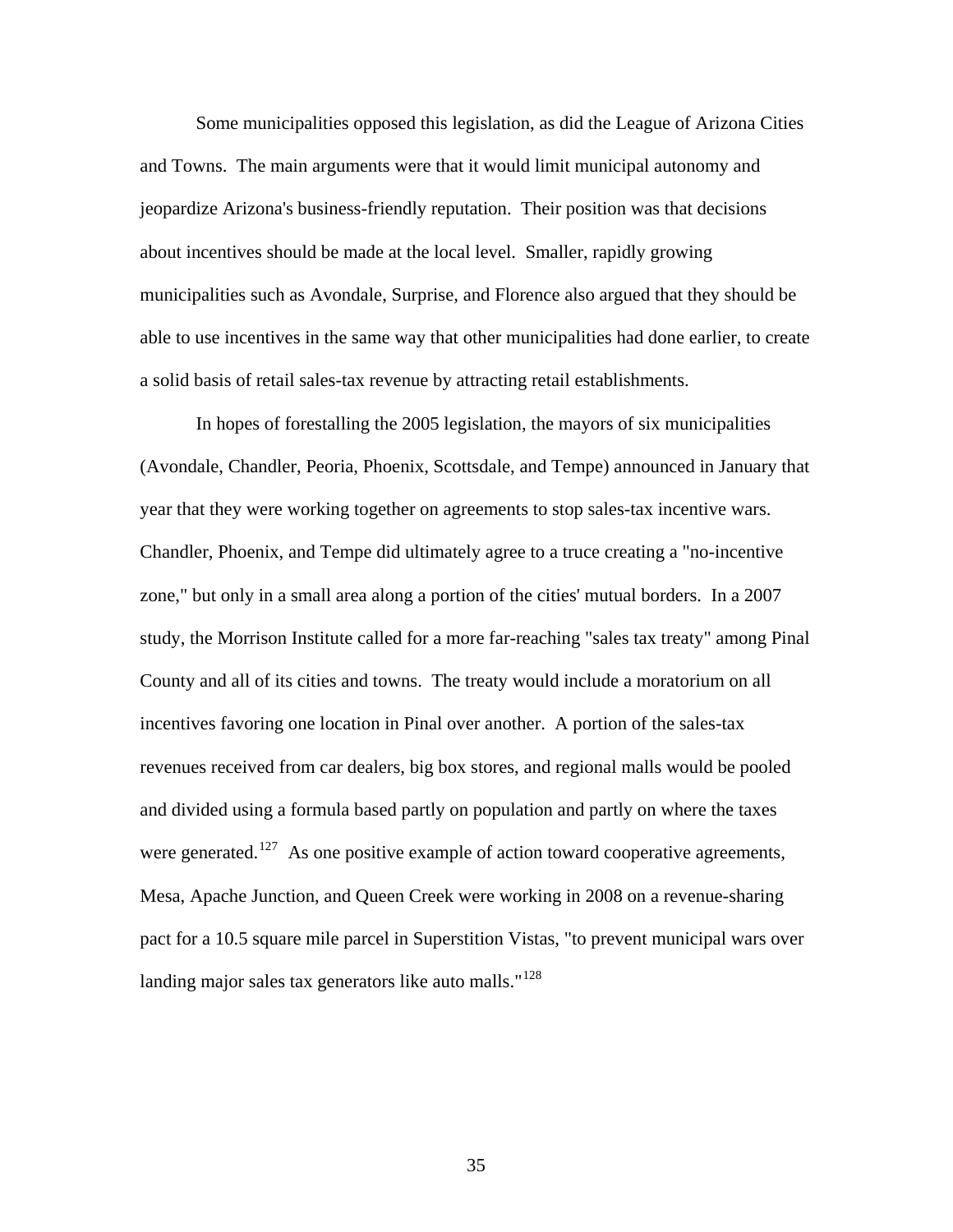Some municipalities opposed this legislation, as did the League of Arizona Cities and Towns. The main arguments were that it would limit municipal autonomy and jeopardize Arizona's business-friendly reputation. Their position was that decisions about incentives should be made at the local level. Smaller, rapidly growing municipalities such as Avondale, Surprise, and Florence also argued that they should be able to use incentives in the same way that other municipalities had done earlier, to create a solid basis of retail sales-tax revenue by attracting retail establishments.

In hopes of forestalling the 2005 legislation, the mayors of six municipalities (Avondale, Chandler, Peoria, Phoenix, Scottsdale, and Tempe) announced in January that year that they were working together on agreements to stop sales-tax incentive wars. Chandler, Phoenix, and Tempe did ultimately agree to a truce creating a "no-incentive zone," but only in a small area along a portion of the cities' mutual borders. In a 2007 study, the Morrison Institute called for a more far-reaching "sales tax treaty" among Pinal County and all of its cities and towns. The treaty would include a moratorium on all incentives favoring one location in Pinal over another. A portion of the sales-tax revenues received from car dealers, big box stores, and regional malls would be pooled and divided using a formula based partly on population and partly on where the taxes were generated.[127] As one positive example of action toward cooperative agreements, Mesa, Apache Junction, and Queen Creek were working in 2008 on a revenue-sharing pact for a 10.5 square mile parcel in Superstition Vistas, "to prevent municipal wars over landing major sales tax generators like auto malls."[128]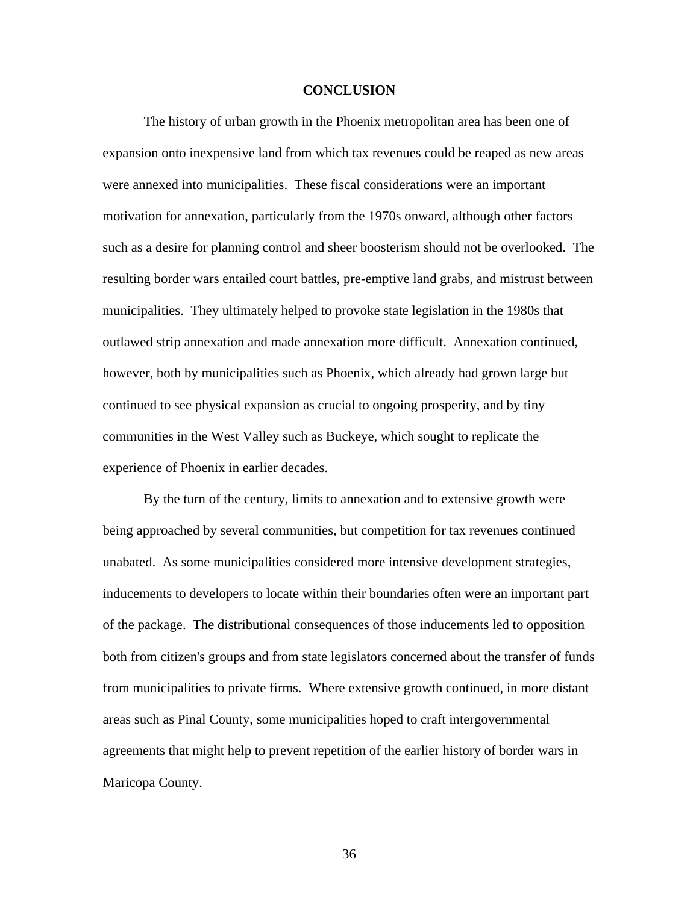## CONCLUSION

The history of urban growth in the Phoenix metropolitan area has been one of expansion onto inexpensive land from which tax revenues could be reaped as new areas were annexed into municipalities. These fiscal considerations were an important motivation for annexation, particularly from the 1970s onward, although other factors such as a desire for planning control and sheer boosterism should not be overlooked. The resulting border wars entailed court battles, pre-emptive land grabs, and mistrust between municipalities. They ultimately helped to provoke state legislation in the 1980s that outlawed strip annexation and made annexation more difficult. Annexation continued, however, both by municipalities such as Phoenix, which already had grown large but continued to see physical expansion as crucial to ongoing prosperity, and by tiny communities in the West Valley such as Buckeye, which sought to replicate the experience of Phoenix in earlier decades.

By the turn of the century, limits to annexation and to extensive growth were being approached by several communities, but competition for tax revenues continued unabated. As some municipalities considered more intensive development strategies, inducements to developers to locate within their boundaries often were an important part of the package. The distributional consequences of those inducements led to opposition both from citizen's groups and from state legislators concerned about the transfer of funds from municipalities to private firms. Where extensive growth continued, in more distant areas such as Pinal County, some municipalities hoped to craft intergovernmental agreements that might help to prevent repetition of the earlier history of border wars in Maricopa County.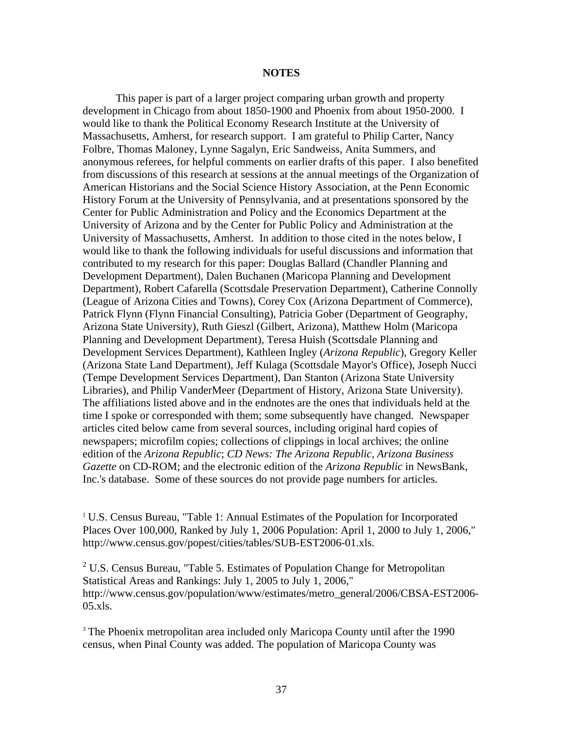## NOTES

This paper is part of a larger project comparing urban growth and property development in Chicago from about 1850-1900 and Phoenix from about 1950-2000. I would like to thank the Political Economy Research Institute at the University of Massachusetts, Amherst, for research support. I am grateful to Philip Carter, Nancy Folbre, Thomas Maloney, Lynne Sagalyn, Eric Sandweiss, Anita Summers, and anonymous referees, for helpful comments on earlier drafts of this paper. I also benefited from discussions of this research at sessions at the annual meetings of the Organization of American Historians and the Social Science History Association, at the Penn Economic History Forum at the University of Pennsylvania, and at presentations sponsored by the Center for Public Administration and Policy and the Economics Department at the University of Arizona and by the Center for Public Policy and Administration at the University of Massachusetts, Amherst. In addition to those cited in the notes below, I would like to thank the following individuals for useful discussions and information that contributed to my research for this paper: Douglas Ballard (Chandler Planning and Development Department), Dalen Buchanen (Maricopa Planning and Development Department), Robert Cafarella (Scottsdale Preservation Department), Catherine Connolly (League of Arizona Cities and Towns), Corey Cox (Arizona Department of Commerce), Patrick Flynn (Flynn Financial Consulting), Patricia Gober (Department of Geography, Arizona State University), Ruth Gieszl (Gilbert, Arizona), Matthew Holm (Maricopa Planning and Development Department), Teresa Huish (Scottsdale Planning and Development Services Department), Kathleen Ingley (*Arizona Republic*), Gregory Keller (Arizona State Land Department), Jeff Kulaga (Scottsdale Mayor's Office), Joseph Nucci (Tempe Development Services Department), Dan Stanton (Arizona State University Libraries), and Philip VanderMeer (Department of History, Arizona State University). The affiliations listed above and in the endnotes are the ones that individuals held at the time I spoke or corresponded with them; some subsequently have changed. Newspaper articles cited below came from several sources, including original hard copies of newspapers; microfilm copies; collections of clippings in local archives; the online edition of the *Arizona Republic*; *CD News: The Arizona Republic, Arizona Business Gazette* on CD-ROM; and the electronic edition of the *Arizona Republic* in NewsBank, Inc.'s database. Some of these sources do not provide page numbers for articles.

[1] U.S. Census Bureau, "Table 1: Annual Estimates of the Population for Incorporated Places Over 100,000, Ranked by July 1, 2006 Population: April 1, 2000 to July 1, 2006," http://www.census.gov/popest/cities/tables/SUB-EST2006-01.xls.

[2] U.S. Census Bureau, "Table 5. Estimates of Population Change for Metropolitan Statistical Areas and Rankings: July 1, 2005 to July 1, 2006," http://www.census.gov/population/www/estimates/metro_general/2006/CBSA-EST2006-05.xls.

[3] The Phoenix metropolitan area included only Maricopa County until after the 1990 census, when Pinal County was added. The population of Maricopa County was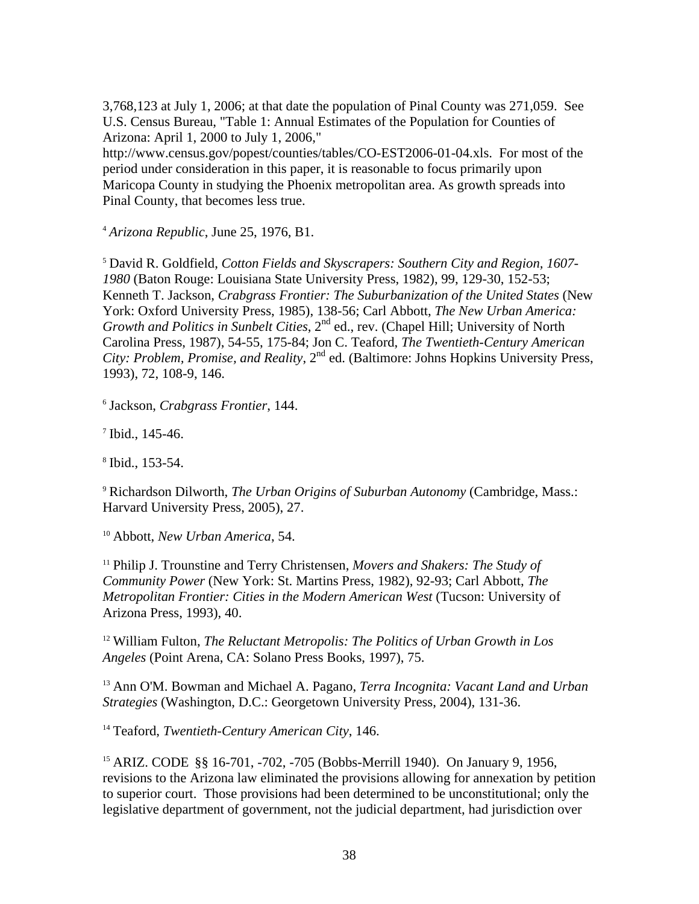3,768,123 at July 1, 2006; at that date the population of Pinal County was 271,059. See U.S. Census Bureau, "Table 1: Annual Estimates of the Population for Counties of Arizona: April 1, 2000 to July 1, 2006," http://www.census.gov/popest/counties/tables/CO-EST2006-01-04.xls. For most of the period under consideration in this paper, it is reasonable to focus primarily upon Maricopa County in studying the Phoenix metropolitan area. As growth spreads into Pinal County, that becomes less true.

[4] *Arizona Republic*, June 25, 1976, B1.

[5] David R. Goldfield, *Cotton Fields and Skyscrapers: Southern City and Region, 1607-1980* (Baton Rouge: Louisiana State University Press, 1982), 99, 129-30, 152-53; Kenneth T. Jackson, *Crabgrass Frontier: The Suburbanization of the United States* (New York: Oxford University Press, 1985), 138-56; Carl Abbott, *The New Urban America: Growth and Politics in Sunbelt Cities*, 2nd ed., rev. (Chapel Hill; University of North Carolina Press, 1987), 54-55, 175-84; Jon C. Teaford, *The Twentieth-Century American City: Problem, Promise, and Reality*, 2nd ed. (Baltimore: Johns Hopkins University Press, 1993), 72, 108-9, 146.

[6] Jackson, *Crabgrass Frontier*, 144.

[7] Ibid., 145-46.

[8] Ibid., 153-54.

[9] Richardson Dilworth, *The Urban Origins of Suburban Autonomy* (Cambridge, Mass.: Harvard University Press, 2005), 27.

[10] Abbott, *New Urban America*, 54.

[11] Philip J. Trounstine and Terry Christensen, *Movers and Shakers: The Study of Community Power* (New York: St. Martins Press, 1982), 92-93; Carl Abbott, *The Metropolitan Frontier: Cities in the Modern American West* (Tucson: University of Arizona Press, 1993), 40.

[12] William Fulton, *The Reluctant Metropolis: The Politics of Urban Growth in Los Angeles* (Point Arena, CA: Solano Press Books, 1997), 75.

[13] Ann O'M. Bowman and Michael A. Pagano, *Terra Incognita: Vacant Land and Urban Strategies* (Washington, D.C.: Georgetown University Press, 2004), 131-36.

[14] Teaford, *Twentieth-Century American City*, 146.

[15] ARIZ. CODE §§ 16-701, -702, -705 (Bobbs-Merrill 1940). On January 9, 1956, revisions to the Arizona law eliminated the provisions allowing for annexation by petition to superior court. Those provisions had been determined to be unconstitutional; only the legislative department of government, not the judicial department, had jurisdiction over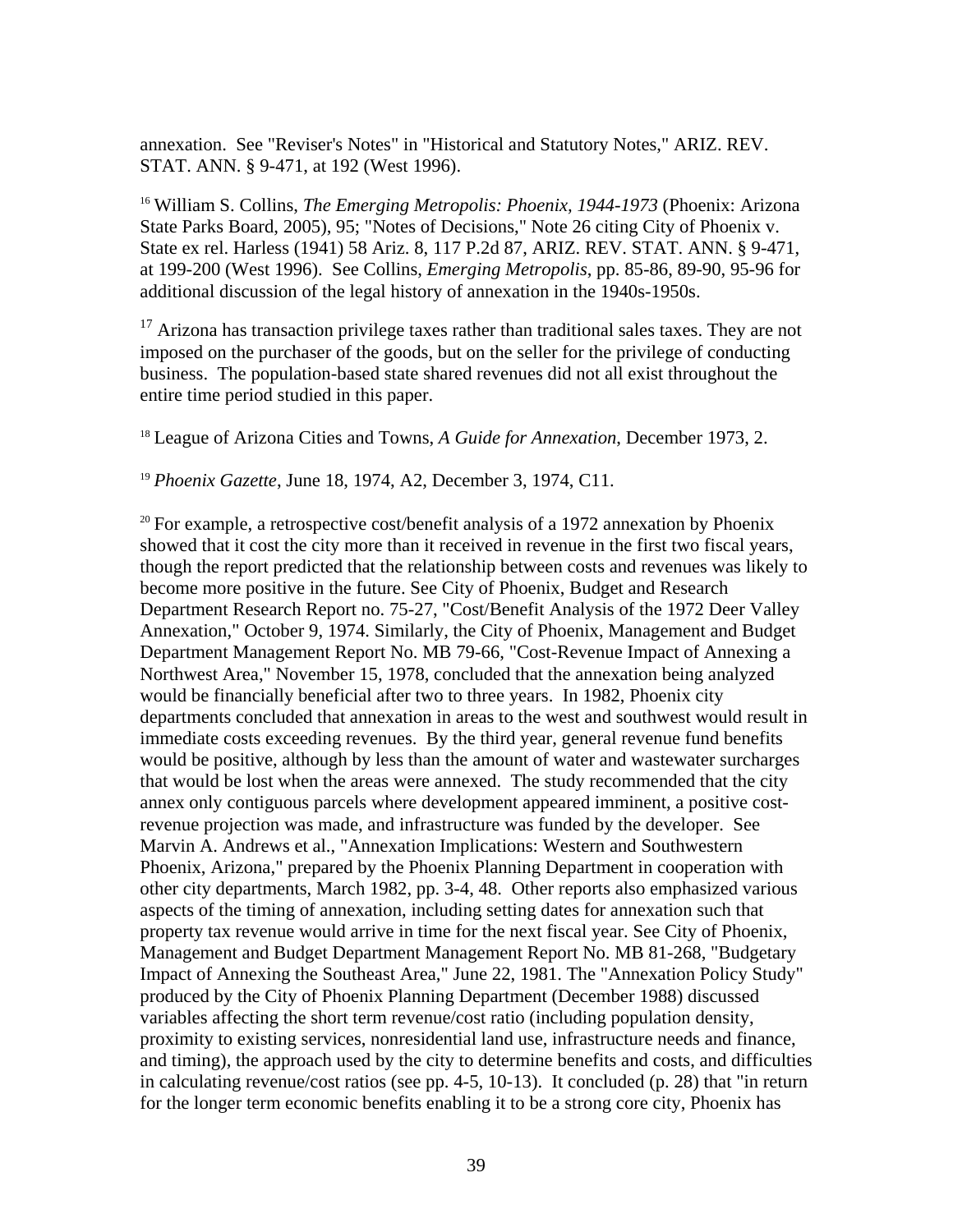annexation. See "Reviser's Notes" in "Historical and Statutory Notes," ARIZ. REV. STAT. ANN. § 9-471, at 192 (West 1996).

[16] William S. Collins, *The Emerging Metropolis: Phoenix, 1944-1973* (Phoenix: Arizona State Parks Board, 2005), 95; "Notes of Decisions," Note 26 citing City of Phoenix v. State ex rel. Harless (1941) 58 Ariz. 8, 117 P.2d 87, ARIZ. REV. STAT. ANN. § 9-471, at 199-200 (West 1996). See Collins, *Emerging Metropolis*, pp. 85-86, 89-90, 95-96 for additional discussion of the legal history of annexation in the 1940s-1950s.

[17] Arizona has transaction privilege taxes rather than traditional sales taxes. They are not imposed on the purchaser of the goods, but on the seller for the privilege of conducting business. The population-based state shared revenues did not all exist throughout the entire time period studied in this paper.

[18] League of Arizona Cities and Towns, *A Guide for Annexation*, December 1973, 2.

[19] *Phoenix Gazette*, June 18, 1974, A2, December 3, 1974, C11.

[20] For example, a retrospective cost/benefit analysis of a 1972 annexation by Phoenix showed that it cost the city more than it received in revenue in the first two fiscal years, though the report predicted that the relationship between costs and revenues was likely to become more positive in the future. See City of Phoenix, Budget and Research Department Research Report no. 75-27, "Cost/Benefit Analysis of the 1972 Deer Valley Annexation," October 9, 1974. Similarly, the City of Phoenix, Management and Budget Department Management Report No. MB 79-66, "Cost-Revenue Impact of Annexing a Northwest Area," November 15, 1978, concluded that the annexation being analyzed would be financially beneficial after two to three years. In 1982, Phoenix city departments concluded that annexation in areas to the west and southwest would result in immediate costs exceeding revenues. By the third year, general revenue fund benefits would be positive, although by less than the amount of water and wastewater surcharges that would be lost when the areas were annexed. The study recommended that the city annex only contiguous parcels where development appeared imminent, a positive cost-revenue projection was made, and infrastructure was funded by the developer. See Marvin A. Andrews et al., "Annexation Implications: Western and Southwestern Phoenix, Arizona," prepared by the Phoenix Planning Department in cooperation with other city departments, March 1982, pp. 3-4, 48. Other reports also emphasized various aspects of the timing of annexation, including setting dates for annexation such that property tax revenue would arrive in time for the next fiscal year. See City of Phoenix, Management and Budget Department Management Report No. MB 81-268, "Budgetary Impact of Annexing the Southeast Area," June 22, 1981. The "Annexation Policy Study" produced by the City of Phoenix Planning Department (December 1988) discussed variables affecting the short term revenue/cost ratio (including population density, proximity to existing services, nonresidential land use, infrastructure needs and finance, and timing), the approach used by the city to determine benefits and costs, and difficulties in calculating revenue/cost ratios (see pp. 4-5, 10-13). It concluded (p. 28) that "in return for the longer term economic benefits enabling it to be a strong core city, Phoenix has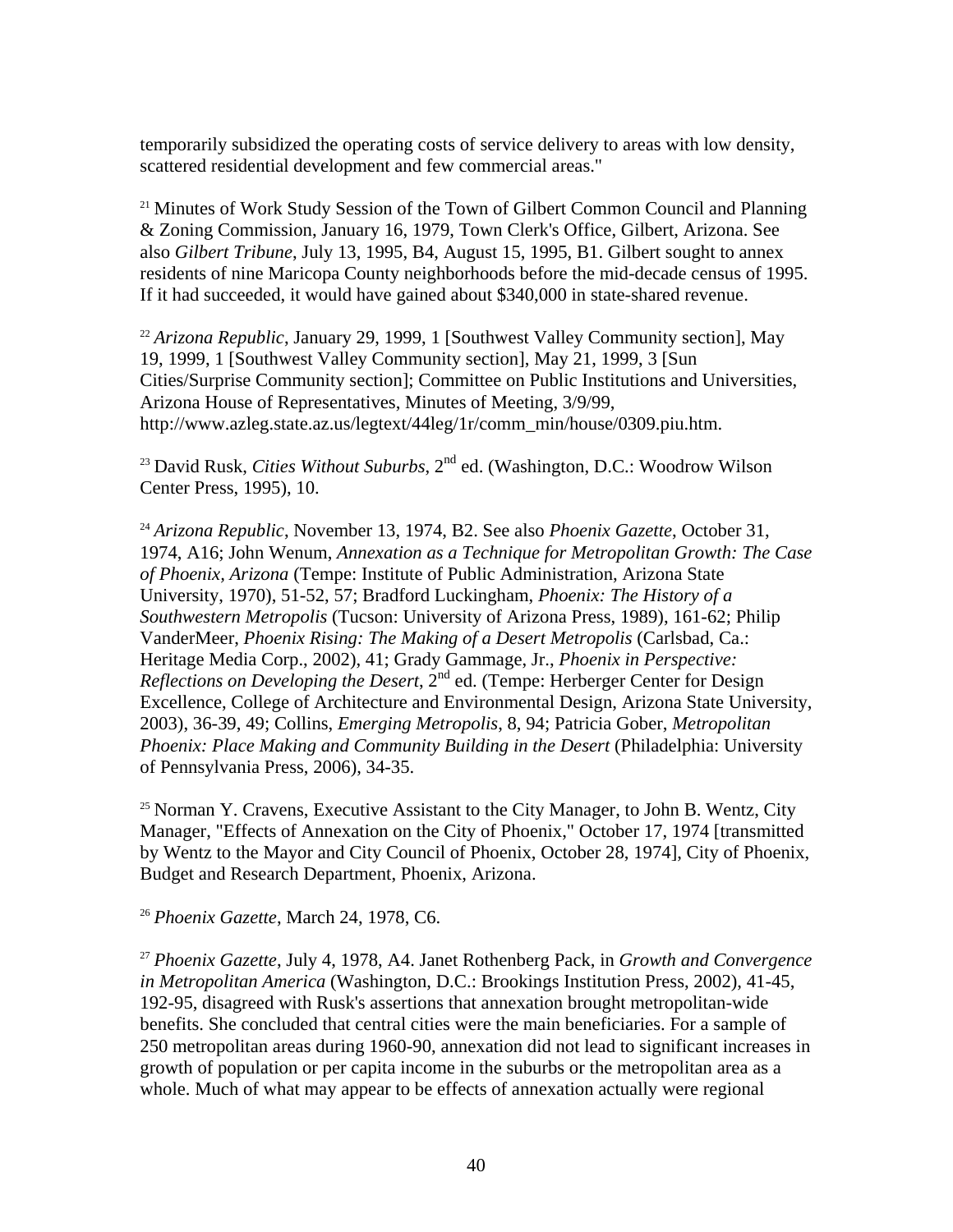temporarily subsidized the operating costs of service delivery to areas with low density, scattered residential development and few commercial areas."

[21] Minutes of Work Study Session of the Town of Gilbert Common Council and Planning & Zoning Commission, January 16, 1979, Town Clerk's Office, Gilbert, Arizona. See also *Gilbert Tribune*, July 13, 1995, B4, August 15, 1995, B1. Gilbert sought to annex residents of nine Maricopa County neighborhoods before the mid-decade census of 1995. If it had succeeded, it would have gained about $340,000 in state-shared revenue.

[22] *Arizona Republic*, January 29, 1999, 1 [Southwest Valley Community section], May 19, 1999, 1 [Southwest Valley Community section], May 21, 1999, 3 [Sun Cities/Surprise Community section]; Committee on Public Institutions and Universities, Arizona House of Representatives, Minutes of Meeting, 3/9/99, http://www.azleg.state.az.us/legtext/44leg/1r/comm_min/house/0309.piu.htm.

[23] David Rusk, *Cities Without Suburbs*, 2nd ed. (Washington, D.C.: Woodrow Wilson Center Press, 1995), 10.

[24] *Arizona Republic*, November 13, 1974, B2. See also *Phoenix Gazette*, October 31, 1974, A16; John Wenum, *Annexation as a Technique for Metropolitan Growth: The Case of Phoenix, Arizona* (Tempe: Institute of Public Administration, Arizona State University, 1970), 51-52, 57; Bradford Luckingham, *Phoenix: The History of a Southwestern Metropolis* (Tucson: University of Arizona Press, 1989), 161-62; Philip VanderMeer, *Phoenix Rising: The Making of a Desert Metropolis* (Carlsbad, Ca.: Heritage Media Corp., 2002), 41; Grady Gammage, Jr., *Phoenix in Perspective: Reflections on Developing the Desert*, 2nd ed. (Tempe: Herberger Center for Design Excellence, College of Architecture and Environmental Design, Arizona State University, 2003), 36-39, 49; Collins, *Emerging Metropolis*, 8, 94; Patricia Gober, *Metropolitan Phoenix: Place Making and Community Building in the Desert* (Philadelphia: University of Pennsylvania Press, 2006), 34-35.

[25] Norman Y. Cravens, Executive Assistant to the City Manager, to John B. Wentz, City Manager, "Effects of Annexation on the City of Phoenix," October 17, 1974 [transmitted by Wentz to the Mayor and City Council of Phoenix, October 28, 1974], City of Phoenix, Budget and Research Department, Phoenix, Arizona.

[26] *Phoenix Gazette*, March 24, 1978, C6.

[27] *Phoenix Gazette*, July 4, 1978, A4. Janet Rothenberg Pack, in *Growth and Convergence in Metropolitan America* (Washington, D.C.: Brookings Institution Press, 2002), 41-45, 192-95, disagreed with Rusk's assertions that annexation brought metropolitan-wide benefits. She concluded that central cities were the main beneficiaries. For a sample of 250 metropolitan areas during 1960-90, annexation did not lead to significant increases in growth of population or per capita income in the suburbs or the metropolitan area as a whole. Much of what may appear to be effects of annexation actually were regional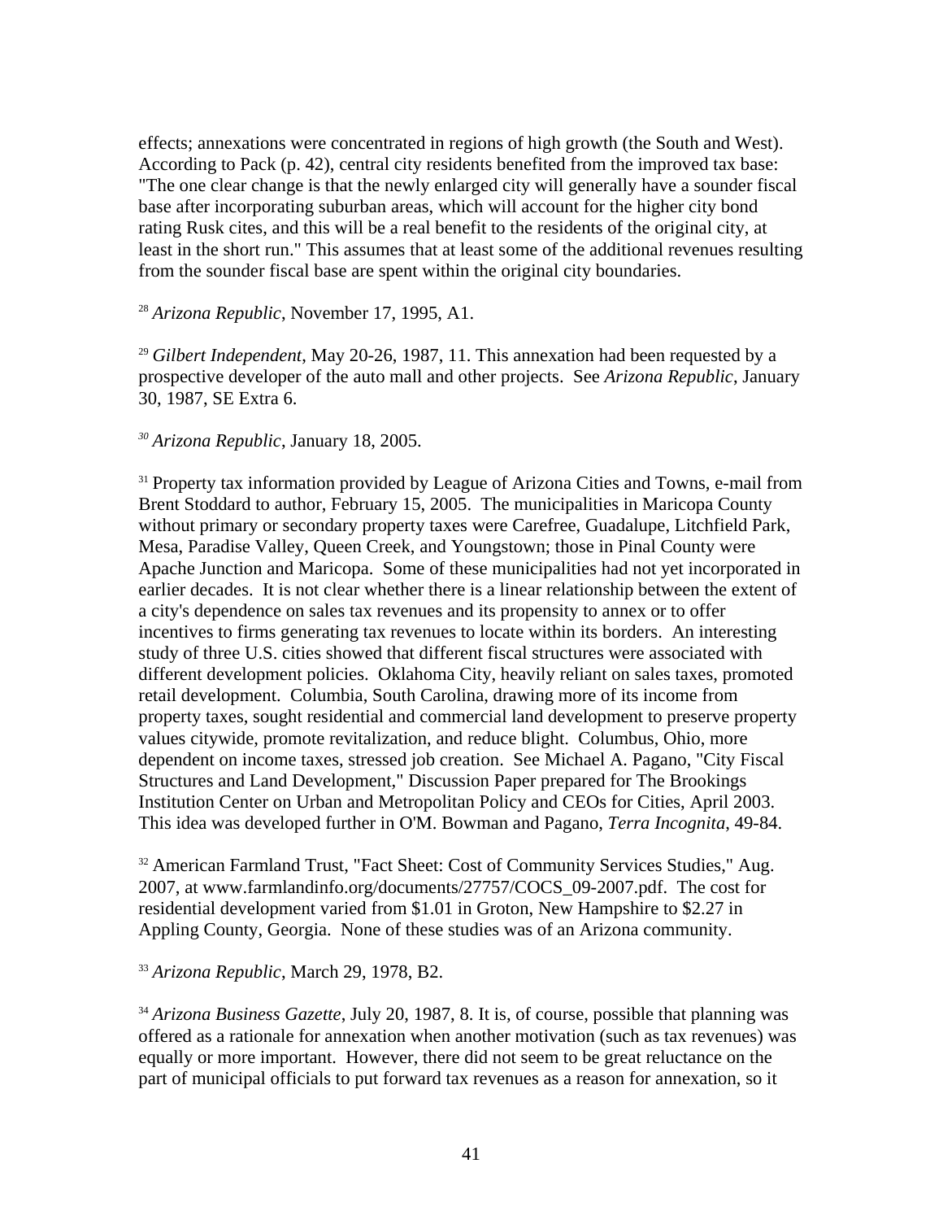effects; annexations were concentrated in regions of high growth (the South and West). According to Pack (p. 42), central city residents benefited from the improved tax base: "The one clear change is that the newly enlarged city will generally have a sounder fiscal base after incorporating suburban areas, which will account for the higher city bond rating Rusk cites, and this will be a real benefit to the residents of the original city, at least in the short run." This assumes that at least some of the additional revenues resulting from the sounder fiscal base are spent within the original city boundaries.

[28] *Arizona Republic*, November 17, 1995, A1.

[29] *Gilbert Independent*, May 20-26, 1987, 11. This annexation had been requested by a prospective developer of the auto mall and other projects. See *Arizona Republic*, January 30, 1987, SE Extra 6.

[30] *Arizona Republic*, January 18, 2005.

[31] Property tax information provided by League of Arizona Cities and Towns, e-mail from Brent Stoddard to author, February 15, 2005. The municipalities in Maricopa County without primary or secondary property taxes were Carefree, Guadalupe, Litchfield Park, Mesa, Paradise Valley, Queen Creek, and Youngstown; those in Pinal County were Apache Junction and Maricopa. Some of these municipalities had not yet incorporated in earlier decades. It is not clear whether there is a linear relationship between the extent of a city's dependence on sales tax revenues and its propensity to annex or to offer incentives to firms generating tax revenues to locate within its borders. An interesting study of three U.S. cities showed that different fiscal structures were associated with different development policies. Oklahoma City, heavily reliant on sales taxes, promoted retail development. Columbia, South Carolina, drawing more of its income from property taxes, sought residential and commercial land development to preserve property values citywide, promote revitalization, and reduce blight. Columbus, Ohio, more dependent on income taxes, stressed job creation. See Michael A. Pagano, "City Fiscal Structures and Land Development," Discussion Paper prepared for The Brookings Institution Center on Urban and Metropolitan Policy and CEOs for Cities, April 2003. This idea was developed further in O'M. Bowman and Pagano, *Terra Incognita*, 49-84.

[32] American Farmland Trust, "Fact Sheet: Cost of Community Services Studies," Aug. 2007, at www.farmlandinfo.org/documents/27757/COCS_09-2007.pdf. The cost for residential development varied from $1.01 in Groton, New Hampshire to $2.27 in Appling County, Georgia. None of these studies was of an Arizona community.

[33] *Arizona Republic*, March 29, 1978, B2.

[34] *Arizona Business Gazette*, July 20, 1987, 8. It is, of course, possible that planning was offered as a rationale for annexation when another motivation (such as tax revenues) was equally or more important. However, there did not seem to be great reluctance on the part of municipal officials to put forward tax revenues as a reason for annexation, so it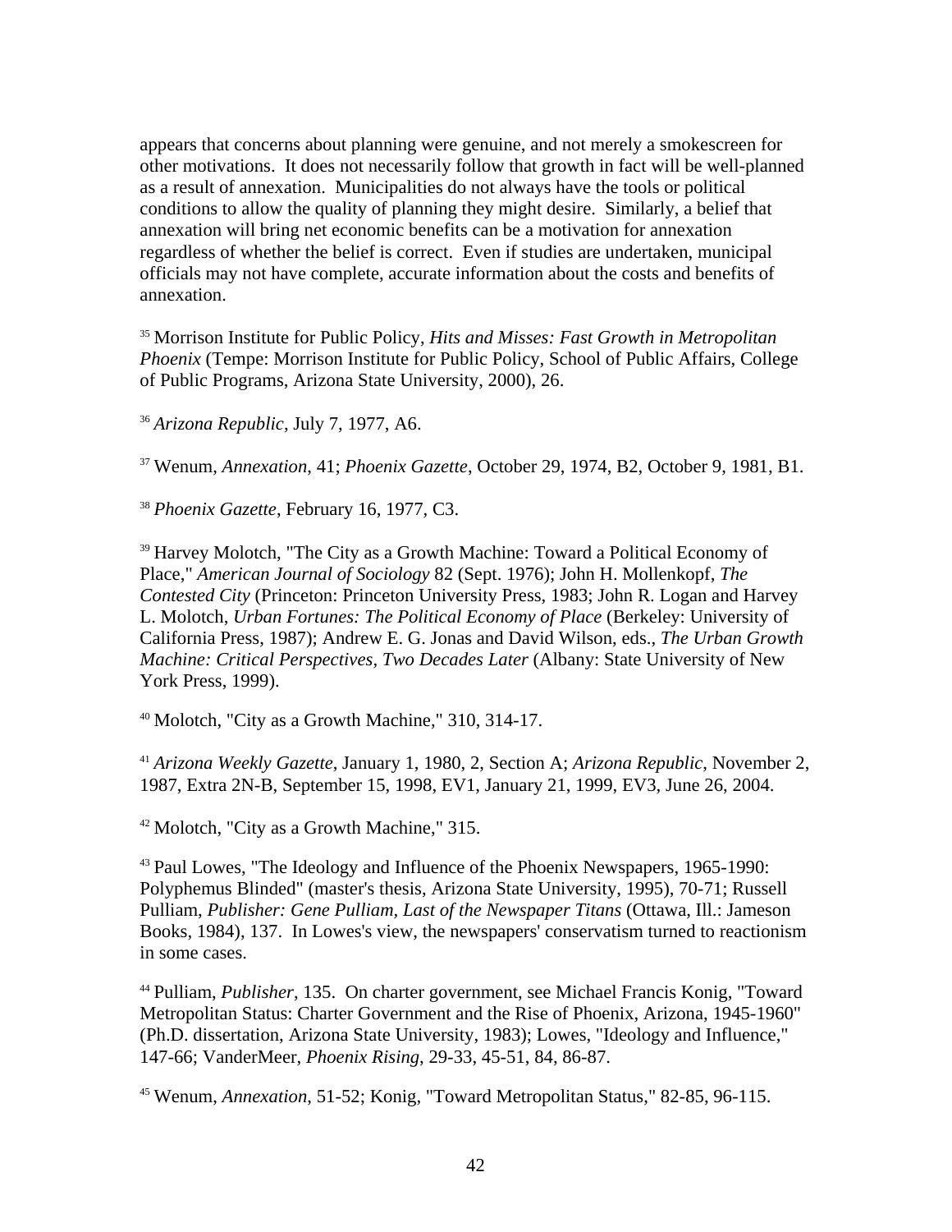appears that concerns about planning were genuine, and not merely a smokescreen for other motivations. It does not necessarily follow that growth in fact will be well-planned as a result of annexation. Municipalities do not always have the tools or political conditions to allow the quality of planning they might desire. Similarly, a belief that annexation will bring net economic benefits can be a motivation for annexation regardless of whether the belief is correct. Even if studies are undertaken, municipal officials may not have complete, accurate information about the costs and benefits of annexation.

[35] Morrison Institute for Public Policy, *Hits and Misses: Fast Growth in Metropolitan Phoenix* (Tempe: Morrison Institute for Public Policy, School of Public Affairs, College of Public Programs, Arizona State University, 2000), 26.

[36] *Arizona Republic*, July 7, 1977, A6.

[37] Wenum, *Annexation*, 41; *Phoenix Gazette*, October 29, 1974, B2, October 9, 1981, B1.

[38] *Phoenix Gazette*, February 16, 1977, C3.

[39] Harvey Molotch, "The City as a Growth Machine: Toward a Political Economy of Place," *American Journal of Sociology* 82 (Sept. 1976); John H. Mollenkopf, *The Contested City* (Princeton: Princeton University Press, 1983; John R. Logan and Harvey L. Molotch, *Urban Fortunes: The Political Economy of Place* (Berkeley: University of California Press, 1987); Andrew E. G. Jonas and David Wilson, eds., *The Urban Growth Machine: Critical Perspectives, Two Decades Later* (Albany: State University of New York Press, 1999).

[40] Molotch, "City as a Growth Machine," 310, 314-17.

[41] *Arizona Weekly Gazette*, January 1, 1980, 2, Section A; *Arizona Republic*, November 2, 1987, Extra 2N-B, September 15, 1998, EV1, January 21, 1999, EV3, June 26, 2004.

[42] Molotch, "City as a Growth Machine," 315.

[43] Paul Lowes, "The Ideology and Influence of the Phoenix Newspapers, 1965-1990: Polyphemus Blinded" (master's thesis, Arizona State University, 1995), 70-71; Russell Pulliam, *Publisher: Gene Pulliam, Last of the Newspaper Titans* (Ottawa, Ill.: Jameson Books, 1984), 137. In Lowes's view, the newspapers' conservatism turned to reactionism in some cases.

[44] Pulliam, *Publisher*, 135. On charter government, see Michael Francis Konig, "Toward Metropolitan Status: Charter Government and the Rise of Phoenix, Arizona, 1945-1960" (Ph.D. dissertation, Arizona State University, 1983); Lowes, "Ideology and Influence," 147-66; VanderMeer, *Phoenix Rising*, 29-33, 45-51, 84, 86-87.

[45] Wenum, *Annexation*, 51-52; Konig, "Toward Metropolitan Status," 82-85, 96-115.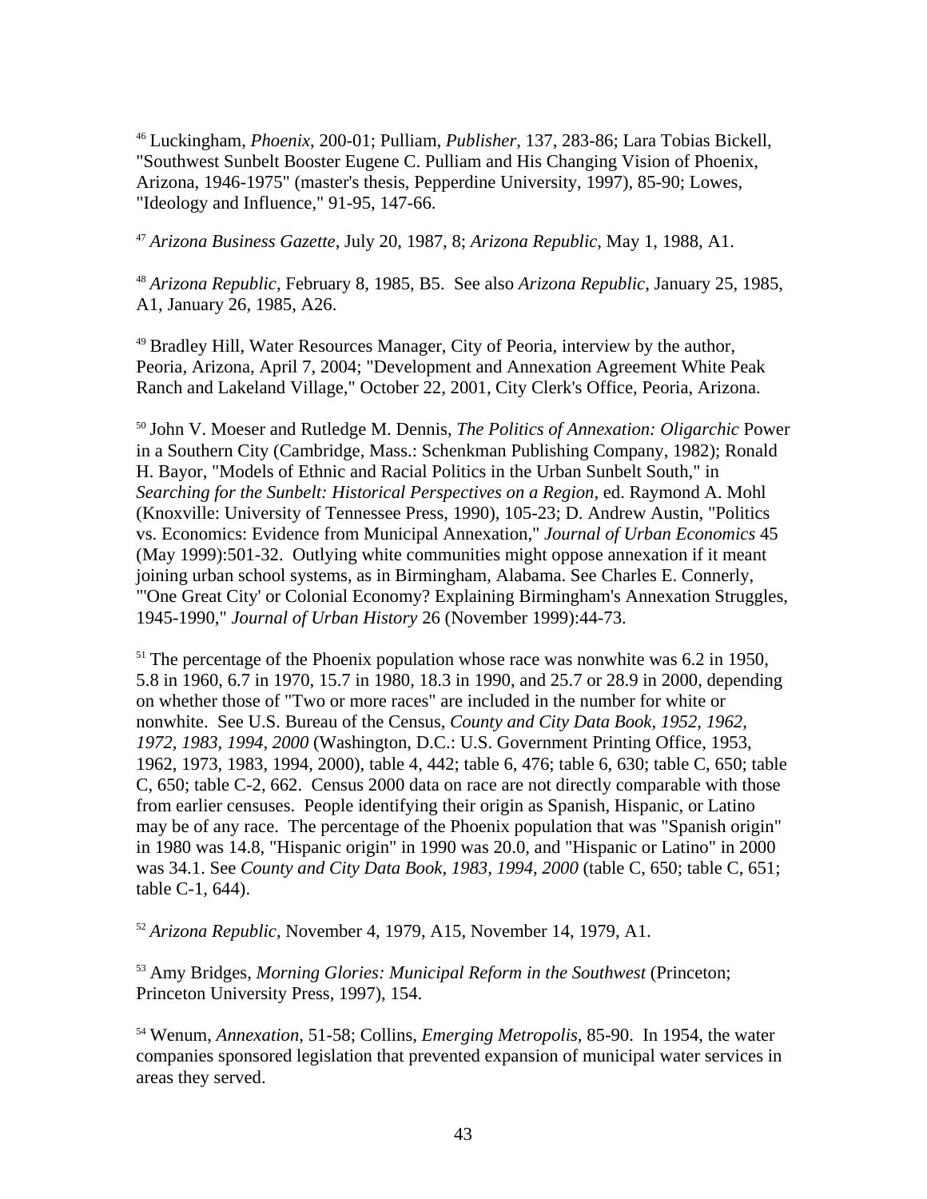[46] Luckingham, *Phoenix*, 200-01; Pulliam, *Publisher*, 137, 283-86; Lara Tobias Bickell, "Southwest Sunbelt Booster Eugene C. Pulliam and His Changing Vision of Phoenix, Arizona, 1946-1975" (master's thesis, Pepperdine University, 1997), 85-90; Lowes, "Ideology and Influence," 91-95, 147-66.

[47] *Arizona Business Gazette*, July 20, 1987, 8; *Arizona Republic*, May 1, 1988, A1.

[48] *Arizona Republic*, February 8, 1985, B5. See also *Arizona Republic*, January 25, 1985, A1, January 26, 1985, A26.

[49] Bradley Hill, Water Resources Manager, City of Peoria, interview by the author, Peoria, Arizona, April 7, 2004; "Development and Annexation Agreement White Peak Ranch and Lakeland Village," October 22, 2001, City Clerk's Office, Peoria, Arizona.

[50] John V. Moeser and Rutledge M. Dennis, *The Politics of Annexation: Oligarchic* Power in a Southern City (Cambridge, Mass.: Schenkman Publishing Company, 1982); Ronald H. Bayor, "Models of Ethnic and Racial Politics in the Urban Sunbelt South," in *Searching for the Sunbelt: Historical Perspectives on a Region*, ed. Raymond A. Mohl (Knoxville: University of Tennessee Press, 1990), 105-23; D. Andrew Austin, "Politics vs. Economics: Evidence from Municipal Annexation," *Journal of Urban Economics* 45 (May 1999):501-32. Outlying white communities might oppose annexation if it meant joining urban school systems, as in Birmingham, Alabama. See Charles E. Connerly, "'One Great City' or Colonial Economy? Explaining Birmingham's Annexation Struggles, 1945-1990," *Journal of Urban History* 26 (November 1999):44-73.

[51] The percentage of the Phoenix population whose race was nonwhite was 6.2 in 1950, 5.8 in 1960, 6.7 in 1970, 15.7 in 1980, 18.3 in 1990, and 25.7 or 28.9 in 2000, depending on whether those of "Two or more races" are included in the number for white or nonwhite. See U.S. Bureau of the Census, *County and City Data Book, 1952, 1962, 1972, 1983, 1994, 2000* (Washington, D.C.: U.S. Government Printing Office, 1953, 1962, 1973, 1983, 1994, 2000), table 4, 442; table 6, 476; table 6, 630; table C, 650; table C, 650; table C-2, 662. Census 2000 data on race are not directly comparable with those from earlier censuses. People identifying their origin as Spanish, Hispanic, or Latino may be of any race. The percentage of the Phoenix population that was "Spanish origin" in 1980 was 14.8, "Hispanic origin" in 1990 was 20.0, and "Hispanic or Latino" in 2000 was 34.1. See *County and City Data Book, 1983, 1994, 2000* (table C, 650; table C, 651; table C-1, 644).

[52] *Arizona Republic*, November 4, 1979, A15, November 14, 1979, A1.

[53] Amy Bridges, *Morning Glories: Municipal Reform in the Southwest* (Princeton; Princeton University Press, 1997), 154.

[54] Wenum, *Annexation*, 51-58; Collins, *Emerging Metropolis*, 85-90. In 1954, the water companies sponsored legislation that prevented expansion of municipal water services in areas they served.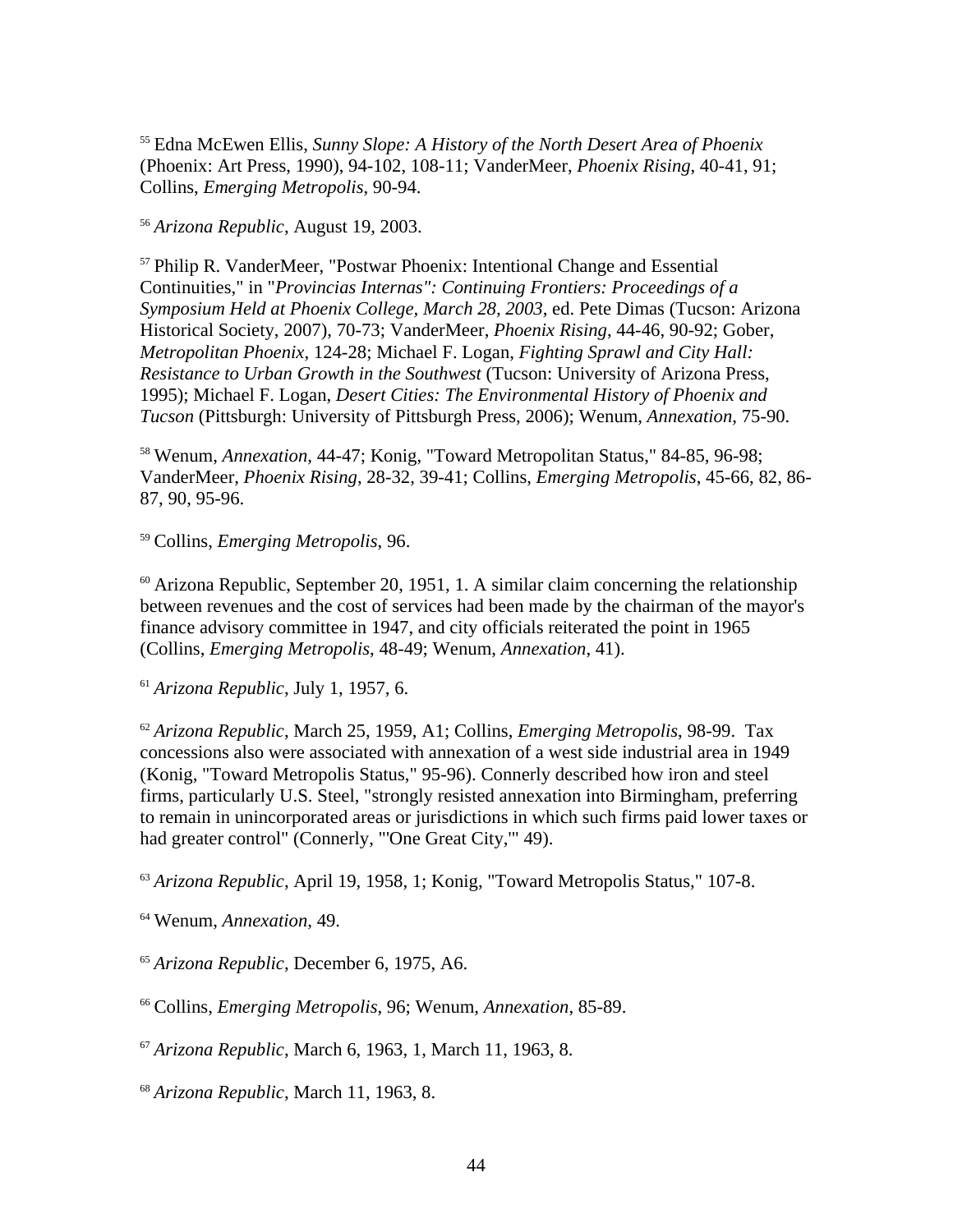[55] Edna McEwen Ellis, *Sunny Slope: A History of the North Desert Area of Phoenix* (Phoenix: Art Press, 1990), 94-102, 108-11; VanderMeer, *Phoenix Rising*, 40-41, 91; Collins, *Emerging Metropolis*, 90-94.

[56] *Arizona Republic*, August 19, 2003.

[57] Philip R. VanderMeer, "Postwar Phoenix: Intentional Change and Essential Continuities," in "*Provincias Internas": Continuing Frontiers: Proceedings of a Symposium Held at Phoenix College, March 28, 2003*, ed. Pete Dimas (Tucson: Arizona Historical Society, 2007), 70-73; VanderMeer, *Phoenix Rising*, 44-46, 90-92; Gober, *Metropolitan Phoenix*, 124-28; Michael F. Logan, *Fighting Sprawl and City Hall: Resistance to Urban Growth in the Southwest* (Tucson: University of Arizona Press, 1995); Michael F. Logan, *Desert Cities: The Environmental History of Phoenix and Tucson* (Pittsburgh: University of Pittsburgh Press, 2006); Wenum, *Annexation*, 75-90.

[58] Wenum, *Annexation*, 44-47; Konig, "Toward Metropolitan Status," 84-85, 96-98; VanderMeer, *Phoenix Rising*, 28-32, 39-41; Collins, *Emerging Metropolis*, 45-66, 82, 86-87, 90, 95-96.

[59] Collins, *Emerging Metropolis*, 96.

[60] Arizona Republic, September 20, 1951, 1. A similar claim concerning the relationship between revenues and the cost of services had been made by the chairman of the mayor's finance advisory committee in 1947, and city officials reiterated the point in 1965 (Collins, *Emerging Metropolis*, 48-49; Wenum, *Annexation*, 41).

[61] *Arizona Republic*, July 1, 1957, 6.

[62] *Arizona Republic*, March 25, 1959, A1; Collins, *Emerging Metropolis*, 98-99. Tax concessions also were associated with annexation of a west side industrial area in 1949 (Konig, "Toward Metropolis Status," 95-96). Connerly described how iron and steel firms, particularly U.S. Steel, "strongly resisted annexation into Birmingham, preferring to remain in unincorporated areas or jurisdictions in which such firms paid lower taxes or had greater control" (Connerly, "'One Great City,'" 49).

[63] *Arizona Republic*, April 19, 1958, 1; Konig, "Toward Metropolis Status," 107-8.

[64] Wenum, *Annexation*, 49.

[65] *Arizona Republic*, December 6, 1975, A6.

[66] Collins, *Emerging Metropolis*, 96; Wenum, *Annexation*, 85-89.

[67] *Arizona Republic*, March 6, 1963, 1, March 11, 1963, 8.

[68] *Arizona Republic*, March 11, 1963, 8.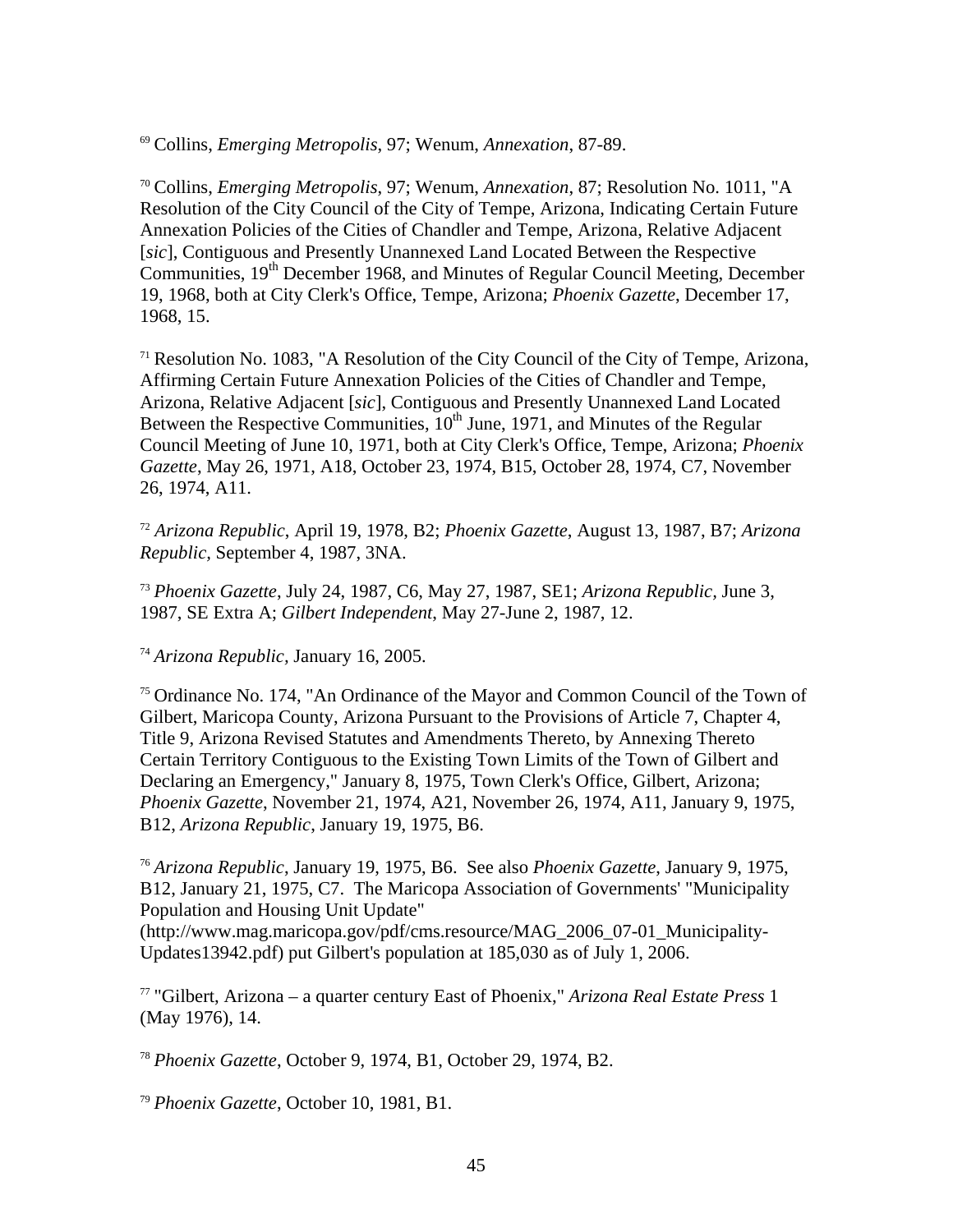[69] Collins, *Emerging Metropolis*, 97; Wenum, *Annexation*, 87-89.

[70] Collins, *Emerging Metropolis*, 97; Wenum, *Annexation*, 87; Resolution No. 1011, "A Resolution of the City Council of the City of Tempe, Arizona, Indicating Certain Future Annexation Policies of the Cities of Chandler and Tempe, Arizona, Relative Adjacent [*sic*], Contiguous and Presently Unannexed Land Located Between the Respective Communities, 19th December 1968, and Minutes of Regular Council Meeting, December 19, 1968, both at City Clerk's Office, Tempe, Arizona; *Phoenix Gazette*, December 17, 1968, 15.

[71] Resolution No. 1083, "A Resolution of the City Council of the City of Tempe, Arizona, Affirming Certain Future Annexation Policies of the Cities of Chandler and Tempe, Arizona, Relative Adjacent [*sic*], Contiguous and Presently Unannexed Land Located Between the Respective Communities, 10th June, 1971, and Minutes of the Regular Council Meeting of June 10, 1971, both at City Clerk's Office, Tempe, Arizona; *Phoenix Gazette*, May 26, 1971, A18, October 23, 1974, B15, October 28, 1974, C7, November 26, 1974, A11.

[72] *Arizona Republic*, April 19, 1978, B2; *Phoenix Gazette*, August 13, 1987, B7; *Arizona Republic*, September 4, 1987, 3NA.

[73] *Phoenix Gazette*, July 24, 1987, C6, May 27, 1987, SE1; *Arizona Republic*, June 3, 1987, SE Extra A; *Gilbert Independent*, May 27-June 2, 1987, 12.

[74] *Arizona Republic*, January 16, 2005.

[75] Ordinance No. 174, "An Ordinance of the Mayor and Common Council of the Town of Gilbert, Maricopa County, Arizona Pursuant to the Provisions of Article 7, Chapter 4, Title 9, Arizona Revised Statutes and Amendments Thereto, by Annexing Thereto Certain Territory Contiguous to the Existing Town Limits of the Town of Gilbert and Declaring an Emergency," January 8, 1975, Town Clerk's Office, Gilbert, Arizona; *Phoenix Gazette*, November 21, 1974, A21, November 26, 1974, A11, January 9, 1975, B12, *Arizona Republic*, January 19, 1975, B6.

[76] *Arizona Republic*, January 19, 1975, B6. See also *Phoenix Gazette*, January 9, 1975, B12, January 21, 1975, C7. The Maricopa Association of Governments' "Municipality Population and Housing Unit Update" (http://www.mag.maricopa.gov/pdf/cms.resource/MAG_2006_07-01_Municipality-Updates13942.pdf) put Gilbert's population at 185,030 as of July 1, 2006.

[77] "Gilbert, Arizona – a quarter century East of Phoenix," *Arizona Real Estate Press* 1 (May 1976), 14.

[78] *Phoenix Gazette*, October 9, 1974, B1, October 29, 1974, B2.

[79] *Phoenix Gazette*, October 10, 1981, B1.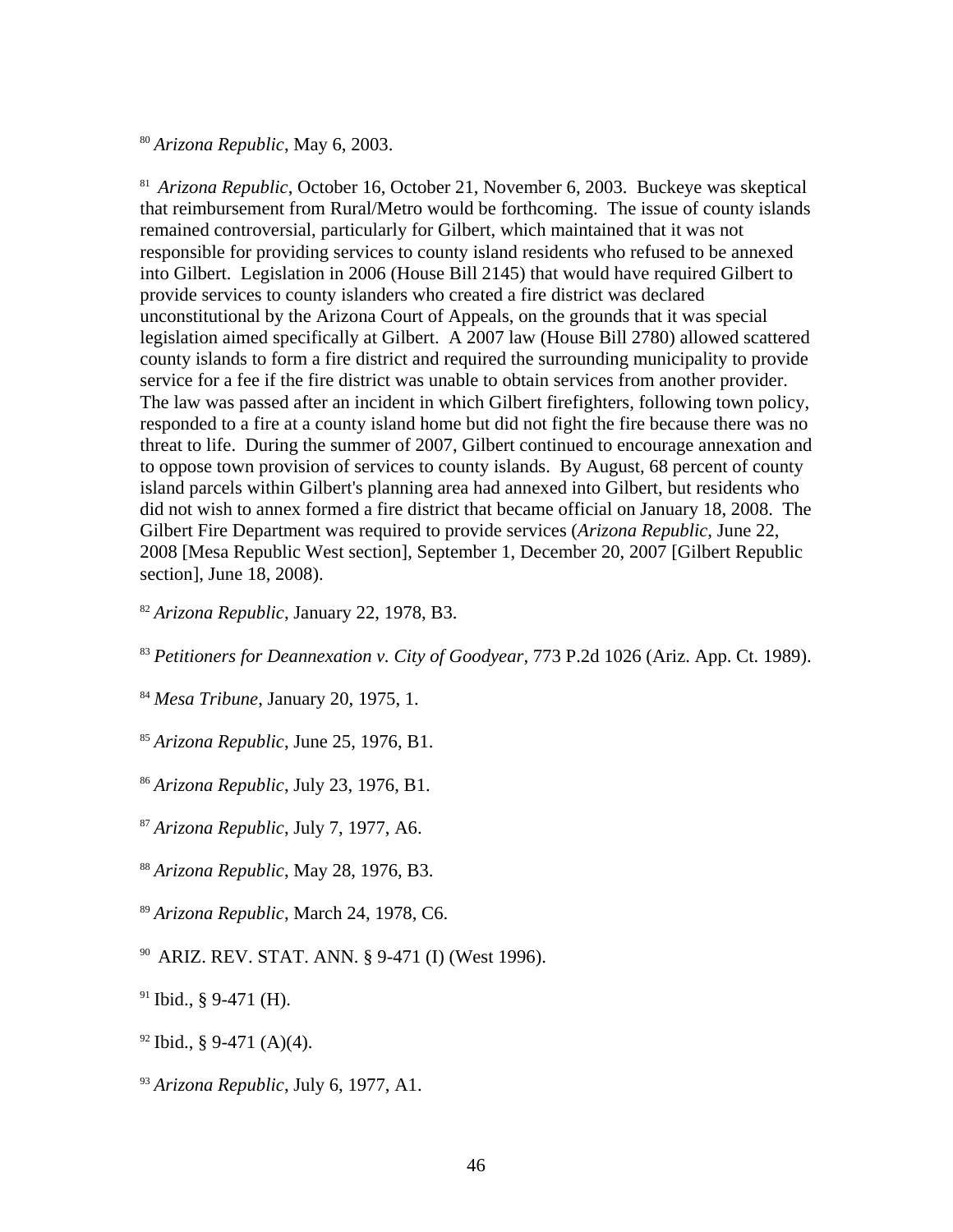[80] *Arizona Republic*, May 6, 2003.

[81] *Arizona Republic*, October 16, October 21, November 6, 2003. Buckeye was skeptical that reimbursement from Rural/Metro would be forthcoming. The issue of county islands remained controversial, particularly for Gilbert, which maintained that it was not responsible for providing services to county island residents who refused to be annexed into Gilbert. Legislation in 2006 (House Bill 2145) that would have required Gilbert to provide services to county islanders who created a fire district was declared unconstitutional by the Arizona Court of Appeals, on the grounds that it was special legislation aimed specifically at Gilbert. A 2007 law (House Bill 2780) allowed scattered county islands to form a fire district and required the surrounding municipality to provide service for a fee if the fire district was unable to obtain services from another provider. The law was passed after an incident in which Gilbert firefighters, following town policy, responded to a fire at a county island home but did not fight the fire because there was no threat to life. During the summer of 2007, Gilbert continued to encourage annexation and to oppose town provision of services to county islands. By August, 68 percent of county island parcels within Gilbert's planning area had annexed into Gilbert, but residents who did not wish to annex formed a fire district that became official on January 18, 2008. The Gilbert Fire Department was required to provide services (*Arizona Republic*, June 22, 2008 [Mesa Republic West section], September 1, December 20, 2007 [Gilbert Republic section], June 18, 2008).

[82] *Arizona Republic*, January 22, 1978, B3.

[83] *Petitioners for Deannexation v. City of Goodyear*, 773 P.2d 1026 (Ariz. App. Ct. 1989).

[84] *Mesa Tribune*, January 20, 1975, 1.

[85] *Arizona Republic*, June 25, 1976, B1.

[86] *Arizona Republic*, July 23, 1976, B1.

[87] *Arizona Republic*, July 7, 1977, A6.

[88] *Arizona Republic*, May 28, 1976, B3.

[89] *Arizona Republic*, March 24, 1978, C6.

[90] ARIZ. REV. STAT. ANN. § 9-471 (I) (West 1996).

[91] Ibid., § 9-471 (H).

[92] Ibid., § 9-471 (A)(4).

[93] *Arizona Republic*, July 6, 1977, A1.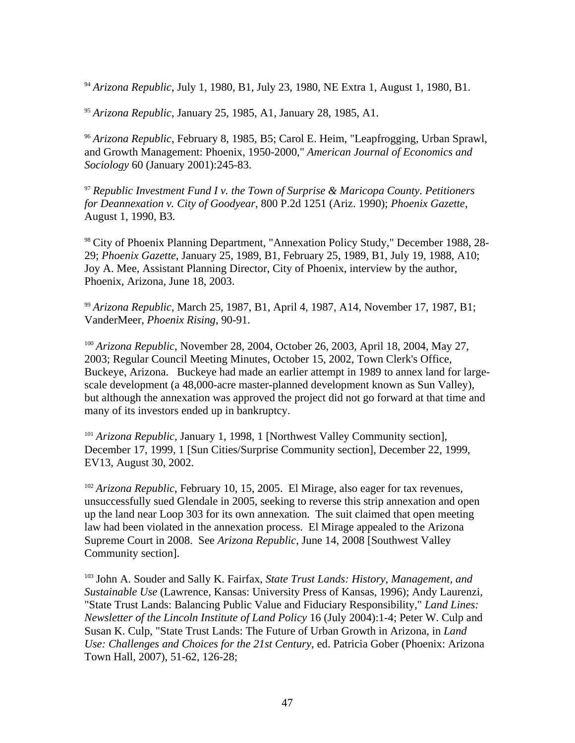[94] *Arizona Republic*, July 1, 1980, B1, July 23, 1980, NE Extra 1, August 1, 1980, B1.

[95] *Arizona Republic*, January 25, 1985, A1, January 28, 1985, A1.

[96] *Arizona Republic*, February 8, 1985, B5; Carol E. Heim, "Leapfrogging, Urban Sprawl, and Growth Management: Phoenix, 1950-2000," *American Journal of Economics and Sociology* 60 (January 2001):245-83.

[97] *Republic Investment Fund I v. the Town of Surprise & Maricopa County. Petitioners for Deannexation v. City of Goodyear*, 800 P.2d 1251 (Ariz. 1990); *Phoenix Gazette*, August 1, 1990, B3.

[98] City of Phoenix Planning Department, "Annexation Policy Study," December 1988, 28-29; *Phoenix Gazette*, January 25, 1989, B1, February 25, 1989, B1, July 19, 1988, A10; Joy A. Mee, Assistant Planning Director, City of Phoenix, interview by the author, Phoenix, Arizona, June 18, 2003.

[99] *Arizona Republic*, March 25, 1987, B1, April 4, 1987, A14, November 17, 1987, B1; VanderMeer, *Phoenix Rising*, 90-91.

[100] *Arizona Republic*, November 28, 2004, October 26, 2003, April 18, 2004, May 27, 2003; Regular Council Meeting Minutes, October 15, 2002, Town Clerk's Office, Buckeye, Arizona. Buckeye had made an earlier attempt in 1989 to annex land for large-scale development (a 48,000-acre master-planned development known as Sun Valley), but although the annexation was approved the project did not go forward at that time and many of its investors ended up in bankruptcy.

[101] *Arizona Republic*, January 1, 1998, 1 [Northwest Valley Community section], December 17, 1999, 1 [Sun Cities/Surprise Community section], December 22, 1999, EV13, August 30, 2002.

[102] *Arizona Republic*, February 10, 15, 2005. El Mirage, also eager for tax revenues, unsuccessfully sued Glendale in 2005, seeking to reverse this strip annexation and open up the land near Loop 303 for its own annexation. The suit claimed that open meeting law had been violated in the annexation process. El Mirage appealed to the Arizona Supreme Court in 2008. See *Arizona Republic*, June 14, 2008 [Southwest Valley Community section].

[103] John A. Souder and Sally K. Fairfax, *State Trust Lands: History, Management, and Sustainable Use* (Lawrence, Kansas: University Press of Kansas, 1996); Andy Laurenzi, "State Trust Lands: Balancing Public Value and Fiduciary Responsibility," *Land Lines: Newsletter of the Lincoln Institute of Land Policy* 16 (July 2004):1-4; Peter W. Culp and Susan K. Culp, "State Trust Lands: The Future of Urban Growth in Arizona, in *Land Use: Challenges and Choices for the 21st Century*, ed. Patricia Gober (Phoenix: Arizona Town Hall, 2007), 51-62, 126-28;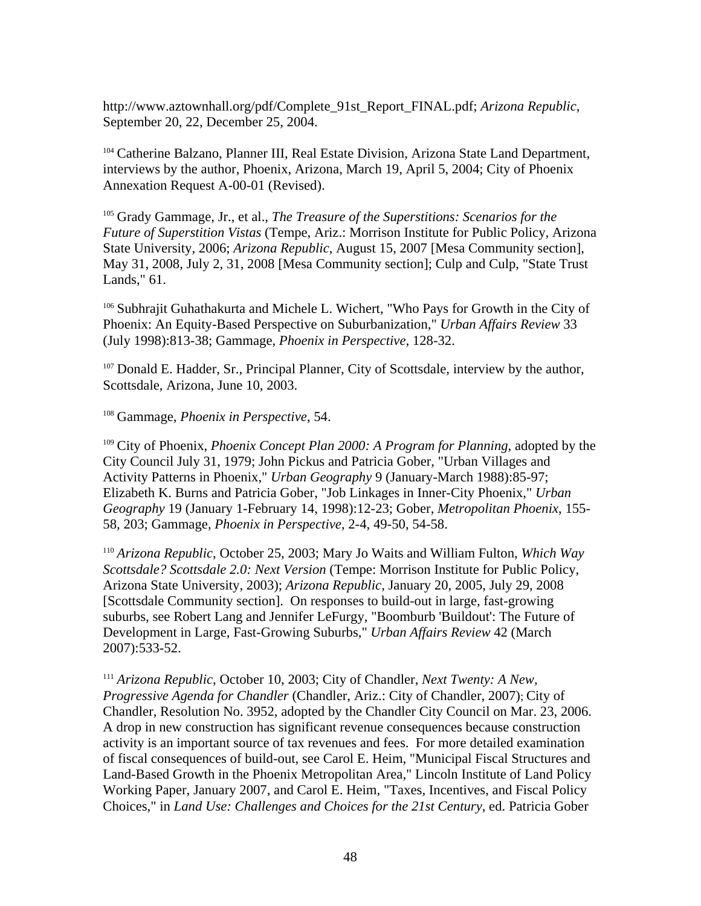http://www.aztownhall.org/pdf/Complete_91st_Report_FINAL.pdf; *Arizona Republic*, September 20, 22, December 25, 2004.

[104] Catherine Balzano, Planner III, Real Estate Division, Arizona State Land Department, interviews by the author, Phoenix, Arizona, March 19, April 5, 2004; City of Phoenix Annexation Request A-00-01 (Revised).

[105] Grady Gammage, Jr., et al., *The Treasure of the Superstitions: Scenarios for the Future of Superstition Vistas* (Tempe, Ariz.: Morrison Institute for Public Policy, Arizona State University, 2006; *Arizona Republic*, August 15, 2007 [Mesa Community section], May 31, 2008, July 2, 31, 2008 [Mesa Community section]; Culp and Culp, "State Trust Lands," 61.

[106] Subhrajit Guhathakurta and Michele L. Wichert, "Who Pays for Growth in the City of Phoenix: An Equity-Based Perspective on Suburbanization," *Urban Affairs Review* 33 (July 1998):813-38; Gammage, *Phoenix in Perspective*, 128-32.

[107] Donald E. Hadder, Sr., Principal Planner, City of Scottsdale, interview by the author, Scottsdale, Arizona, June 10, 2003.

[108] Gammage, *Phoenix in Perspective*, 54.

[109] City of Phoenix, *Phoenix Concept Plan 2000: A Program for Planning*, adopted by the City Council July 31, 1979; John Pickus and Patricia Gober, "Urban Villages and Activity Patterns in Phoenix," *Urban Geography* 9 (January-March 1988):85-97; Elizabeth K. Burns and Patricia Gober, "Job Linkages in Inner-City Phoenix," *Urban Geography* 19 (January 1-February 14, 1998):12-23; Gober, *Metropolitan Phoenix*, 155-58, 203; Gammage, *Phoenix in Perspective*, 2-4, 49-50, 54-58.

[110] *Arizona Republic*, October 25, 2003; Mary Jo Waits and William Fulton, *Which Way Scottsdale? Scottsdale 2.0: Next Version* (Tempe: Morrison Institute for Public Policy, Arizona State University, 2003); *Arizona Republic*, January 20, 2005, July 29, 2008 [Scottsdale Community section]. On responses to build-out in large, fast-growing suburbs, see Robert Lang and Jennifer LeFurgy, "Boomburb 'Buildout': The Future of Development in Large, Fast-Growing Suburbs," *Urban Affairs Review* 42 (March 2007):533-52.

[111] *Arizona Republic*, October 10, 2003; City of Chandler, *Next Twenty: A New, Progressive Agenda for Chandler* (Chandler, Ariz.: City of Chandler, 2007); City of Chandler, Resolution No. 3952, adopted by the Chandler City Council on Mar. 23, 2006. A drop in new construction has significant revenue consequences because construction activity is an important source of tax revenues and fees. For more detailed examination of fiscal consequences of build-out, see Carol E. Heim, "Municipal Fiscal Structures and Land-Based Growth in the Phoenix Metropolitan Area," Lincoln Institute of Land Policy Working Paper, January 2007, and Carol E. Heim, "Taxes, Incentives, and Fiscal Policy Choices," in *Land Use: Challenges and Choices for the 21st Century*, ed. Patricia Gober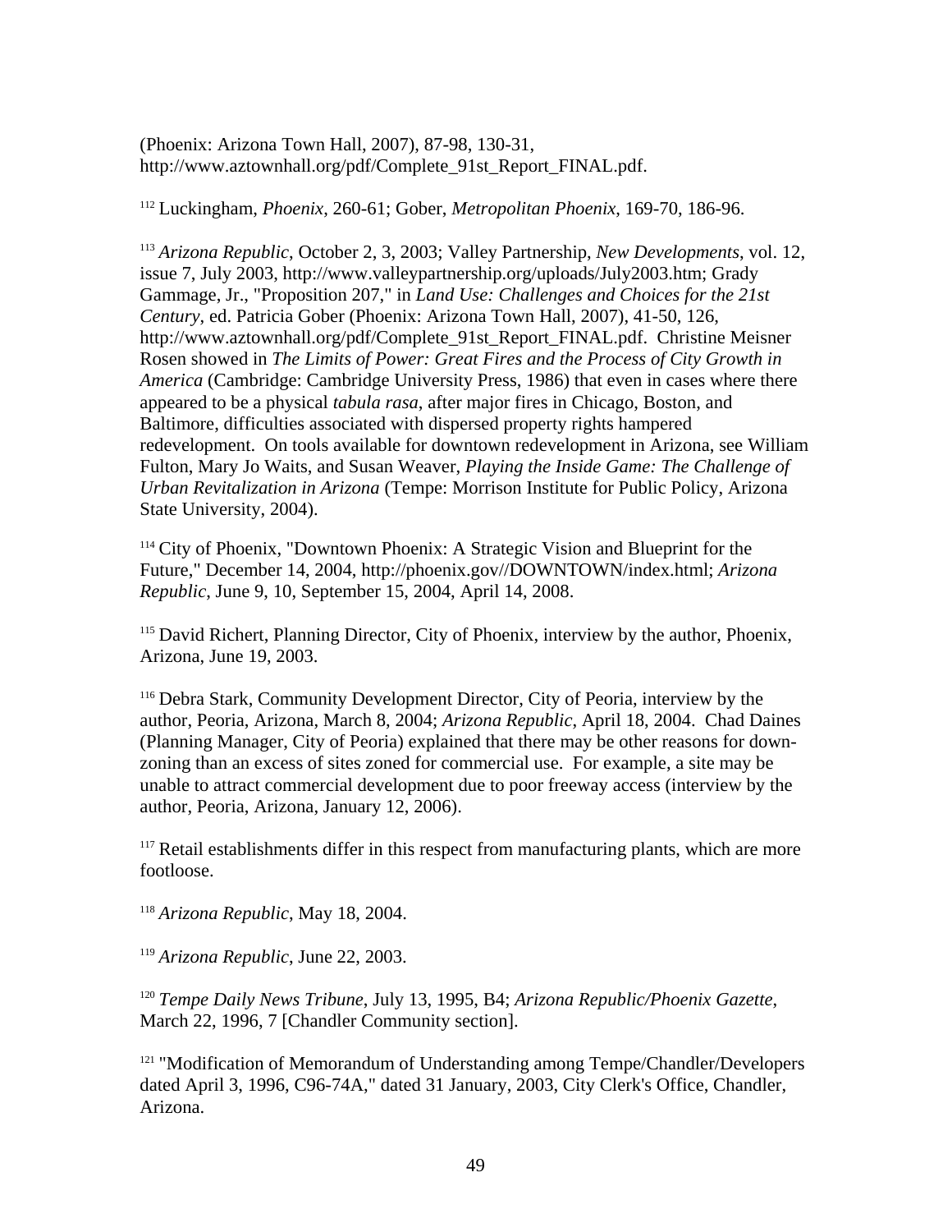(Phoenix: Arizona Town Hall, 2007), 87-98, 130-31, http://www.aztownhall.org/pdf/Complete_91st_Report_FINAL.pdf.

[112] Luckingham, *Phoenix*, 260-61; Gober, *Metropolitan Phoenix*, 169-70, 186-96.

[113] *Arizona Republic*, October 2, 3, 2003; Valley Partnership, *New Developments*, vol. 12, issue 7, July 2003, http://www.valleypartnership.org/uploads/July2003.htm; Grady Gammage, Jr., "Proposition 207," in *Land Use: Challenges and Choices for the 21st Century*, ed. Patricia Gober (Phoenix: Arizona Town Hall, 2007), 41-50, 126, http://www.aztownhall.org/pdf/Complete_91st_Report_FINAL.pdf. Christine Meisner Rosen showed in *The Limits of Power: Great Fires and the Process of City Growth in America* (Cambridge: Cambridge University Press, 1986) that even in cases where there appeared to be a physical *tabula rasa*, after major fires in Chicago, Boston, and Baltimore, difficulties associated with dispersed property rights hampered redevelopment. On tools available for downtown redevelopment in Arizona, see William Fulton, Mary Jo Waits, and Susan Weaver, *Playing the Inside Game: The Challenge of Urban Revitalization in Arizona* (Tempe: Morrison Institute for Public Policy, Arizona State University, 2004).

[114] City of Phoenix, "Downtown Phoenix: A Strategic Vision and Blueprint for the Future," December 14, 2004, http://phoenix.gov//DOWNTOWN/index.html; *Arizona Republic*, June 9, 10, September 15, 2004, April 14, 2008.

[115] David Richert, Planning Director, City of Phoenix, interview by the author, Phoenix, Arizona, June 19, 2003.

[116] Debra Stark, Community Development Director, City of Peoria, interview by the author, Peoria, Arizona, March 8, 2004; *Arizona Republic*, April 18, 2004. Chad Daines (Planning Manager, City of Peoria) explained that there may be other reasons for down-zoning than an excess of sites zoned for commercial use. For example, a site may be unable to attract commercial development due to poor freeway access (interview by the author, Peoria, Arizona, January 12, 2006).

[117] Retail establishments differ in this respect from manufacturing plants, which are more footloose.

[118] *Arizona Republic*, May 18, 2004.

[119] *Arizona Republic*, June 22, 2003.

[120] *Tempe Daily News Tribune*, July 13, 1995, B4; *Arizona Republic/Phoenix Gazette*, March 22, 1996, 7 [Chandler Community section].

[121] "Modification of Memorandum of Understanding among Tempe/Chandler/Developers dated April 3, 1996, C96-74A," dated 31 January, 2003, City Clerk's Office, Chandler, Arizona.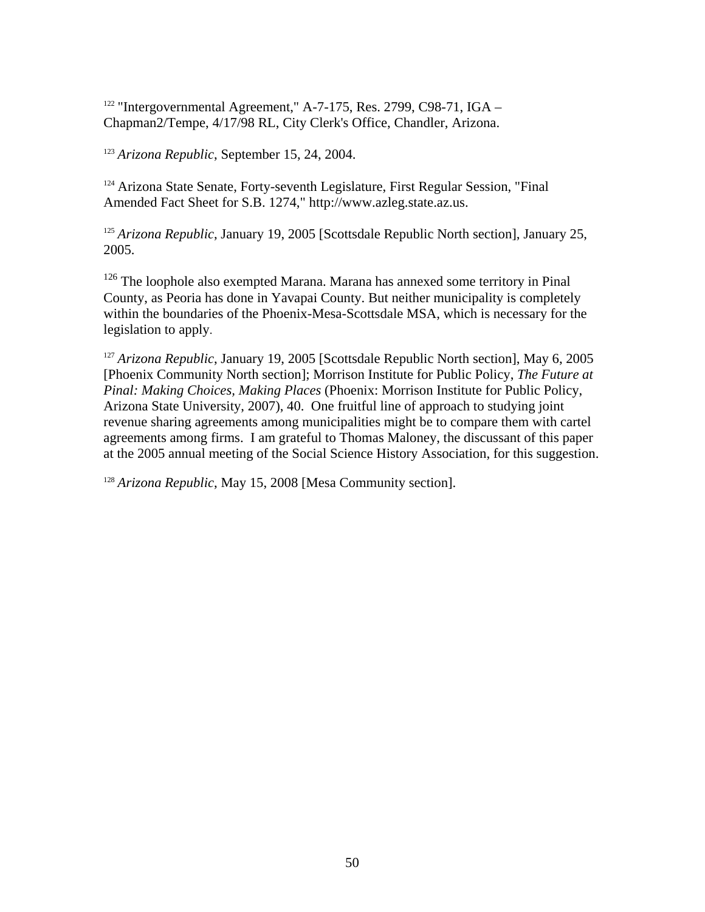[122] "Intergovernmental Agreement," A-7-175, Res. 2799, C98-71, IGA – Chapman2/Tempe, 4/17/98 RL, City Clerk's Office, Chandler, Arizona.

[123] *Arizona Republic*, September 15, 24, 2004.

[124] Arizona State Senate, Forty-seventh Legislature, First Regular Session, "Final Amended Fact Sheet for S.B. 1274," http://www.azleg.state.az.us.

[125] *Arizona Republic*, January 19, 2005 [Scottsdale Republic North section], January 25, 2005.

[126] The loophole also exempted Marana. Marana has annexed some territory in Pinal County, as Peoria has done in Yavapai County. But neither municipality is completely within the boundaries of the Phoenix-Mesa-Scottsdale MSA, which is necessary for the legislation to apply.

[127] *Arizona Republic*, January 19, 2005 [Scottsdale Republic North section], May 6, 2005 [Phoenix Community North section]; Morrison Institute for Public Policy, *The Future at Pinal: Making Choices, Making Places* (Phoenix: Morrison Institute for Public Policy, Arizona State University, 2007), 40. One fruitful line of approach to studying joint revenue sharing agreements among municipalities might be to compare them with cartel agreements among firms. I am grateful to Thomas Maloney, the discussant of this paper at the 2005 annual meeting of the Social Science History Association, for this suggestion.

[128] *Arizona Republic*, May 15, 2008 [Mesa Community section].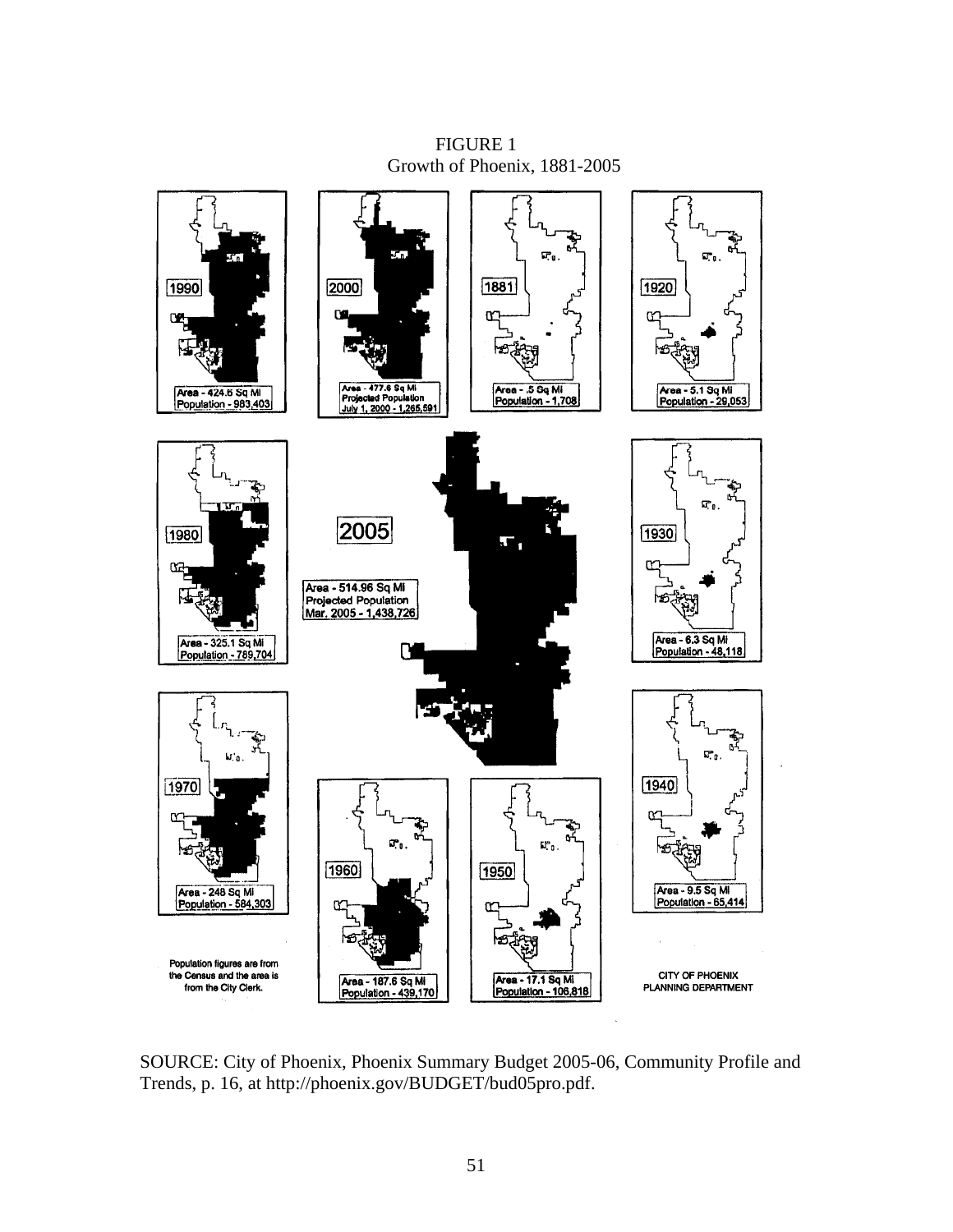FIGURE 1
Growth of Phoenix, 1881-2005

1990
Area - 424.5 Sq Mi
Population - 983,403

2000
Area - 477.6 Sq Mi
Projected Population
July 1, 2000 - 1,265,591

1881
Area - .5 Sq Mi
Population - 1,708

1920
Area - 5.1 Sq Mi
Population - 29,053

1980
Area - 325.1 Sq Mi
Population - 789,704

2005
Area - 514.96 Sq Mi
Projected Population
Mar. 2005 - 1,438,726

1930
Area - 6.3 Sq Mi
Population - 48,118

1970
Area - 248 Sq Mi
Population - 584,303

1960
Area - 187.6 Sq Mi
Population - 439,170

1950
Area - 17.1 Sq Mi
Population - 106,818

1940
Area - 9.5 Sq Mi
Population - 65,414

Population figures are from the Census and the area is from the City Clerk.

CITY OF PHOENIX PLANNING DEPARTMENT

SOURCE: City of Phoenix, Phoenix Summary Budget 2005-06, Community Profile and Trends, p. 16, at http://phoenix.gov/BUDGET/bud05pro.pdf.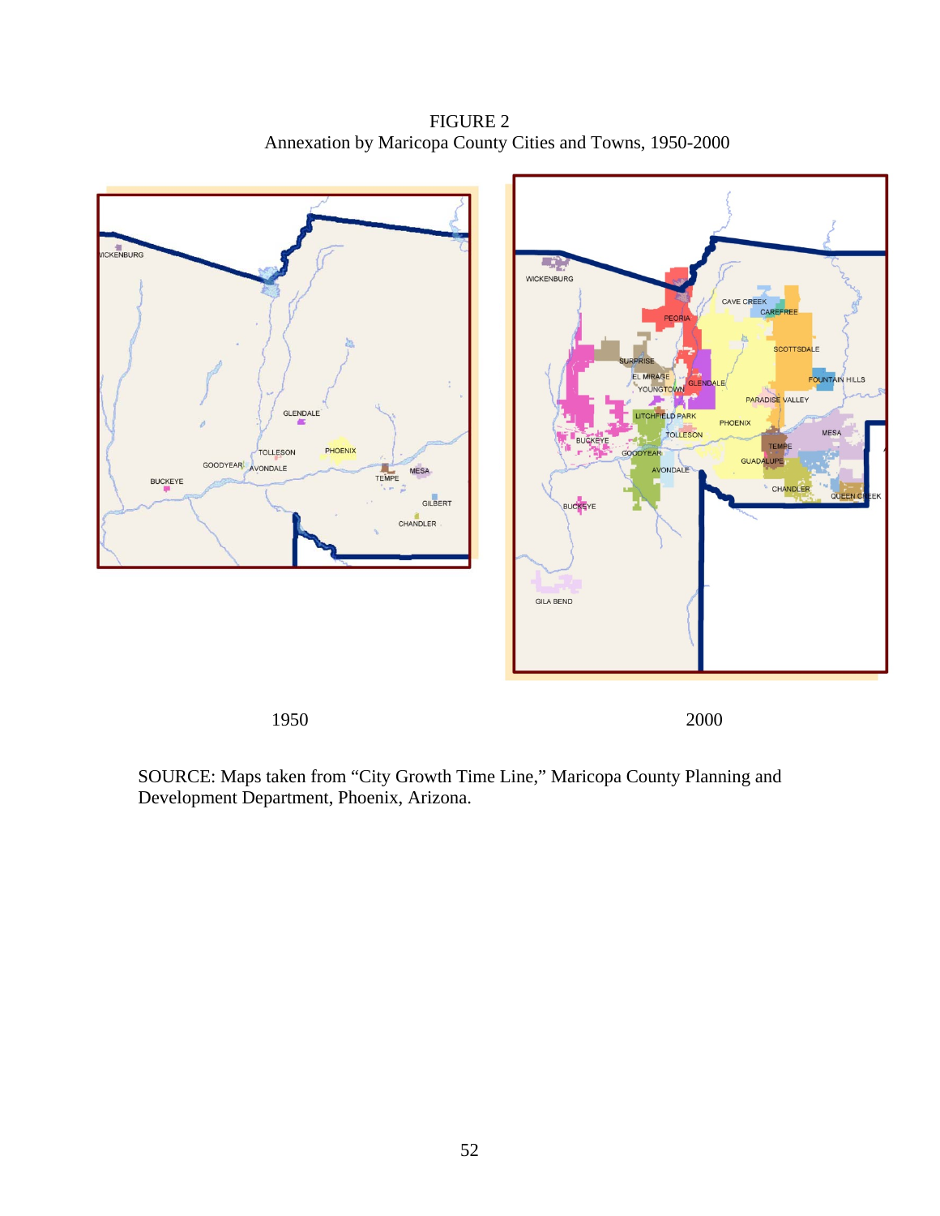FIGURE 2
Annexation by Maricopa County Cities and Towns, 1950-2000

1950 2000

SOURCE: Maps taken from "City Growth Time Line," Maricopa County Planning and Development Department, Phoenix, Arizona.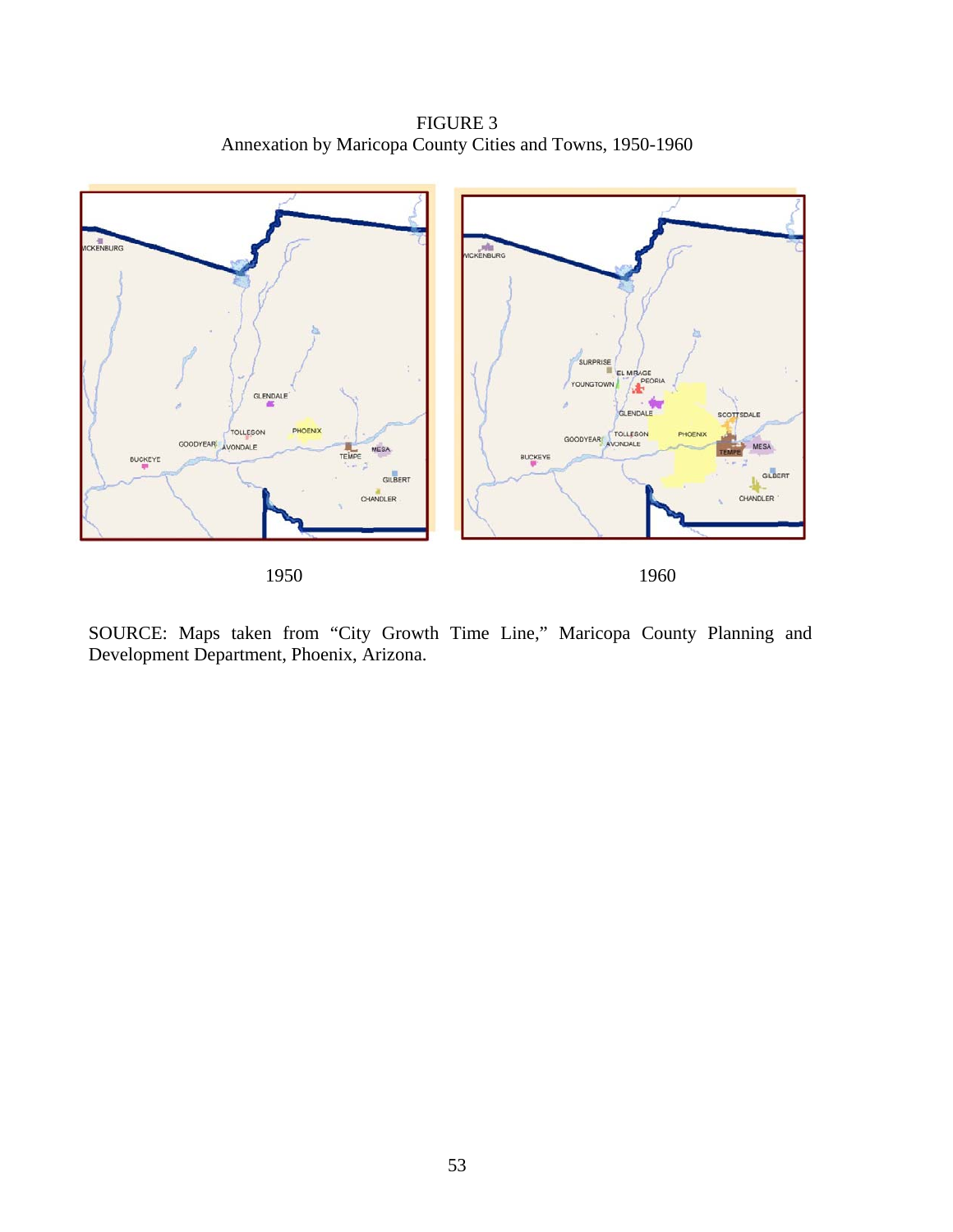FIGURE 3
Annexation by Maricopa County Cities and Towns, 1950-1960

1950

1960

SOURCE: Maps taken from "City Growth Time Line," Maricopa County Planning and Development Department, Phoenix, Arizona.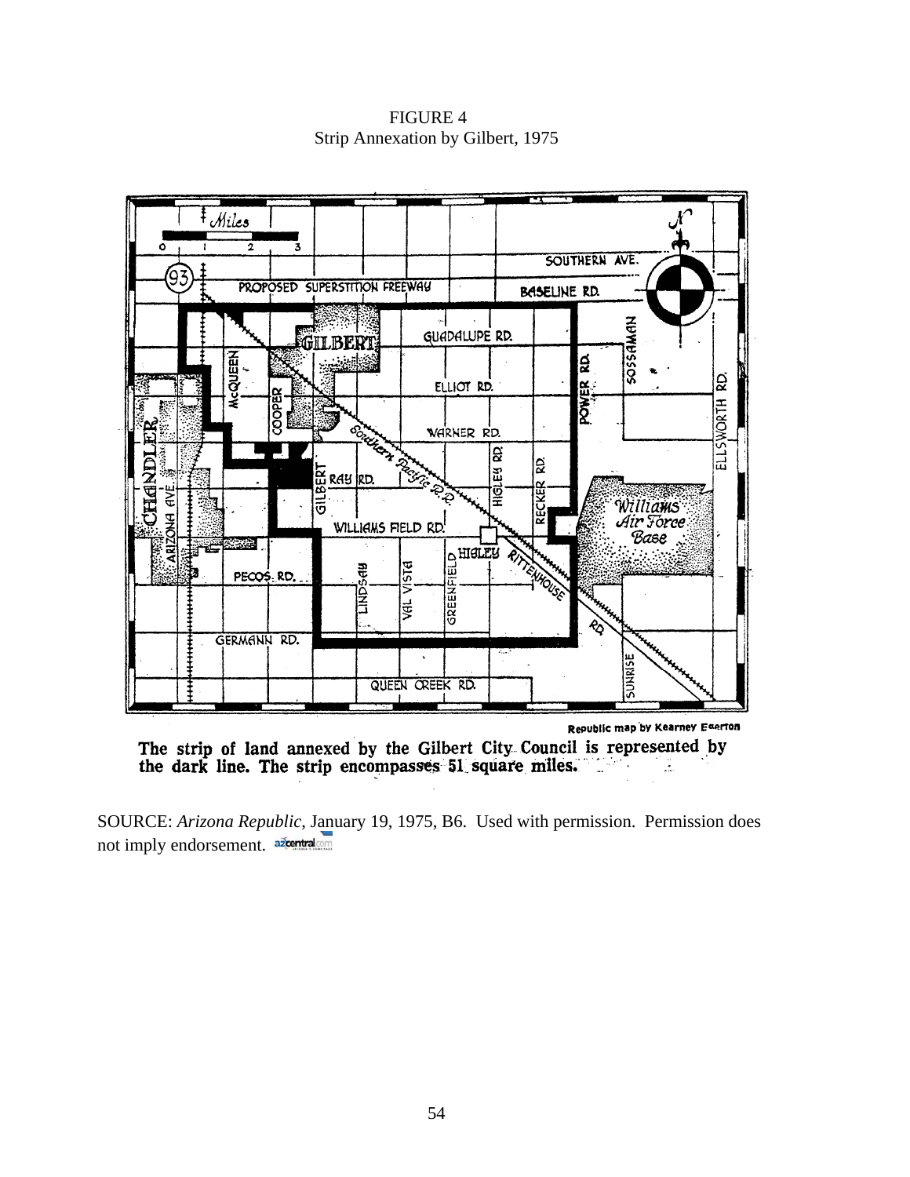FIGURE 4
Strip Annexation by Gilbert, 1975

Republic map by Kearney Egerton

The strip of land annexed by the Gilbert City Council is represented by the dark line. The strip encompasses 51 square miles.

SOURCE: *Arizona Republic*, January 19, 1975, B6. Used with permission. Permission does not imply endorsement.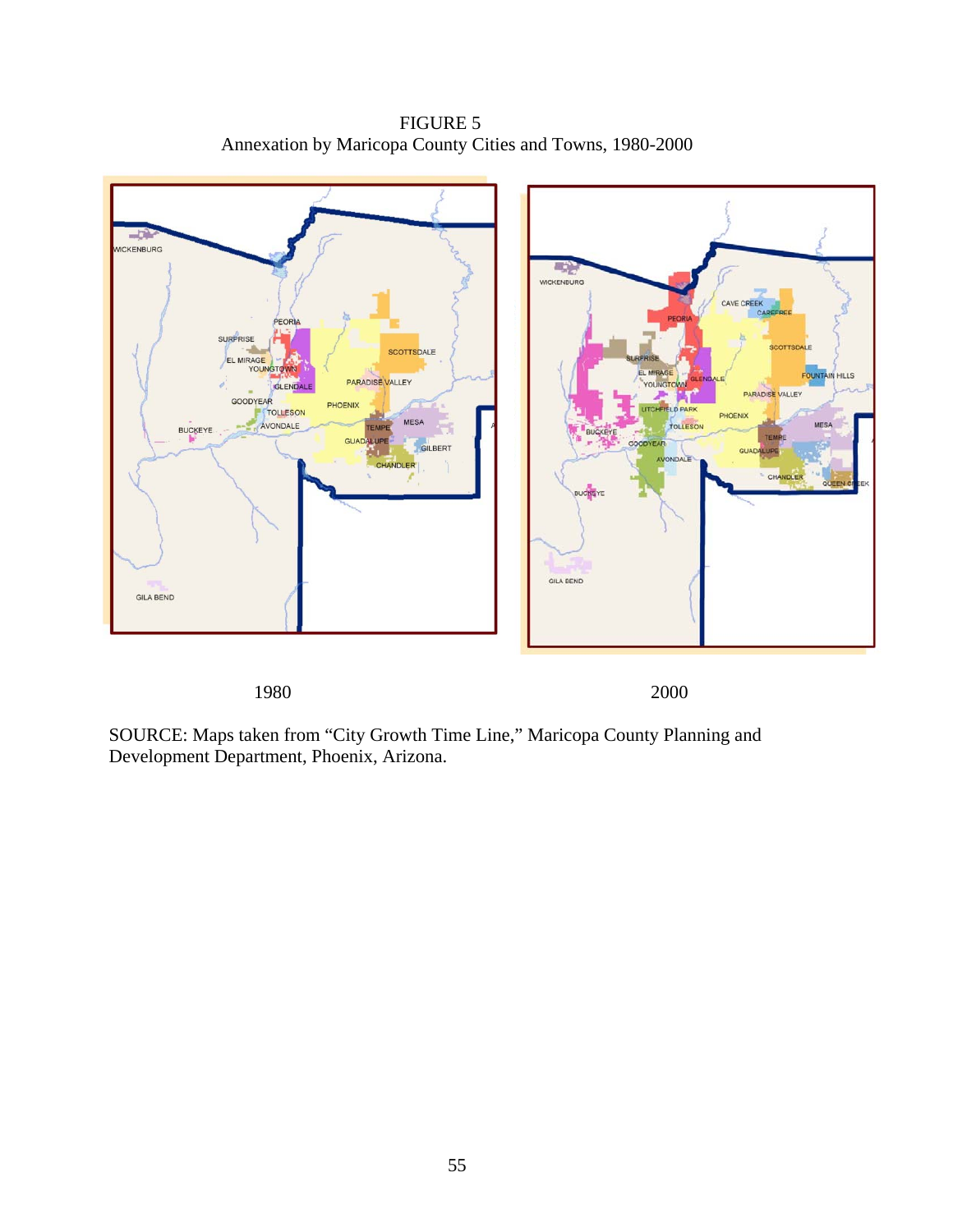FIGURE 5
Annexation by Maricopa County Cities and Towns, 1980-2000

1980 2000

SOURCE: Maps taken from "City Growth Time Line," Maricopa County Planning and Development Department, Phoenix, Arizona.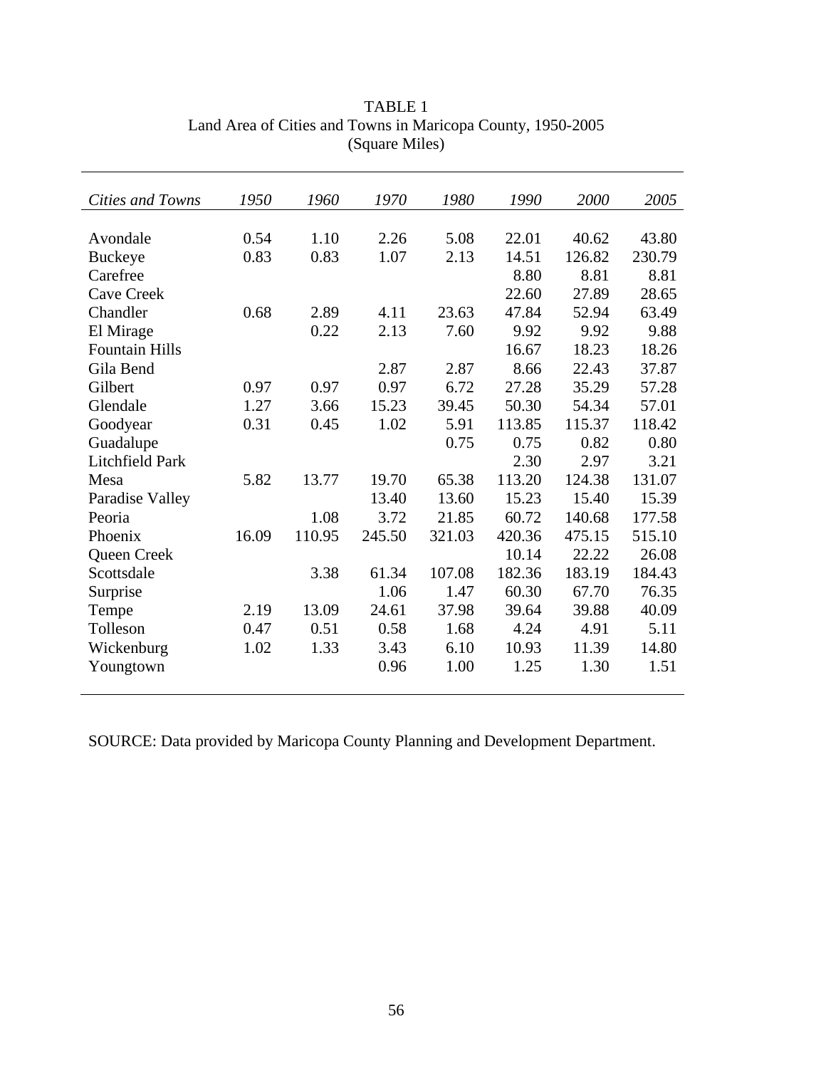TABLE 1
Land Area of Cities and Towns in Maricopa County, 1950-2005
(Square Miles)

| *Cities and Towns* | *1950* | *1960* | *1970* | *1980* | *1990* | *2000* | *2005* |
|---|---|---|---|---|---|---|---|
| Avondale | 0.54 | 1.10 | 2.26 | 5.08 | 22.01 | 40.62 | 43.80 |
| Buckeye | 0.83 | 0.83 | 1.07 | 2.13 | 14.51 | 126.82 | 230.79 |
| Carefree | | | | | 8.80 | 8.81 | 8.81 |
| Cave Creek | | | | | 22.60 | 27.89 | 28.65 |
| Chandler | 0.68 | 2.89 | 4.11 | 23.63 | 47.84 | 52.94 | 63.49 |
| El Mirage | | 0.22 | 2.13 | 7.60 | 9.92 | 9.92 | 9.88 |
| Fountain Hills | | | | | 16.67 | 18.23 | 18.26 |
| Gila Bend | | | 2.87 | 2.87 | 8.66 | 22.43 | 37.87 |
| Gilbert | 0.97 | 0.97 | 0.97 | 6.72 | 27.28 | 35.29 | 57.28 |
| Glendale | 1.27 | 3.66 | 15.23 | 39.45 | 50.30 | 54.34 | 57.01 |
| Goodyear | 0.31 | 0.45 | 1.02 | 5.91 | 113.85 | 115.37 | 118.42 |
| Guadalupe | | | | 0.75 | 0.75 | 0.82 | 0.80 |
| Litchfield Park | | | | | 2.30 | 2.97 | 3.21 |
| Mesa | 5.82 | 13.77 | 19.70 | 65.38 | 113.20 | 124.38 | 131.07 |
| Paradise Valley | | | 13.40 | 13.60 | 15.23 | 15.40 | 15.39 |
| Peoria | | 1.08 | 3.72 | 21.85 | 60.72 | 140.68 | 177.58 |
| Phoenix | 16.09 | 110.95 | 245.50 | 321.03 | 420.36 | 475.15 | 515.10 |
| Queen Creek | | | | | 10.14 | 22.22 | 26.08 |
| Scottsdale | | 3.38 | 61.34 | 107.08 | 182.36 | 183.19 | 184.43 |
| Surprise | | | 1.06 | 1.47 | 60.30 | 67.70 | 76.35 |
| Tempe | 2.19 | 13.09 | 24.61 | 37.98 | 39.64 | 39.88 | 40.09 |
| Tolleson | 0.47 | 0.51 | 0.58 | 1.68 | 4.24 | 4.91 | 5.11 |
| Wickenburg | 1.02 | 1.33 | 3.43 | 6.10 | 10.93 | 11.39 | 14.80 |
| Youngtown | | | 0.96 | 1.00 | 1.25 | 1.30 | 1.51 |

SOURCE: Data provided by Maricopa County Planning and Development Department.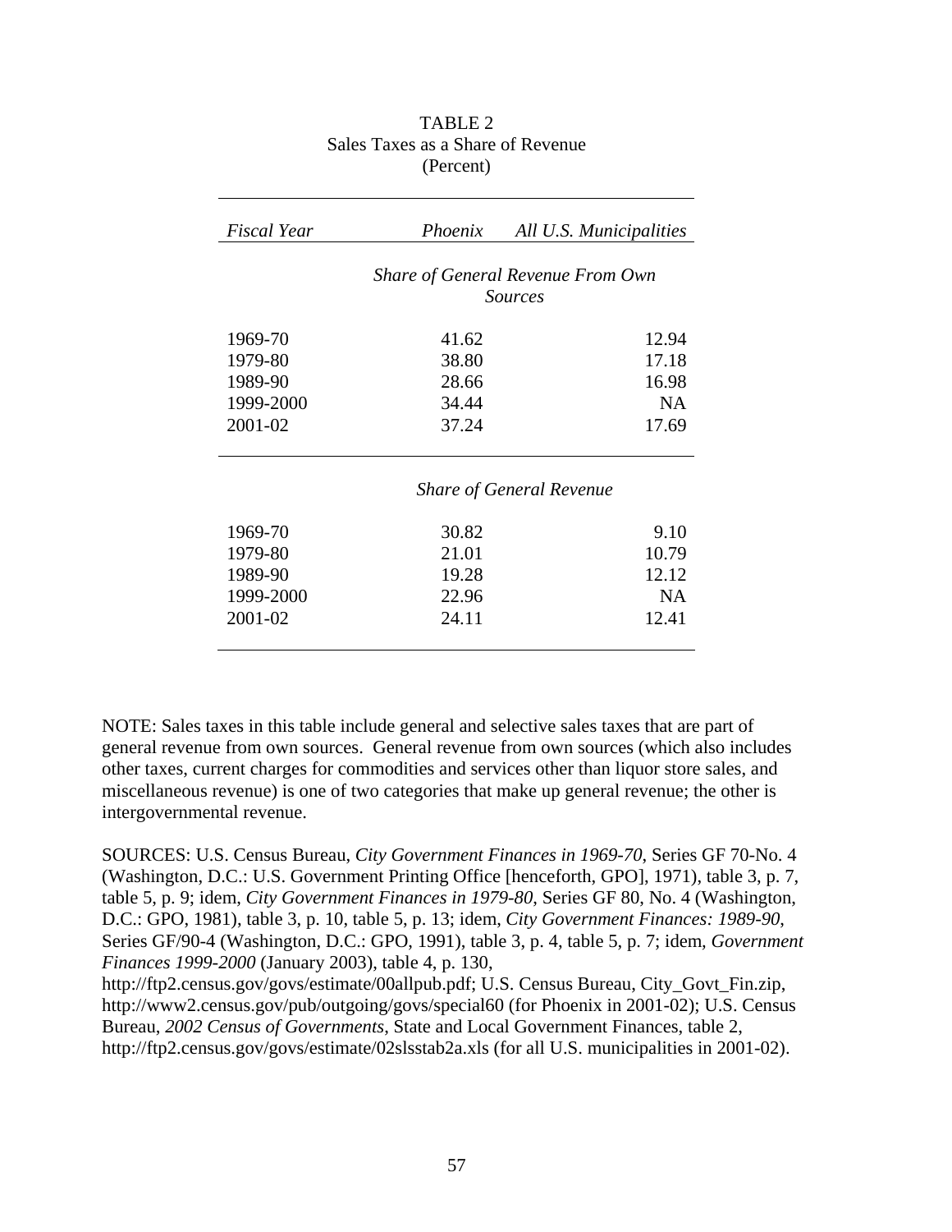TABLE 2
Sales Taxes as a Share of Revenue
(Percent)

| *Fiscal Year* | *Phoenix* | *All U.S. Municipalities* |
|---|---|---|
| | *Share of General Revenue From Own Sources* | |
| 1969-70 | 41.62 | 12.94 |
| 1979-80 | 38.80 | 17.18 |
| 1989-90 | 28.66 | 16.98 |
| 1999-2000 | 34.44 | NA |
| 2001-02 | 37.24 | 17.69 |
| | *Share of General Revenue* | |
| 1969-70 | 30.82 | 9.10 |
| 1979-80 | 21.01 | 10.79 |
| 1989-90 | 19.28 | 12.12 |
| 1999-2000 | 22.96 | NA |
| 2001-02 | 24.11 | 12.41 |

NOTE: Sales taxes in this table include general and selective sales taxes that are part of general revenue from own sources. General revenue from own sources (which also includes other taxes, current charges for commodities and services other than liquor store sales, and miscellaneous revenue) is one of two categories that make up general revenue; the other is intergovernmental revenue.

SOURCES: U.S. Census Bureau, *City Government Finances in 1969-70*, Series GF 70-No. 4 (Washington, D.C.: U.S. Government Printing Office [henceforth, GPO], 1971), table 3, p. 7, table 5, p. 9; idem, *City Government Finances in 1979-80*, Series GF 80, No. 4 (Washington, D.C.: GPO, 1981), table 3, p. 10, table 5, p. 13; idem, *City Government Finances: 1989-90*, Series GF/90-4 (Washington, D.C.: GPO, 1991), table 3, p. 4, table 5, p. 7; idem, *Government Finances 1999-2000* (January 2003), table 4, p. 130, http://ftp2.census.gov/govs/estimate/00allpub.pdf; U.S. Census Bureau, City_Govt_Fin.zip, http://www2.census.gov/pub/outgoing/govs/special60 (for Phoenix in 2001-02); U.S. Census Bureau, *2002 Census of Governments*, State and Local Government Finances, table 2, http://ftp2.census.gov/govs/estimate/02slsstab2a.xls (for all U.S. municipalities in 2001-02).